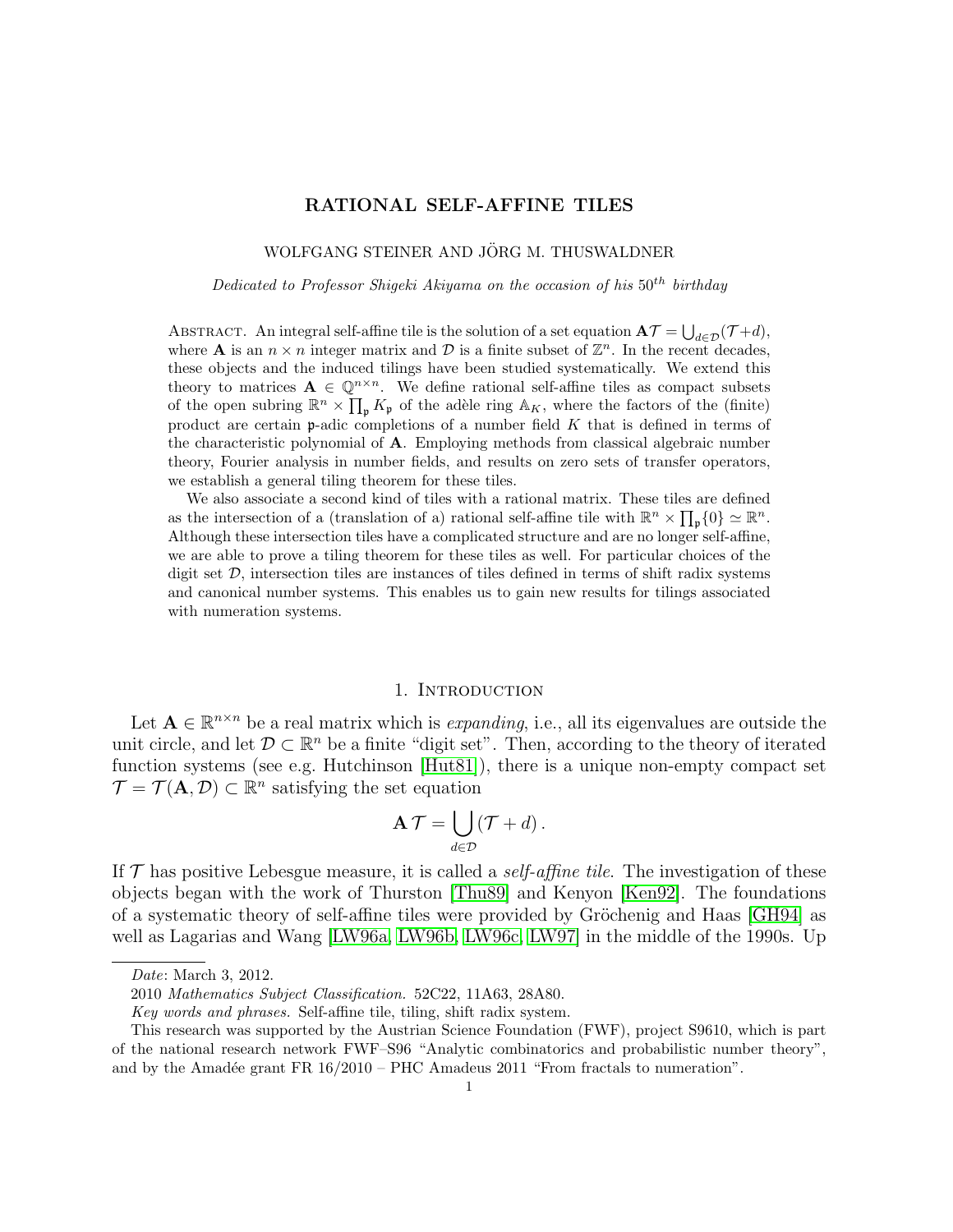# RATIONAL SELF-AFFINE TILES

WOLFGANG STEINER AND JÖRG M. THUSWALDNER

*Dedicated to Professor Shigeki Akiyama on the occasion of his $50^{th}$ birthday*

Abstract. An integral self-affine tile is the solution of a set equation $\mathbf{A}\mathcal{T} = \bigcup_{d\in\mathcal{D}}(\mathcal{T}+d)$, where $\mathbf{A}$ is an $n \times n$ integer matrix and $\mathcal{D}$ is a finite subset of $\mathbb{Z}^n$. In the recent decades, these objects and the induced tilings have been studied systematically. We extend this theory to matrices $\mathbf{A} \in \mathbb{Q}^{n\times n}$. We define rational self-affine tiles as compact subsets of the open subring $\mathbb{R}^n \times \prod_{\mathfrak{p}} K_{\mathfrak{p}}$ of the adèle ring $\mathbb{A}_K$, where the factors of the (finite) product are certain $\mathfrak{p}$-adic completions of a number field $K$ that is defined in terms of the characteristic polynomial of $\mathbf{A}$. Employing methods from classical algebraic number theory, Fourier analysis in number fields, and results on zero sets of transfer operators, we establish a general tiling theorem for these tiles.

We also associate a second kind of tiles with a rational matrix. These tiles are defined as the intersection of a (translation of a) rational self-affine tile with $\mathbb{R}^n \times \prod_{\mathfrak{p}}\{0\} \simeq \mathbb{R}^n$. Although these intersection tiles have a complicated structure and are no longer self-affine, we are able to prove a tiling theorem for these tiles as well. For particular choices of the digit set $\mathcal{D}$, intersection tiles are instances of tiles defined in terms of shift radix systems and canonical number systems. This enables us to gain new results for tilings associated with numeration systems.

## 1. Introduction

Let $\mathbf{A} \in \mathbb{R}^{n\times n}$ be a real matrix which is *expanding*, i.e., all its eigenvalues are outside the unit circle, and let $\mathcal{D} \subset \mathbb{R}^n$ be a finite "digit set". Then, according to the theory of iterated function systems (see e.g. Hutchinson [Hut81]), there is a unique non-empty compact set $\mathcal{T} = \mathcal{T}(\mathbf{A}, \mathcal{D}) \subset \mathbb{R}^n$ satisfying the set equation

$$\mathbf{A}\,\mathcal{T} = \bigcup_{d\in\mathcal{D}} (\mathcal{T} + d)\,.$$

If $\mathcal{T}$ has positive Lebesgue measure, it is called a *self-affine tile*. The investigation of these objects began with the work of Thurston [Thu89] and Kenyon [Ken92]. The foundations of a systematic theory of self-affine tiles were provided by Gröchenig and Haas [GH94] as well as Lagarias and Wang [LW96a, LW96b, LW96c, LW97] in the middle of the 1990s. Up

---

*Date*: March 3, 2012.

2010 *Mathematics Subject Classification.* 52C22, 11A63, 28A80.

*Key words and phrases.* Self-affine tile, tiling, shift radix system.

This research was supported by the Austrian Science Foundation (FWF), project S9610, which is part of the national research network FWF–S96 "Analytic combinatorics and probabilistic number theory", and by the Amadée grant FR 16/2010 – PHC Amadeus 2011 "From fractals to numeration".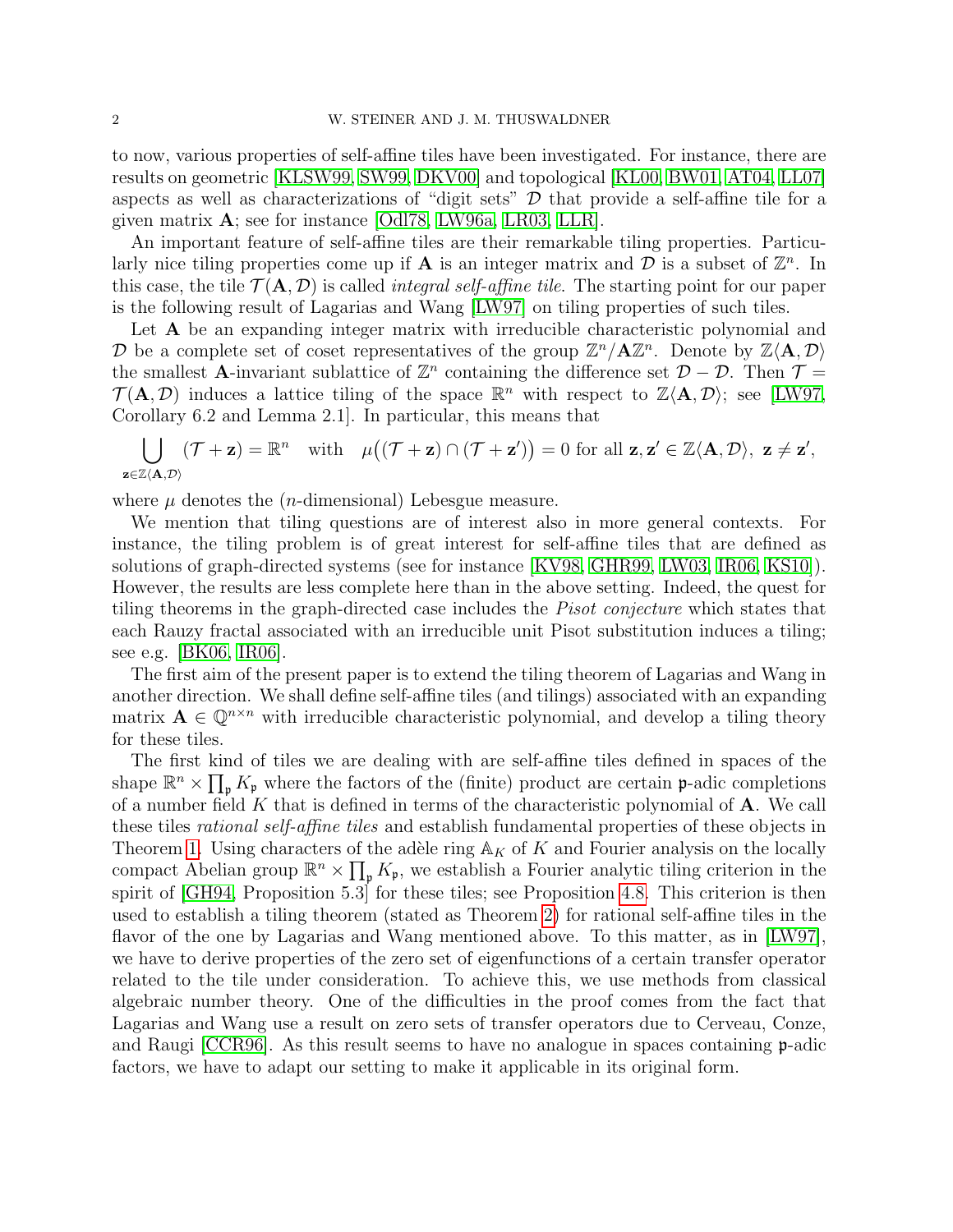to now, various properties of self-affine tiles have been investigated. For instance, there are results on geometric [KLSW99, SW99, DKV00] and topological [KL00, BW01, AT04, LL07] aspects as well as characterizations of "digit sets" $\mathcal{D}$ that provide a self-affine tile for a given matrix $\mathbf{A}$; see for instance [Odl78, LW96a, LR03, LLR].

An important feature of self-affine tiles are their remarkable tiling properties. Particularly nice tiling properties come up if $\mathbf{A}$ is an integer matrix and $\mathcal{D}$ is a subset of $\mathbb{Z}^n$. In this case, the tile $\mathcal{T}(\mathbf{A},\mathcal{D})$ is called *integral self-affine tile*. The starting point for our paper is the following result of Lagarias and Wang [LW97] on tiling properties of such tiles.

Let $\mathbf{A}$ be an expanding integer matrix with irreducible characteristic polynomial and $\mathcal{D}$ be a complete set of coset representatives of the group $\mathbb{Z}^n/\mathbf{A}\mathbb{Z}^n$. Denote by $\mathbb{Z}\langle \mathbf{A},\mathcal{D}\rangle$ the smallest $\mathbf{A}$-invariant sublattice of $\mathbb{Z}^n$ containing the difference set $\mathcal{D}-\mathcal{D}$. Then $\mathcal{T} = \mathcal{T}(\mathbf{A},\mathcal{D})$ induces a lattice tiling of the space $\mathbb{R}^n$ with respect to $\mathbb{Z}\langle \mathbf{A},\mathcal{D}\rangle$; see [LW97, Corollary 6.2 and Lemma 2.1]. In particular, this means that

$$\bigcup_{\mathbf{z}\in\mathbb{Z}\langle \mathbf{A},\mathcal{D}\rangle} (\mathcal{T}+\mathbf{z}) = \mathbb{R}^n \quad \text{with} \quad \mu\big((\mathcal{T}+\mathbf{z})\cap(\mathcal{T}+\mathbf{z}')\big) = 0 \text{ for all } \mathbf{z},\mathbf{z}'\in\mathbb{Z}\langle \mathbf{A},\mathcal{D}\rangle,\ \mathbf{z}\neq\mathbf{z}',$$

where $\mu$ denotes the ($n$-dimensional) Lebesgue measure.

We mention that tiling questions are of interest also in more general contexts. For instance, the tiling problem is of great interest for self-affine tiles that are defined as solutions of graph-directed systems (see for instance [KV98, GHR99, LW03, IR06, KS10]). However, the results are less complete here than in the above setting. Indeed, the quest for tiling theorems in the graph-directed case includes the *Pisot conjecture* which states that each Rauzy fractal associated with an irreducible unit Pisot substitution induces a tiling; see e.g. [BK06, IR06].

The first aim of the present paper is to extend the tiling theorem of Lagarias and Wang in another direction. We shall define self-affine tiles (and tilings) associated with an expanding matrix $\mathbf{A}\in\mathbb{Q}^{n\times n}$ with irreducible characteristic polynomial, and develop a tiling theory for these tiles.

The first kind of tiles we are dealing with are self-affine tiles defined in spaces of the shape $\mathbb{R}^n\times\prod_{\mathfrak{p}} K_{\mathfrak{p}}$ where the factors of the (finite) product are certain $\mathfrak{p}$-adic completions of a number field $K$ that is defined in terms of the characteristic polynomial of $\mathbf{A}$. We call these tiles *rational self-affine tiles* and establish fundamental properties of these objects in Theorem 1. Using characters of the adèle ring $\mathbb{A}_K$ of $K$ and Fourier analysis on the locally compact Abelian group $\mathbb{R}^n\times\prod_{\mathfrak{p}} K_{\mathfrak{p}}$, we establish a Fourier analytic tiling criterion in the spirit of [GH94, Proposition 5.3] for these tiles; see Proposition 4.8. This criterion is then used to establish a tiling theorem (stated as Theorem 2) for rational self-affine tiles in the flavor of the one by Lagarias and Wang mentioned above. To this matter, as in [LW97], we have to derive properties of the zero set of eigenfunctions of a certain transfer operator related to the tile under consideration. To achieve this, we use methods from classical algebraic number theory. One of the difficulties in the proof comes from the fact that Lagarias and Wang use a result on zero sets of transfer operators due to Cerveau, Conze, and Raugi [CCR96]. As this result seems to have no analogue in spaces containing $\mathfrak{p}$-adic factors, we have to adapt our setting to make it applicable in its original form.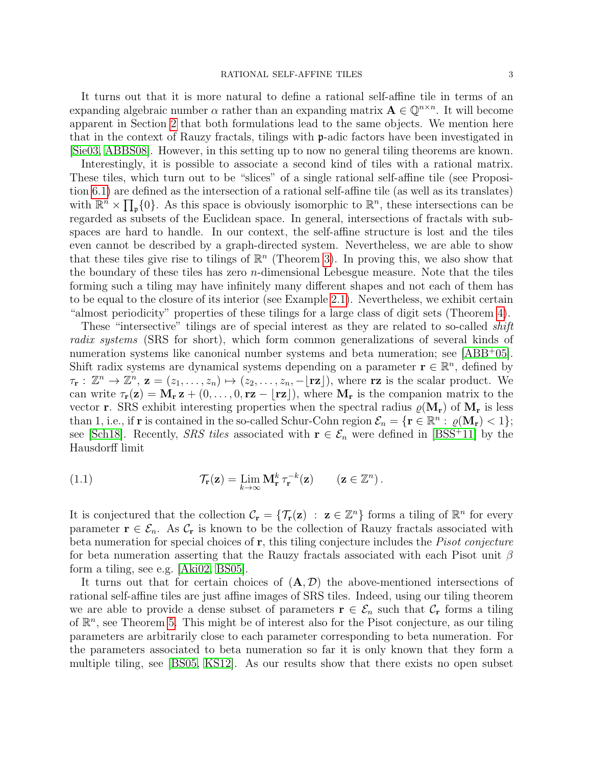It turns out that it is more natural to define a rational self-affine tile in terms of an expanding algebraic number $\alpha$ rather than an expanding matrix $\mathbf{A} \in \mathbb{Q}^{n\times n}$. It will become apparent in Section 2 that both formulations lead to the same objects. We mention here that in the context of Rauzy fractals, tilings with $\mathfrak{p}$-adic factors have been investigated in [Sie03, ABBS08]. However, in this setting up to now no general tiling theorems are known.

Interestingly, it is possible to associate a second kind of tiles with a rational matrix. These tiles, which turn out to be "slices" of a single rational self-affine tile (see Proposition 6.1) are defined as the intersection of a rational self-affine tile (as well as its translates) with $\mathbb{R}^n \times \prod_{\mathfrak{p}}\{0\}$. As this space is obviously isomorphic to $\mathbb{R}^n$, these intersections can be regarded as subsets of the Euclidean space. In general, intersections of fractals with subspaces are hard to handle. In our context, the self-affine structure is lost and the tiles even cannot be described by a graph-directed system. Nevertheless, we are able to show that these tiles give rise to tilings of $\mathbb{R}^n$ (Theorem 3). In proving this, we also show that the boundary of these tiles has zero $n$-dimensional Lebesgue measure. Note that the tiles forming such a tiling may have infinitely many different shapes and not each of them has to be equal to the closure of its interior (see Example 2.1). Nevertheless, we exhibit certain "almost periodicity" properties of these tilings for a large class of digit sets (Theorem 4).

These "intersective" tilings are of special interest as they are related to so-called *shift radix systems* (SRS for short), which form common generalizations of several kinds of numeration systems like canonical number systems and beta numeration; see [ABB+05]. Shift radix systems are dynamical systems depending on a parameter $\mathbf{r} \in \mathbb{R}^n$, defined by $\tau_{\mathbf{r}} : \mathbb{Z}^n \to \mathbb{Z}^n$, $\mathbf{z} = (z_1, \ldots, z_n) \mapsto (z_2, \ldots, z_n, -\lfloor \mathbf{r}\mathbf{z} \rfloor)$, where $\mathbf{r}\mathbf{z}$ is the scalar product. We can write $\tau_{\mathbf{r}}(\mathbf{z}) = \mathbf{M}_{\mathbf{r}}\, \mathbf{z} + (0, \ldots, 0, \mathbf{r}\mathbf{z} - \lfloor \mathbf{r}\mathbf{z} \rfloor)$, where $\mathbf{M}_{\mathbf{r}}$ is the companion matrix to the vector $\mathbf{r}$. SRS exhibit interesting properties when the spectral radius $\varrho(\mathbf{M}_{\mathbf{r}})$ of $\mathbf{M}_{\mathbf{r}}$ is less than 1, i.e., if $\mathbf{r}$ is contained in the so-called Schur-Cohn region $\mathcal{E}_n = \{\mathbf{r} \in \mathbb{R}^n :\ \varrho(\mathbf{M}_{\mathbf{r}}) < 1\}$; see [Sch18]. Recently, *SRS tiles* associated with $\mathbf{r} \in \mathcal{E}_n$ were defined in [BSS+11] by the Hausdorff limit

$$\mathcal{T}_{\mathbf{r}}(\mathbf{z}) = \operatorname*{Lim}_{k\to\infty} \mathbf{M}_{\mathbf{r}}^k\, \tau_{\mathbf{r}}^{-k}(\mathbf{z}) \qquad (\mathbf{z} \in \mathbb{Z}^n)\,. \tag{1.1}$$

It is conjectured that the collection $\mathcal{C}_{\mathbf{r}} = \{\mathcal{T}_{\mathbf{r}}(\mathbf{z}) \ :\ \mathbf{z} \in \mathbb{Z}^n\}$ forms a tiling of $\mathbb{R}^n$ for every parameter $\mathbf{r} \in \mathcal{E}_n$. As $\mathcal{C}_{\mathbf{r}}$ is known to be the collection of Rauzy fractals associated with beta numeration for special choices of $\mathbf{r}$, this tiling conjecture includes the *Pisot conjecture* for beta numeration asserting that the Rauzy fractals associated with each Pisot unit $\beta$ form a tiling, see e.g. [Aki02, BS05].

It turns out that for certain choices of $(\mathbf{A}, \mathcal{D})$ the above-mentioned intersections of rational self-affine tiles are just affine images of SRS tiles. Indeed, using our tiling theorem we are able to provide a dense subset of parameters $\mathbf{r} \in \mathcal{E}_n$ such that $\mathcal{C}_{\mathbf{r}}$ forms a tiling of $\mathbb{R}^n$, see Theorem 5. This might be of interest also for the Pisot conjecture, as our tiling parameters are arbitrarily close to each parameter corresponding to beta numeration. For the parameters associated to beta numeration so far it is only known that they form a multiple tiling, see [BS05, KS12]. As our results show that there exists no open subset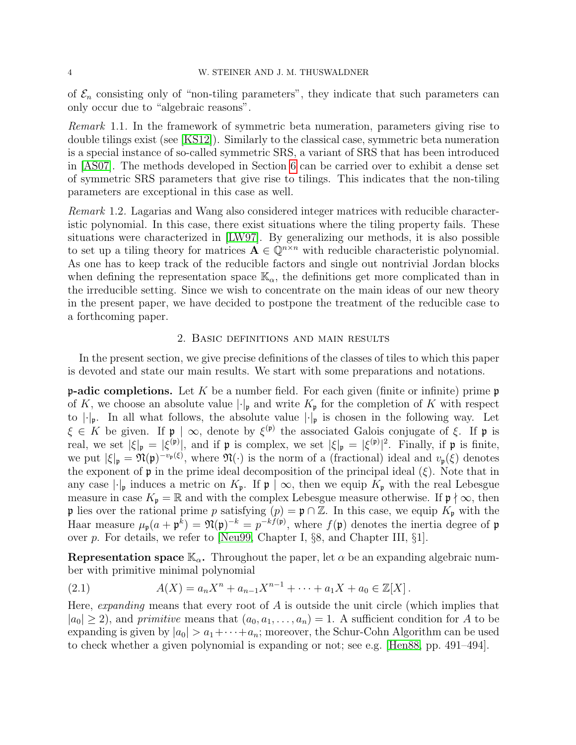of $\mathcal{E}_n$ consisting only of "non-tiling parameters", they indicate that such parameters can only occur due to "algebraic reasons".

*Remark* 1.1. In the framework of symmetric beta numeration, parameters giving rise to double tilings exist (see [KS12]). Similarly to the classical case, symmetric beta numeration is a special instance of so-called symmetric SRS, a variant of SRS that has been introduced in [AS07]. The methods developed in Section 6 can be carried over to exhibit a dense set of symmetric SRS parameters that give rise to tilings. This indicates that the non-tiling parameters are exceptional in this case as well.

*Remark* 1.2. Lagarias and Wang also considered integer matrices with reducible characteristic polynomial. In this case, there exist situations where the tiling property fails. These situations were characterized in [LW97]. By generalizing our methods, it is also possible to set up a tiling theory for matrices $\mathbf{A} \in \mathbb{Q}^{n\times n}$ with reducible characteristic polynomial. As one has to keep track of the reducible factors and single out nontrivial Jordan blocks when defining the representation space $\mathbb{K}_\alpha$, the definitions get more complicated than in the irreducible setting. Since we wish to concentrate on the main ideas of our new theory in the present paper, we have decided to postpone the treatment of the reducible case to a forthcoming paper.

## 2. Basic definitions and main results

In the present section, we give precise definitions of the classes of tiles to which this paper is devoted and state our main results. We start with some preparations and notations.

**$\mathfrak{p}$-adic completions.** Let $K$ be a number field. For each given (finite or infinite) prime $\mathfrak{p}$ of $K$, we choose an absolute value $|\cdot|_\mathfrak{p}$ and write $K_\mathfrak{p}$ for the completion of $K$ with respect to $|\cdot|_\mathfrak{p}$. In all what follows, the absolute value $|\cdot|_\mathfrak{p}$ is chosen in the following way. Let $\xi \in K$ be given. If $\mathfrak{p} \mid \infty$, denote by $\xi^{(\mathfrak{p})}$ the associated Galois conjugate of $\xi$. If $\mathfrak{p}$ is real, we set $|\xi|_\mathfrak{p} = |\xi^{(\mathfrak{p})}|$, and if $\mathfrak{p}$ is complex, we set $|\xi|_\mathfrak{p} = |\xi^{(\mathfrak{p})}|^2$. Finally, if $\mathfrak{p}$ is finite, we put $|\xi|_\mathfrak{p} = \mathfrak{N}(\mathfrak{p})^{-v_\mathfrak{p}(\xi)}$, where $\mathfrak{N}(\cdot)$ is the norm of a (fractional) ideal and $v_\mathfrak{p}(\xi)$ denotes the exponent of $\mathfrak{p}$ in the prime ideal decomposition of the principal ideal $(\xi)$. Note that in any case $|\cdot|_\mathfrak{p}$ induces a metric on $K_\mathfrak{p}$. If $\mathfrak{p} \mid \infty$, then we equip $K_\mathfrak{p}$ with the real Lebesgue measure in case $K_\mathfrak{p} = \mathbb{R}$ and with the complex Lebesgue measure otherwise. If $\mathfrak{p} \nmid \infty$, then $\mathfrak{p}$ lies over the rational prime $p$ satisfying $(p) = \mathfrak{p} \cap \mathbb{Z}$. In this case, we equip $K_\mathfrak{p}$ with the Haar measure $\mu_\mathfrak{p}(a + \mathfrak{p}^k) = \mathfrak{N}(\mathfrak{p})^{-k} = p^{-kf(\mathfrak{p})}$, where $f(\mathfrak{p})$ denotes the inertia degree of $\mathfrak{p}$ over $p$. For details, we refer to [Neu99, Chapter I, §8, and Chapter III, §1].

**Representation space $\mathbb{K}_\alpha$.** Throughout the paper, let $\alpha$ be an expanding algebraic number with primitive minimal polynomial

$$A(X) = a_n X^n + a_{n-1} X^{n-1} + \cdots + a_1 X + a_0 \in \mathbb{Z}[X]\,. \tag{2.1}$$

Here, *expanding* means that every root of $A$ is outside the unit circle (which implies that $|a_0| \geq 2$), and *primitive* means that $(a_0, a_1, \ldots, a_n) = 1$. A sufficient condition for $A$ to be expanding is given by $|a_0| > a_1 + \cdots + a_n$; moreover, the Schur-Cohn Algorithm can be used to check whether a given polynomial is expanding or not; see e.g. [Hen88, pp. 491–494].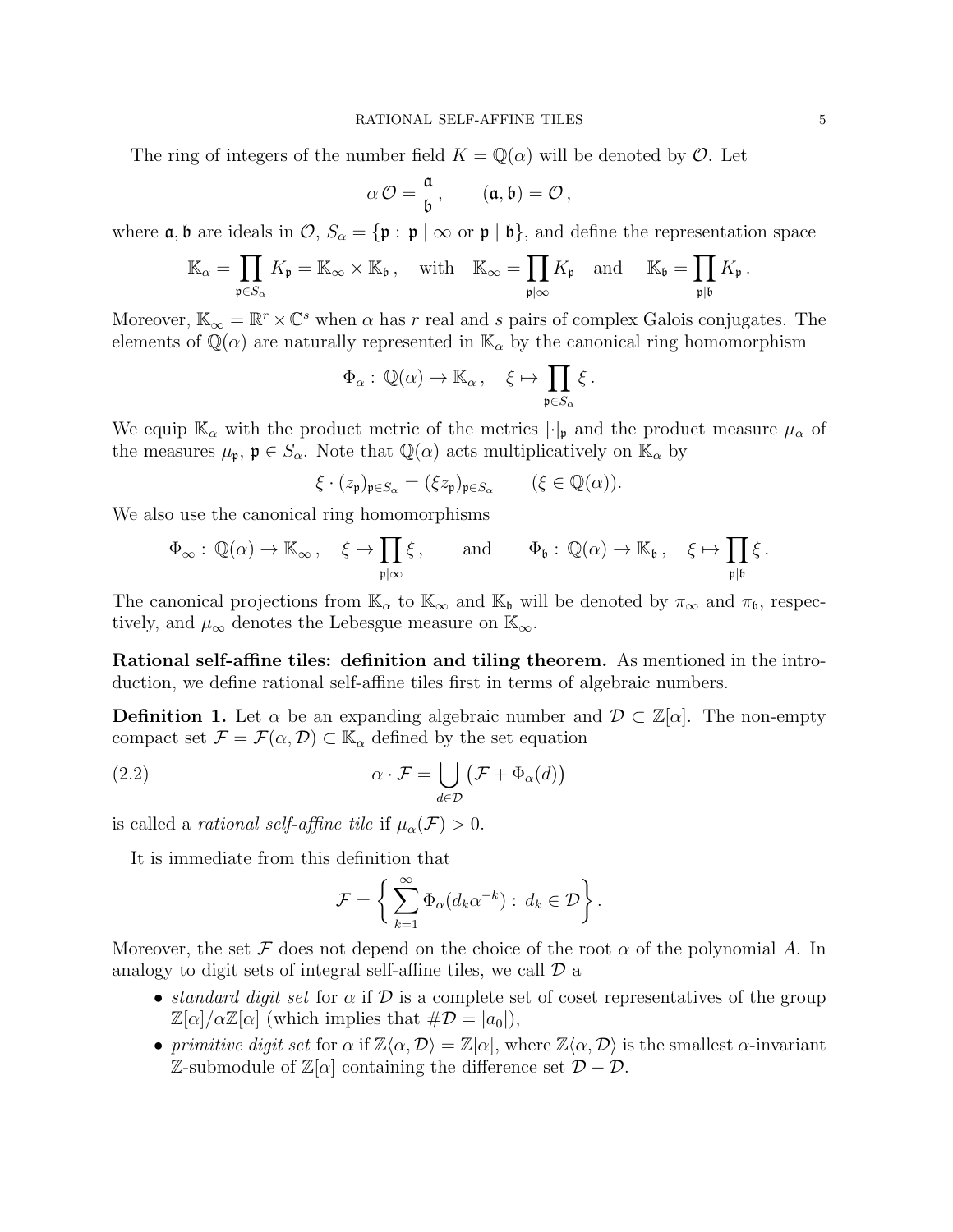The ring of integers of the number field $K = \mathbb{Q}(\alpha)$ will be denoted by $\mathcal{O}$. Let

$$\alpha\,\mathcal{O} = \frac{\mathfrak{a}}{\mathfrak{b}}\,, \qquad (\mathfrak{a}, \mathfrak{b}) = \mathcal{O}\,,$$

where $\mathfrak{a}, \mathfrak{b}$ are ideals in $\mathcal{O}$, $S_\alpha = \{\mathfrak{p} : \mathfrak{p} \mid \infty \text{ or } \mathfrak{p} \mid \mathfrak{b}\}$, and define the representation space

$$\mathbb{K}_\alpha = \prod_{\mathfrak{p} \in S_\alpha} K_\mathfrak{p} = \mathbb{K}_\infty \times \mathbb{K}_\mathfrak{b}\,, \quad \text{with} \quad \mathbb{K}_\infty = \prod_{\mathfrak{p} \mid \infty} K_\mathfrak{p} \quad \text{and} \quad \mathbb{K}_\mathfrak{b} = \prod_{\mathfrak{p} \mid \mathfrak{b}} K_\mathfrak{p}\,.$$

Moreover, $\mathbb{K}_\infty = \mathbb{R}^r \times \mathbb{C}^s$ when $\alpha$ has $r$ real and $s$ pairs of complex Galois conjugates. The elements of $\mathbb{Q}(\alpha)$ are naturally represented in $\mathbb{K}_\alpha$ by the canonical ring homomorphism

$$\Phi_\alpha : \mathbb{Q}(\alpha) \to \mathbb{K}_\alpha\,, \quad \xi \mapsto \prod_{\mathfrak{p} \in S_\alpha} \xi\,.$$

We equip $\mathbb{K}_\alpha$ with the product metric of the metrics $|\cdot|_\mathfrak{p}$ and the product measure $\mu_\alpha$ of the measures $\mu_\mathfrak{p}$, $\mathfrak{p} \in S_\alpha$. Note that $\mathbb{Q}(\alpha)$ acts multiplicatively on $\mathbb{K}_\alpha$ by

$$\xi \cdot (z_\mathfrak{p})_{\mathfrak{p} \in S_\alpha} = (\xi z_\mathfrak{p})_{\mathfrak{p} \in S_\alpha} \qquad (\xi \in \mathbb{Q}(\alpha)).$$

We also use the canonical ring homomorphisms

$$\Phi_\infty : \mathbb{Q}(\alpha) \to \mathbb{K}_\infty\,, \quad \xi \mapsto \prod_{\mathfrak{p} \mid \infty} \xi\,, \qquad \text{and} \qquad \Phi_\mathfrak{b} : \mathbb{Q}(\alpha) \to \mathbb{K}_\mathfrak{b}\,, \quad \xi \mapsto \prod_{\mathfrak{p} \mid \mathfrak{b}} \xi\,.$$

The canonical projections from $\mathbb{K}_\alpha$ to $\mathbb{K}_\infty$ and $\mathbb{K}_\mathfrak{b}$ will be denoted by $\pi_\infty$ and $\pi_\mathfrak{b}$, respectively, and $\mu_\infty$ denotes the Lebesgue measure on $\mathbb{K}_\infty$.

**Rational self-affine tiles: definition and tiling theorem.** As mentioned in the introduction, we define rational self-affine tiles first in terms of algebraic numbers.

**Definition 1.** Let $\alpha$ be an expanding algebraic number and $\mathcal{D} \subset \mathbb{Z}[\alpha]$. The non-empty compact set $\mathcal{F} = \mathcal{F}(\alpha, \mathcal{D}) \subset \mathbb{K}_\alpha$ defined by the set equation

$$\alpha \cdot \mathcal{F} = \bigcup_{d \in \mathcal{D}} \big(\mathcal{F} + \Phi_\alpha(d)\big) \tag{2.2}$$

is called a *rational self-affine tile* if $\mu_\alpha(\mathcal{F}) > 0$.

It is immediate from this definition that

$$\mathcal{F} = \left\{ \sum_{k=1}^{\infty} \Phi_\alpha(d_k \alpha^{-k}) : \, d_k \in \mathcal{D} \right\}.$$

Moreover, the set $\mathcal{F}$ does not depend on the choice of the root $\alpha$ of the polynomial $A$. In analogy to digit sets of integral self-affine tiles, we call $\mathcal{D}$ a

- *standard digit set* for $\alpha$ if $\mathcal{D}$ is a complete set of coset representatives of the group $\mathbb{Z}[\alpha]/\alpha\mathbb{Z}[\alpha]$ (which implies that $\#\mathcal{D} = |a_0|$),
- *primitive digit set* for $\alpha$ if $\mathbb{Z}\langle \alpha, \mathcal{D} \rangle = \mathbb{Z}[\alpha]$, where $\mathbb{Z}\langle \alpha, \mathcal{D} \rangle$ is the smallest $\alpha$-invariant $\mathbb{Z}$-submodule of $\mathbb{Z}[\alpha]$ containing the difference set $\mathcal{D} - \mathcal{D}$.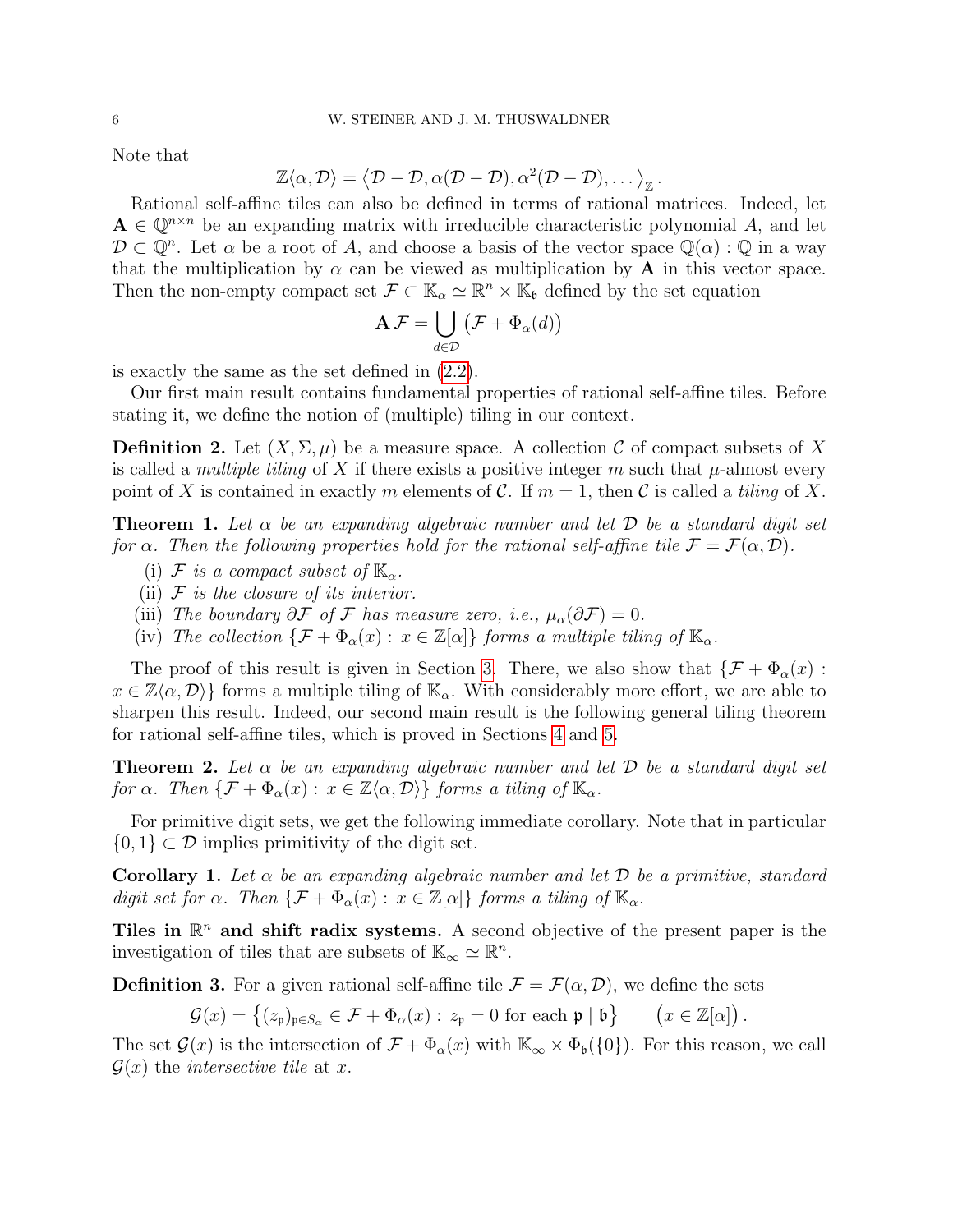Note that

$$\mathbb{Z}\langle\alpha,\mathcal{D}\rangle = \big\langle \mathcal{D}-\mathcal{D}, \alpha(\mathcal{D}-\mathcal{D}), \alpha^2(\mathcal{D}-\mathcal{D}), \dots \big\rangle_{\mathbb{Z}}.$$

Rational self-affine tiles can also be defined in terms of rational matrices. Indeed, let $\mathbf{A} \in \mathbb{Q}^{n\times n}$ be an expanding matrix with irreducible characteristic polynomial $A$, and let $\mathcal{D} \subset \mathbb{Q}^n$. Let $\alpha$ be a root of $A$, and choose a basis of the vector space $\mathbb{Q}(\alpha):\mathbb{Q}$ in a way that the multiplication by $\alpha$ can be viewed as multiplication by $\mathbf{A}$ in this vector space. Then the non-empty compact set $\mathcal{F} \subset \mathbb{K}_\alpha \simeq \mathbb{R}^n \times \mathbb{K}_\mathfrak{b}$ defined by the set equation

$$\mathbf{A}\,\mathcal{F} = \bigcup_{d\in\mathcal{D}} \big(\mathcal{F} + \Phi_\alpha(d)\big)$$

is exactly the same as the set defined in (2.2).

Our first main result contains fundamental properties of rational self-affine tiles. Before stating it, we define the notion of (multiple) tiling in our context.

**Definition 2.** Let $(X,\Sigma,\mu)$ be a measure space. A collection $\mathcal{C}$ of compact subsets of $X$ is called a *multiple tiling* of $X$ if there exists a positive integer $m$ such that $\mu$-almost every point of $X$ is contained in exactly $m$ elements of $\mathcal{C}$. If $m=1$, then $\mathcal{C}$ is called a *tiling* of $X$.

**Theorem 1.** *Let $\alpha$ be an expanding algebraic number and let $\mathcal{D}$ be a standard digit set for $\alpha$. Then the following properties hold for the rational self-affine tile $\mathcal{F}=\mathcal{F}(\alpha,\mathcal{D})$.*

(i) *$\mathcal{F}$ is a compact subset of $\mathbb{K}_\alpha$.*
(ii) *$\mathcal{F}$ is the closure of its interior.*
(iii) *The boundary $\partial\mathcal{F}$ of $\mathcal{F}$ has measure zero, i.e., $\mu_\alpha(\partial\mathcal{F})=0$.*
(iv) *The collection $\{\mathcal{F}+\Phi_\alpha(x) : x\in\mathbb{Z}[\alpha]\}$ forms a multiple tiling of $\mathbb{K}_\alpha$.*

The proof of this result is given in Section 3. There, we also show that $\{\mathcal{F}+\Phi_\alpha(x) : x\in\mathbb{Z}\langle\alpha,\mathcal{D}\rangle\}$ forms a multiple tiling of $\mathbb{K}_\alpha$. With considerably more effort, we are able to sharpen this result. Indeed, our second main result is the following general tiling theorem for rational self-affine tiles, which is proved in Sections 4 and 5.

**Theorem 2.** *Let $\alpha$ be an expanding algebraic number and let $\mathcal{D}$ be a standard digit set for $\alpha$. Then $\{\mathcal{F}+\Phi_\alpha(x) : x\in\mathbb{Z}\langle\alpha,\mathcal{D}\rangle\}$ forms a tiling of $\mathbb{K}_\alpha$.*

For primitive digit sets, we get the following immediate corollary. Note that in particular $\{0,1\}\subset\mathcal{D}$ implies primitivity of the digit set.

**Corollary 1.** *Let $\alpha$ be an expanding algebraic number and let $\mathcal{D}$ be a primitive, standard digit set for $\alpha$. Then $\{\mathcal{F}+\Phi_\alpha(x) : x\in\mathbb{Z}[\alpha]\}$ forms a tiling of $\mathbb{K}_\alpha$.*

**Tiles in $\mathbb{R}^n$ and shift radix systems.** A second objective of the present paper is the investigation of tiles that are subsets of $\mathbb{K}_\infty \simeq \mathbb{R}^n$.

**Definition 3.** For a given rational self-affine tile $\mathcal{F}=\mathcal{F}(\alpha,\mathcal{D})$, we define the sets

$$\mathcal{G}(x) = \big\{(z_\mathfrak{p})_{\mathfrak{p}\in S_\alpha} \in \mathcal{F}+\Phi_\alpha(x) :\, z_\mathfrak{p}=0 \text{ for each } \mathfrak{p}\mid\mathfrak{b}\big\} \qquad \big(x\in\mathbb{Z}[\alpha]\big).$$

The set $\mathcal{G}(x)$ is the intersection of $\mathcal{F}+\Phi_\alpha(x)$ with $\mathbb{K}_\infty\times\Phi_\mathfrak{b}(\{0\})$. For this reason, we call $\mathcal{G}(x)$ the *intersective tile* at $x$.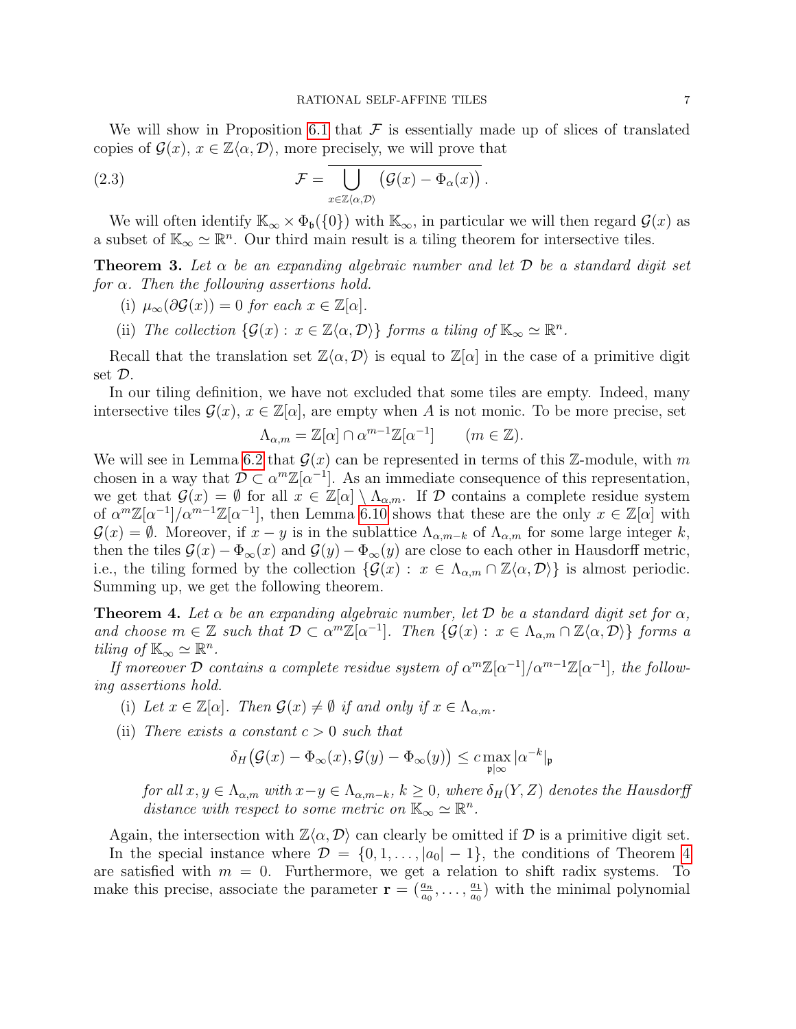We will show in Proposition 6.1 that $\mathcal{F}$ is essentially made up of slices of translated copies of $\mathcal{G}(x)$, $x \in \mathbb{Z}\langle \alpha, \mathcal{D}\rangle$, more precisely, we will prove that

$$\mathcal{F} = \overline{\bigcup_{x \in \mathbb{Z}\langle \alpha, \mathcal{D}\rangle} \big(\mathcal{G}(x) - \Phi_\alpha(x)\big)}. \tag{2.3}$$

We will often identify $\mathbb{K}_\infty \times \Phi_{\mathfrak{b}}(\{0\})$ with $\mathbb{K}_\infty$, in particular we will then regard $\mathcal{G}(x)$ as a subset of $\mathbb{K}_\infty \simeq \mathbb{R}^n$. Our third main result is a tiling theorem for intersective tiles.

**Theorem 3.** *Let $\alpha$ be an expanding algebraic number and let $\mathcal{D}$ be a standard digit set for $\alpha$. Then the following assertions hold.*

(i) *$\mu_\infty(\partial \mathcal{G}(x)) = 0$ for each $x \in \mathbb{Z}[\alpha]$.*

(ii) *The collection $\{\mathcal{G}(x) : x \in \mathbb{Z}\langle \alpha, \mathcal{D}\rangle\}$ forms a tiling of $\mathbb{K}_\infty \simeq \mathbb{R}^n$.*

Recall that the translation set $\mathbb{Z}\langle \alpha, \mathcal{D}\rangle$ is equal to $\mathbb{Z}[\alpha]$ in the case of a primitive digit set $\mathcal{D}$.

In our tiling definition, we have not excluded that some tiles are empty. Indeed, many intersective tiles $\mathcal{G}(x)$, $x \in \mathbb{Z}[\alpha]$, are empty when $A$ is not monic. To be more precise, set

$$\Lambda_{\alpha,m} = \mathbb{Z}[\alpha] \cap \alpha^{m-1}\mathbb{Z}[\alpha^{-1}] \qquad (m \in \mathbb{Z}).$$

We will see in Lemma 6.2 that $\mathcal{G}(x)$ can be represented in terms of this $\mathbb{Z}$-module, with $m$ chosen in a way that $\mathcal{D} \subset \alpha^m \mathbb{Z}[\alpha^{-1}]$. As an immediate consequence of this representation, we get that $\mathcal{G}(x) = \emptyset$ for all $x \in \mathbb{Z}[\alpha] \setminus \Lambda_{\alpha,m}$. If $\mathcal{D}$ contains a complete residue system of $\alpha^m\mathbb{Z}[\alpha^{-1}]/\alpha^{m-1}\mathbb{Z}[\alpha^{-1}]$, then Lemma 6.10 shows that these are the only $x \in \mathbb{Z}[\alpha]$ with $\mathcal{G}(x) = \emptyset$. Moreover, if $x - y$ is in the sublattice $\Lambda_{\alpha,m-k}$ of $\Lambda_{\alpha,m}$ for some large integer $k$, then the tiles $\mathcal{G}(x) - \Phi_\infty(x)$ and $\mathcal{G}(y) - \Phi_\infty(y)$ are close to each other in Hausdorff metric, i.e., the tiling formed by the collection $\{\mathcal{G}(x) : x \in \Lambda_{\alpha,m} \cap \mathbb{Z}\langle \alpha, \mathcal{D}\rangle\}$ is almost periodic. Summing up, we get the following theorem.

**Theorem 4.** *Let $\alpha$ be an expanding algebraic number, let $\mathcal{D}$ be a standard digit set for $\alpha$, and choose $m \in \mathbb{Z}$ such that $\mathcal{D} \subset \alpha^m\mathbb{Z}[\alpha^{-1}]$. Then $\{\mathcal{G}(x) : x \in \Lambda_{\alpha,m} \cap \mathbb{Z}\langle \alpha, \mathcal{D}\rangle\}$ forms a tiling of $\mathbb{K}_\infty \simeq \mathbb{R}^n$.*

*If moreover $\mathcal{D}$ contains a complete residue system of $\alpha^m\mathbb{Z}[\alpha^{-1}]/\alpha^{m-1}\mathbb{Z}[\alpha^{-1}]$, the following assertions hold.*

(i) *Let $x \in \mathbb{Z}[\alpha]$. Then $\mathcal{G}(x) \neq \emptyset$ if and only if $x \in \Lambda_{\alpha,m}$.*

(ii) *There exists a constant $c > 0$ such that*

$$\delta_H\big(\mathcal{G}(x) - \Phi_\infty(x), \mathcal{G}(y) - \Phi_\infty(y)\big) \le c \max_{\mathfrak{p}|\infty} |\alpha^{-k}|_{\mathfrak{p}}$$

*for all $x, y \in \Lambda_{\alpha,m}$ with $x - y \in \Lambda_{\alpha,m-k}$, $k \ge 0$, where $\delta_H(Y, Z)$ denotes the Hausdorff distance with respect to some metric on $\mathbb{K}_\infty \simeq \mathbb{R}^n$.*

Again, the intersection with $\mathbb{Z}\langle \alpha, \mathcal{D}\rangle$ can clearly be omitted if $\mathcal{D}$ is a primitive digit set.

In the special instance where $\mathcal{D} = \{0, 1, \ldots, |a_0| - 1\}$, the conditions of Theorem 4 are satisfied with $m = 0$. Furthermore, we get a relation to shift radix systems. To make this precise, associate the parameter $\mathbf{r} = (\frac{a_n}{a_0}, \ldots, \frac{a_1}{a_0})$ with the minimal polynomial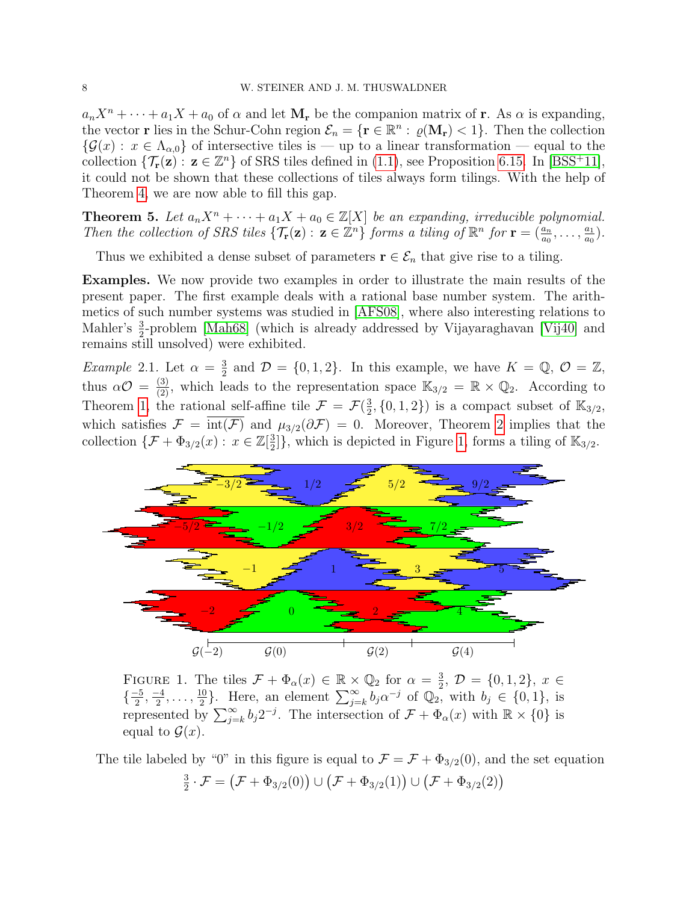$a_nX^n + \cdots + a_1X + a_0$ of $\alpha$ and let $\mathbf{M_r}$ be the companion matrix of $\mathbf{r}$. As $\alpha$ is expanding, the vector $\mathbf{r}$ lies in the Schur-Cohn region $\mathcal{E}_n = \{\mathbf{r} \in \mathbb{R}^n : \varrho(\mathbf{M_r}) < 1\}$. Then the collection $\{\mathcal{G}(x) : x \in \Lambda_{\alpha,0}\}$ of intersective tiles is — up to a linear transformation — equal to the collection $\{\mathcal{T}_\mathbf{r}(\mathbf{z}) : \mathbf{z} \in \mathbb{Z}^n\}$ of SRS tiles defined in (1.1), see Proposition 6.15. In [BSS+11], it could not be shown that these collections of tiles always form tilings. With the help of Theorem 4, we are now able to fill this gap.

**Theorem 5.** *Let $a_nX^n + \cdots + a_1X + a_0 \in \mathbb{Z}[X]$ be an expanding, irreducible polynomial. Then the collection of SRS tiles $\{\mathcal{T}_\mathbf{r}(\mathbf{z}) : \mathbf{z} \in \mathbb{Z}^n\}$ forms a tiling of $\mathbb{R}^n$ for $\mathbf{r} = (\frac{a_n}{a_0}, \ldots, \frac{a_1}{a_0})$.*

Thus we exhibited a dense subset of parameters $\mathbf{r} \in \mathcal{E}_n$ that give rise to a tiling.

**Examples.** We now provide two examples in order to illustrate the main results of the present paper. The first example deals with a rational base number system. The arithmetics of such number systems was studied in [AFS08], where also interesting relations to Mahler's $\frac{3}{2}$-problem [Mah68] (which is already addressed by Vijayaraghavan [Vij40] and remains still unsolved) were exhibited.

*Example* 2.1. Let $\alpha = \frac{3}{2}$ and $\mathcal{D} = \{0, 1, 2\}$. In this example, we have $K = \mathbb{Q}$, $\mathcal{O} = \mathbb{Z}$, thus $\alpha\mathcal{O} = \frac{(3)}{(2)}$, which leads to the representation space $\mathbb{K}_{3/2} = \mathbb{R} \times \mathbb{Q}_2$. According to Theorem 1, the rational self-affine tile $\mathcal{F} = \mathcal{F}(\frac{3}{2}, \{0, 1, 2\})$ is a compact subset of $\mathbb{K}_{3/2}$, which satisfies $\mathcal{F} = \overline{\mathrm{int}(\mathcal{F})}$ and $\mu_{3/2}(\partial\mathcal{F}) = 0$. Moreover, Theorem 2 implies that the collection $\{\mathcal{F} + \Phi_{3/2}(x) : x \in \mathbb{Z}[\frac{3}{2}]\}$, which is depicted in Figure 1, forms a tiling of $\mathbb{K}_{3/2}$.

FIGURE 1. The tiles $\mathcal{F} + \Phi_\alpha(x) \in \mathbb{R} \times \mathbb{Q}_2$ for $\alpha = \frac{3}{2}$, $\mathcal{D} = \{0, 1, 2\}$, $x \in \{\frac{-5}{2}, \frac{-4}{2}, \ldots, \frac{10}{2}\}$. Here, an element $\sum_{j=k}^{\infty} b_j \alpha^{-j}$ of $\mathbb{Q}_2$, with $b_j \in \{0, 1\}$, is represented by $\sum_{j=k}^{\infty} b_j 2^{-j}$. The intersection of $\mathcal{F} + \Phi_\alpha(x)$ with $\mathbb{R} \times \{0\}$ is equal to $\mathcal{G}(x)$.

The tile labeled by "0" in this figure is equal to $\mathcal{F} = \mathcal{F} + \Phi_{3/2}(0)$, and the set equation

$$\tfrac{3}{2} \cdot \mathcal{F} = \big(\mathcal{F} + \Phi_{3/2}(0)\big) \cup \big(\mathcal{F} + \Phi_{3/2}(1)\big) \cup \big(\mathcal{F} + \Phi_{3/2}(2)\big)$$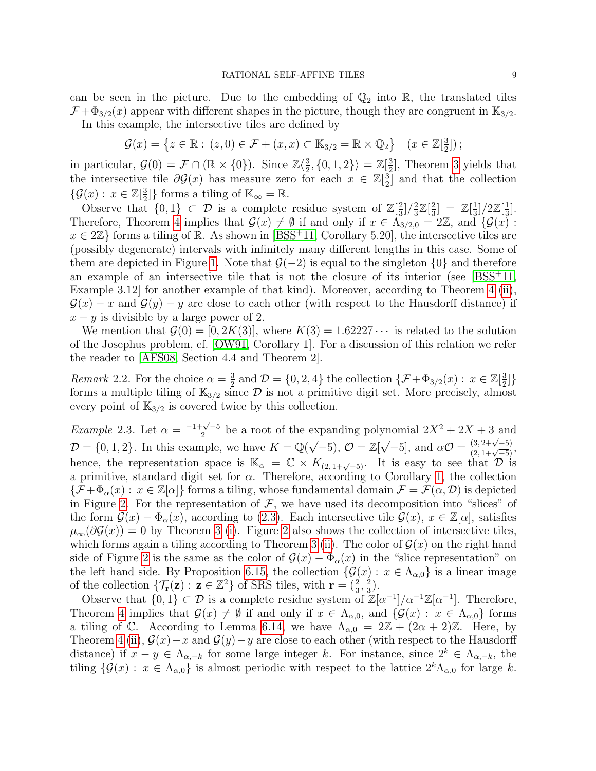can be seen in the picture. Due to the embedding of $\mathbb{Q}_2$ into $\mathbb{R}$, the translated tiles $\mathcal{F}+\Phi_{3/2}(x)$ appear with different shapes in the picture, though they are congruent in $\mathbb{K}_{3/2}$.

In this example, the intersective tiles are defined by

$$\mathcal{G}(x) = \left\{z \in \mathbb{R} : (z,0) \in \mathcal{F} + (x,x) \subset \mathbb{K}_{3/2} = \mathbb{R} \times \mathbb{Q}_2\right\} \quad (x \in \mathbb{Z}[\tfrac{3}{2}]);$$

in particular, $\mathcal{G}(0) = \mathcal{F} \cap (\mathbb{R} \times \{0\})$. Since $\mathbb{Z}\langle \frac{3}{2}, \{0,1,2\}\rangle = \mathbb{Z}[\frac{3}{2}]$, Theorem 3 yields that the intersective tile $\partial\mathcal{G}(x)$ has measure zero for each $x \in \mathbb{Z}[\frac{3}{2}]$ and that the collection $\{\mathcal{G}(x) : x \in \mathbb{Z}[\frac{3}{2}]\}$ forms a tiling of $\mathbb{K}_\infty = \mathbb{R}$.

Observe that $\{0,1\} \subset \mathcal{D}$ is a complete residue system of $\mathbb{Z}[\frac{2}{3}]/\frac{2}{3}\mathbb{Z}[\frac{2}{3}] = \mathbb{Z}[\frac{1}{3}]/2\mathbb{Z}[\frac{1}{3}]$. Therefore, Theorem 4 implies that $\mathcal{G}(x) \neq \emptyset$ if and only if $x \in \Lambda_{3/2,0} = 2\mathbb{Z}$, and $\{\mathcal{G}(x) : x \in 2\mathbb{Z}\}$ forms a tiling of $\mathbb{R}$. As shown in [BSS+11, Corollary 5.20], the intersective tiles are (possibly degenerate) intervals with infinitely many different lengths in this case. Some of them are depicted in Figure 1. Note that $\mathcal{G}(-2)$ is equal to the singleton $\{0\}$ and therefore an example of an intersective tile that is not the closure of its interior (see [BSS+11, Example 3.12] for another example of that kind). Moreover, according to Theorem 4 (ii), $\mathcal{G}(x) - x$ and $\mathcal{G}(y) - y$ are close to each other (with respect to the Hausdorff distance) if $x - y$ is divisible by a large power of 2.

We mention that $\mathcal{G}(0) = [0, 2K(3)]$, where $K(3) = 1.62227\cdots$ is related to the solution of the Josephus problem, cf. [OW91, Corollary 1]. For a discussion of this relation we refer the reader to [AFS08, Section 4.4 and Theorem 2].

*Remark* 2.2. For the choice $\alpha = \frac{3}{2}$ and $\mathcal{D} = \{0,2,4\}$ the collection $\{\mathcal{F}+\Phi_{3/2}(x) : x \in \mathbb{Z}[\frac{3}{2}]\}$ forms a multiple tiling of $\mathbb{K}_{3/2}$ since $\mathcal{D}$ is not a primitive digit set. More precisely, almost every point of $\mathbb{K}_{3/2}$ is covered twice by this collection.

*Example* 2.3. Let $\alpha = \frac{-1+\sqrt{-5}}{2}$ be a root of the expanding polynomial $2X^2 + 2X + 3$ and $\mathcal{D} = \{0,1,2\}$. In this example, we have $K = \mathbb{Q}(\sqrt{-5})$, $\mathcal{O} = \mathbb{Z}[\sqrt{-5}]$, and $\alpha\mathcal{O} = \frac{(3, 2+\sqrt{-5})}{(2, 1+\sqrt{-5})}$, hence, the representation space is $\mathbb{K}_\alpha = \mathbb{C} \times K_{(2,1+\sqrt{-5})}$. It is easy to see that $\mathcal{D}$ is a primitive, standard digit set for $\alpha$. Therefore, according to Corollary 1, the collection $\{\mathcal{F}+\Phi_\alpha(x) : x \in \mathbb{Z}[\alpha]\}$ forms a tiling, whose fundamental domain $\mathcal{F} = \mathcal{F}(\alpha, \mathcal{D})$ is depicted in Figure 2. For the representation of $\mathcal{F}$, we have used its decomposition into "slices" of the form $\mathcal{G}(x) - \Phi_\alpha(x)$, according to (2.3). Each intersective tile $\mathcal{G}(x)$, $x \in \mathbb{Z}[\alpha]$, satisfies $\mu_\infty(\partial\mathcal{G}(x)) = 0$ by Theorem 3 (i). Figure 2 also shows the collection of intersective tiles, which forms again a tiling according to Theorem 3 (ii). The color of $\mathcal{G}(x)$ on the right hand side of Figure 2 is the same as the color of $\mathcal{G}(x) - \Phi_\alpha(x)$ in the "slice representation" on the left hand side. By Proposition 6.15, the collection $\{\mathcal{G}(x) : x \in \Lambda_{\alpha,0}\}$ is a linear image of the collection $\{\mathcal{T}_{\mathbf{r}}(\mathbf{z}) : \mathbf{z} \in \mathbb{Z}^2\}$ of SRS tiles, with $\mathbf{r} = (\frac{2}{3}, \frac{2}{3})$.

Observe that $\{0,1\} \subset \mathcal{D}$ is a complete residue system of $\mathbb{Z}[\alpha^{-1}]/\alpha^{-1}\mathbb{Z}[\alpha^{-1}]$. Therefore, Theorem 4 implies that $\mathcal{G}(x) \neq \emptyset$ if and only if $x \in \Lambda_{\alpha,0}$, and $\{\mathcal{G}(x) : x \in \Lambda_{\alpha,0}\}$ forms a tiling of $\mathbb{C}$. According to Lemma 6.14, we have $\Lambda_{\alpha,0} = 2\mathbb{Z} + (2\alpha+2)\mathbb{Z}$. Here, by Theorem 4 (ii), $\mathcal{G}(x) - x$ and $\mathcal{G}(y) - y$ are close to each other (with respect to the Hausdorff distance) if $x - y \in \Lambda_{\alpha,-k}$ for some large integer $k$. For instance, since $2^k \in \Lambda_{\alpha,-k}$, the tiling $\{\mathcal{G}(x) : x \in \Lambda_{\alpha,0}\}$ is almost periodic with respect to the lattice $2^k\Lambda_{\alpha,0}$ for large $k$.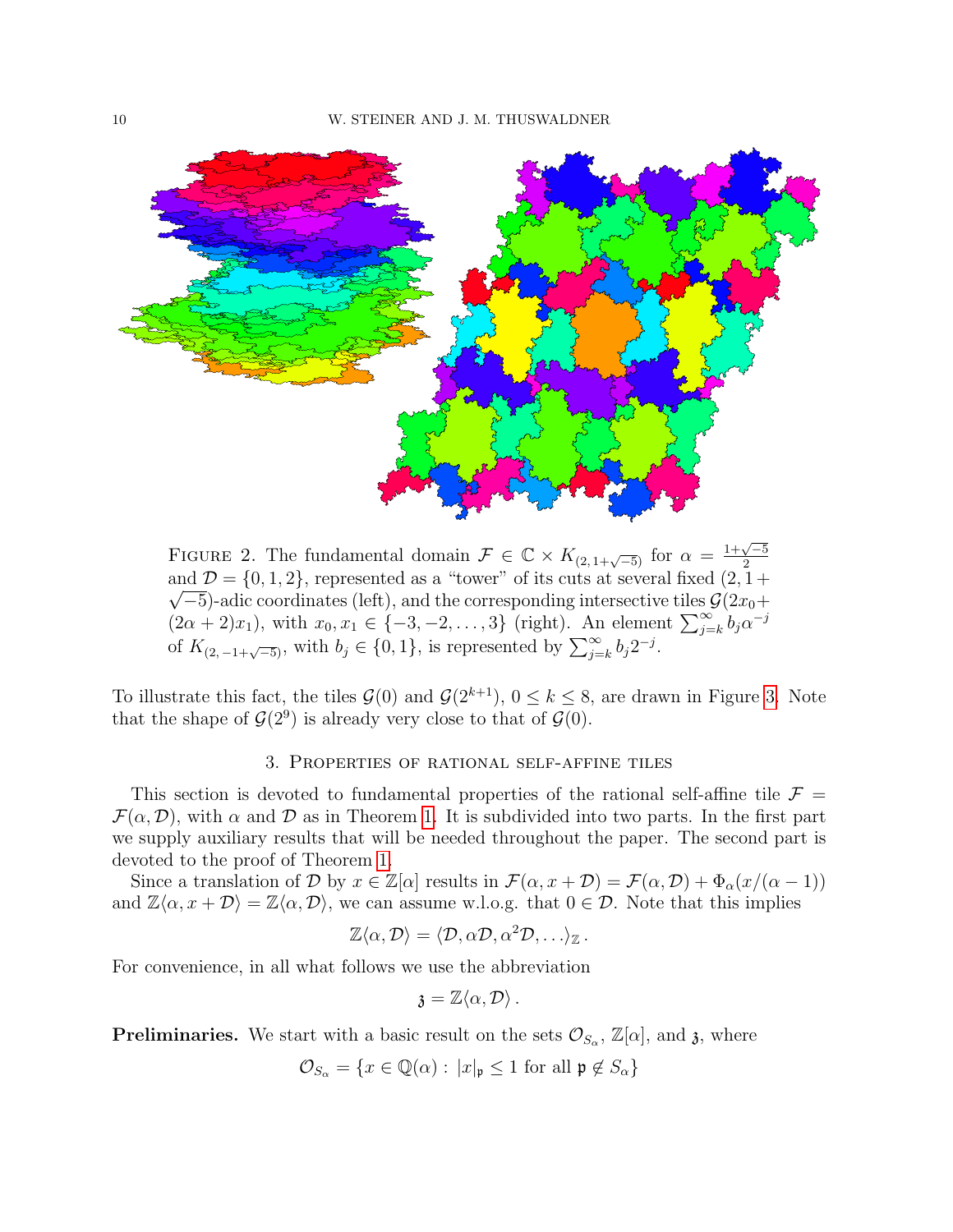Figure 2. The fundamental domain $\mathcal{F} \in \mathbb{C} \times K_{(2,\,1+\sqrt{-5})}$ for $\alpha = \frac{1+\sqrt{-5}}{2}$ and $\mathcal{D} = \{0, 1, 2\}$, represented as a "tower" of its cuts at several fixed $(2, 1+\sqrt{-5})$-adic coordinates (left), and the corresponding intersective tiles $\mathcal{G}(2x_0 + (2\alpha+2)x_1)$, with $x_0, x_1 \in \{-3, -2, \ldots, 3\}$ (right). An element $\sum_{j=k}^{\infty} b_j \alpha^{-j}$ of $K_{(2,\,-1+\sqrt{-5})}$, with $b_j \in \{0, 1\}$, is represented by $\sum_{j=k}^{\infty} b_j 2^{-j}$.

To illustrate this fact, the tiles $\mathcal{G}(0)$ and $\mathcal{G}(2^{k+1})$, $0 \le k \le 8$, are drawn in Figure 3. Note that the shape of $\mathcal{G}(2^9)$ is already very close to that of $\mathcal{G}(0)$.

## 3. Properties of rational self-affine tiles

This section is devoted to fundamental properties of the rational self-affine tile $\mathcal{F} = \mathcal{F}(\alpha, \mathcal{D})$, with $\alpha$ and $\mathcal{D}$ as in Theorem 1. It is subdivided into two parts. In the first part we supply auxiliary results that will be needed throughout the paper. The second part is devoted to the proof of Theorem 1.

Since a translation of $\mathcal{D}$ by $x \in \mathbb{Z}[\alpha]$ results in $\mathcal{F}(\alpha, x + \mathcal{D}) = \mathcal{F}(\alpha, \mathcal{D}) + \Phi_\alpha(x/(\alpha-1))$ and $\mathbb{Z}\langle\alpha, x + \mathcal{D}\rangle = \mathbb{Z}\langle\alpha, \mathcal{D}\rangle$, we can assume w.l.o.g. that $0 \in \mathcal{D}$. Note that this implies

$$\mathbb{Z}\langle\alpha, \mathcal{D}\rangle = \langle\mathcal{D}, \alpha\mathcal{D}, \alpha^2\mathcal{D}, \ldots\rangle_{\mathbb{Z}}\,.$$

For convenience, in all what follows we use the abbreviation

$$\mathfrak{z} = \mathbb{Z}\langle\alpha, \mathcal{D}\rangle\,.$$

**Preliminaries.** We start with a basic result on the sets $\mathcal{O}_{S_\alpha}$, $\mathbb{Z}[\alpha]$, and $\mathfrak{z}$, where

$$\mathcal{O}_{S_\alpha} = \{x \in \mathbb{Q}(\alpha) : |x|_{\mathfrak{p}} \le 1 \text{ for all } \mathfrak{p} \notin S_\alpha\}$$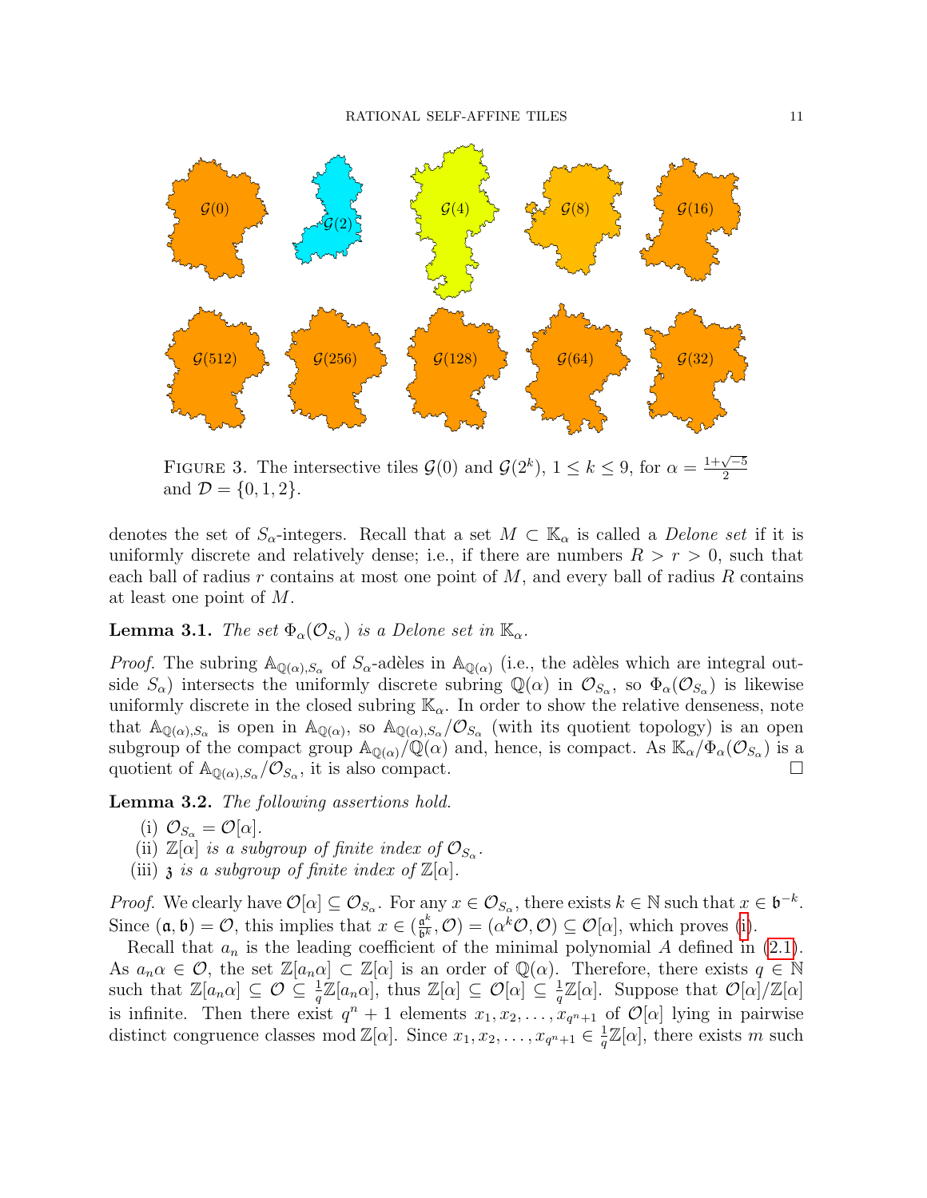FIGURE 3. The intersective tiles $\mathcal{G}(0)$ and $\mathcal{G}(2^k)$, $1 \le k \le 9$, for $\alpha = \frac{1+\sqrt{-5}}{2}$ and $\mathcal{D} = \{0, 1, 2\}$.

denotes the set of $S_\alpha$-integers. Recall that a set $M \subset \mathbb{K}_\alpha$ is called a *Delone set* if it is uniformly discrete and relatively dense; i.e., if there are numbers $R > r > 0$, such that each ball of radius $r$ contains at most one point of $M$, and every ball of radius $R$ contains at least one point of $M$.

**Lemma 3.1.** *The set $\Phi_\alpha(\mathcal{O}_{S_\alpha})$ is a Delone set in $\mathbb{K}_\alpha$.*

*Proof.* The subring $\mathbb{A}_{\mathbb{Q}(\alpha),S_\alpha}$ of $S_\alpha$-adèles in $\mathbb{A}_{\mathbb{Q}(\alpha)}$ (i.e., the adèles which are integral outside $S_\alpha$) intersects the uniformly discrete subring $\mathbb{Q}(\alpha)$ in $\mathcal{O}_{S_\alpha}$, so $\Phi_\alpha(\mathcal{O}_{S_\alpha})$ is likewise uniformly discrete in the closed subring $\mathbb{K}_\alpha$. In order to show the relative denseness, note that $\mathbb{A}_{\mathbb{Q}(\alpha),S_\alpha}$ is open in $\mathbb{A}_{\mathbb{Q}(\alpha)}$, so $\mathbb{A}_{\mathbb{Q}(\alpha),S_\alpha}/\mathcal{O}_{S_\alpha}$ (with its quotient topology) is an open subgroup of the compact group $\mathbb{A}_{\mathbb{Q}(\alpha)}/\mathbb{Q}(\alpha)$ and, hence, is compact. As $\mathbb{K}_\alpha/\Phi_\alpha(\mathcal{O}_{S_\alpha})$ is a quotient of $\mathbb{A}_{\mathbb{Q}(\alpha),S_\alpha}/\mathcal{O}_{S_\alpha}$, it is also compact. $\square$

**Lemma 3.2.** *The following assertions hold.*

(i) $\mathcal{O}_{S_\alpha} = \mathcal{O}[\alpha]$.
(ii) $\mathbb{Z}[\alpha]$ *is a subgroup of finite index of* $\mathcal{O}_{S_\alpha}$.
(iii) $\mathfrak{z}$ *is a subgroup of finite index of* $\mathbb{Z}[\alpha]$.

*Proof.* We clearly have $\mathcal{O}[\alpha] \subseteq \mathcal{O}_{S_\alpha}$. For any $x \in \mathcal{O}_{S_\alpha}$, there exists $k \in \mathbb{N}$ such that $x \in \mathfrak{b}^{-k}$. Since $(\mathfrak{a}, \mathfrak{b}) = \mathcal{O}$, this implies that $x \in (\frac{\mathfrak{a}^k}{\mathfrak{b}^k}, \mathcal{O}) = (\alpha^k \mathcal{O}, \mathcal{O}) \subseteq \mathcal{O}[\alpha]$, which proves (i).

Recall that $a_n$ is the leading coefficient of the minimal polynomial $A$ defined in (2.1). As $a_n\alpha \in \mathcal{O}$, the set $\mathbb{Z}[a_n\alpha] \subset \mathbb{Z}[\alpha]$ is an order of $\mathbb{Q}(\alpha)$. Therefore, there exists $q \in \mathbb{N}$ such that $\mathbb{Z}[a_n\alpha] \subseteq \mathcal{O} \subseteq \frac{1}{q}\mathbb{Z}[a_n\alpha]$, thus $\mathbb{Z}[\alpha] \subseteq \mathcal{O}[\alpha] \subseteq \frac{1}{q}\mathbb{Z}[\alpha]$. Suppose that $\mathcal{O}[\alpha]/\mathbb{Z}[\alpha]$ is infinite. Then there exist $q^n + 1$ elements $x_1, x_2, \ldots, x_{q^n+1}$ of $\mathcal{O}[\alpha]$ lying in pairwise distinct congruence classes mod $\mathbb{Z}[\alpha]$. Since $x_1, x_2, \ldots, x_{q^n+1} \in \frac{1}{q}\mathbb{Z}[\alpha]$, there exists $m$ such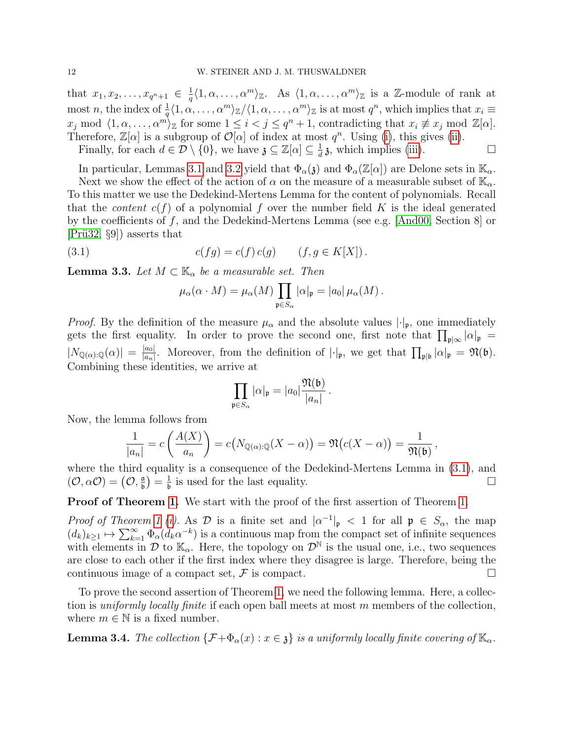that $x_1, x_2, \dots, x_{q^n+1} \in \frac{1}{q}\langle 1, \alpha, \dots, \alpha^m \rangle_{\mathbb{Z}}$. As $\langle 1, \alpha, \dots, \alpha^m \rangle_{\mathbb{Z}}$ is a $\mathbb{Z}$-module of rank at most $n$, the index of $\frac{1}{q}\langle 1, \alpha, \dots, \alpha^m \rangle_{\mathbb{Z}} / \langle 1, \alpha, \dots, \alpha^m \rangle_{\mathbb{Z}}$ is at most $q^n$, which implies that $x_i \equiv x_j \bmod \langle 1, \alpha, \dots, \alpha^m \rangle_{\mathbb{Z}}$ for some $1 \le i < j \le q^n + 1$, contradicting that $x_i \not\equiv x_j \bmod \mathbb{Z}[\alpha]$. Therefore, $\mathbb{Z}[\alpha]$ is a subgroup of $\mathcal{O}[\alpha]$ of index at most $q^n$. Using (i), this gives (ii).

Finally, for each $d \in \mathcal{D} \setminus \{0\}$, we have $\mathfrak{z} \subseteq \mathbb{Z}[\alpha] \subseteq \frac{1}{d}\,\mathfrak{z}$, which implies (iii). □

In particular, Lemmas 3.1 and 3.2 yield that $\Phi_\alpha(\mathfrak{z})$ and $\Phi_\alpha(\mathbb{Z}[\alpha])$ are Delone sets in $\mathbb{K}_\alpha$.

Next we show the effect of $\alpha$ on the measure of a measurable subset of $\mathbb{K}_\alpha$. To this matter we use the Dedekind-Mertens Lemma for the content of polynomials. Recall that the *content* $c(f)$ of a polynomial $f$ over the number field $K$ is the ideal generated by the coefficients of $f$, and the Dedekind-Mertens Lemma (see e.g. [And00, Section 8] or [Prü32, §9]) asserts that

$$c(fg) = c(f)\, c(g) \qquad (f, g \in K[X])\,. \tag{3.1}$$

**Lemma 3.3.** *Let $M \subset \mathbb{K}_\alpha$ be a measurable set. Then*

$$\mu_\alpha(\alpha \cdot M) = \mu_\alpha(M) \prod_{\mathfrak{p} \in S_\alpha} |\alpha|_{\mathfrak{p}} = |a_0|\, \mu_\alpha(M)\,.$$

*Proof.* By the definition of the measure $\mu_\alpha$ and the absolute values $|\cdot|_{\mathfrak{p}}$, one immediately gets the first equality. In order to prove the second one, first note that $\prod_{\mathfrak{p}|\infty} |\alpha|_{\mathfrak{p}} = |N_{\mathbb{Q}(\alpha):\mathbb{Q}}(\alpha)| = \frac{|a_0|}{|a_n|}$. Moreover, from the definition of $|\cdot|_{\mathfrak{p}}$, we get that $\prod_{\mathfrak{p}|\mathfrak{b}} |\alpha|_{\mathfrak{p}} = \mathfrak{N}(\mathfrak{b})$. Combining these identities, we arrive at

$$\prod_{\mathfrak{p} \in S_\alpha} |\alpha|_{\mathfrak{p}} = |a_0| \frac{\mathfrak{N}(\mathfrak{b})}{|a_n|}\,.$$

Now, the lemma follows from

$$\frac{1}{|a_n|} = c\left(\frac{A(X)}{a_n}\right) = c\big(N_{\mathbb{Q}(\alpha):\mathbb{Q}}(X - \alpha)\big) = \mathfrak{N}\big(c(X - \alpha)\big) = \frac{1}{\mathfrak{N}(\mathfrak{b})}\,,$$

where the third equality is a consequence of the Dedekind-Mertens Lemma in (3.1), and $(\mathcal{O}, \alpha\mathcal{O}) = \big(\mathcal{O}, \frac{\mathfrak{a}}{\mathfrak{b}}\big) = \frac{1}{\mathfrak{b}}$ is used for the last equality. □

**Proof of Theorem 1.** We start with the proof of the first assertion of Theorem 1.

*Proof of Theorem 1 (i).* As $\mathcal{D}$ is a finite set and $|\alpha^{-1}|_{\mathfrak{p}} < 1$ for all $\mathfrak{p} \in S_\alpha$, the map $(d_k)_{k \ge 1} \mapsto \sum_{k=1}^{\infty} \Phi_\alpha(d_k \alpha^{-k})$ is a continuous map from the compact set of infinite sequences with elements in $\mathcal{D}$ to $\mathbb{K}_\alpha$. Here, the topology on $\mathcal{D}^{\mathbb{N}}$ is the usual one, i.e., two sequences are close to each other if the first index where they disagree is large. Therefore, being the continuous image of a compact set, $\mathcal{F}$ is compact. □

To prove the second assertion of Theorem 1, we need the following lemma. Here, a collection is *uniformly locally finite* if each open ball meets at most $m$ members of the collection, where $m \in \mathbb{N}$ is a fixed number.

**Lemma 3.4.** *The collection $\{\mathcal{F} + \Phi_\alpha(x) : x \in \mathfrak{z}\}$ is a uniformly locally finite covering of $\mathbb{K}_\alpha$.*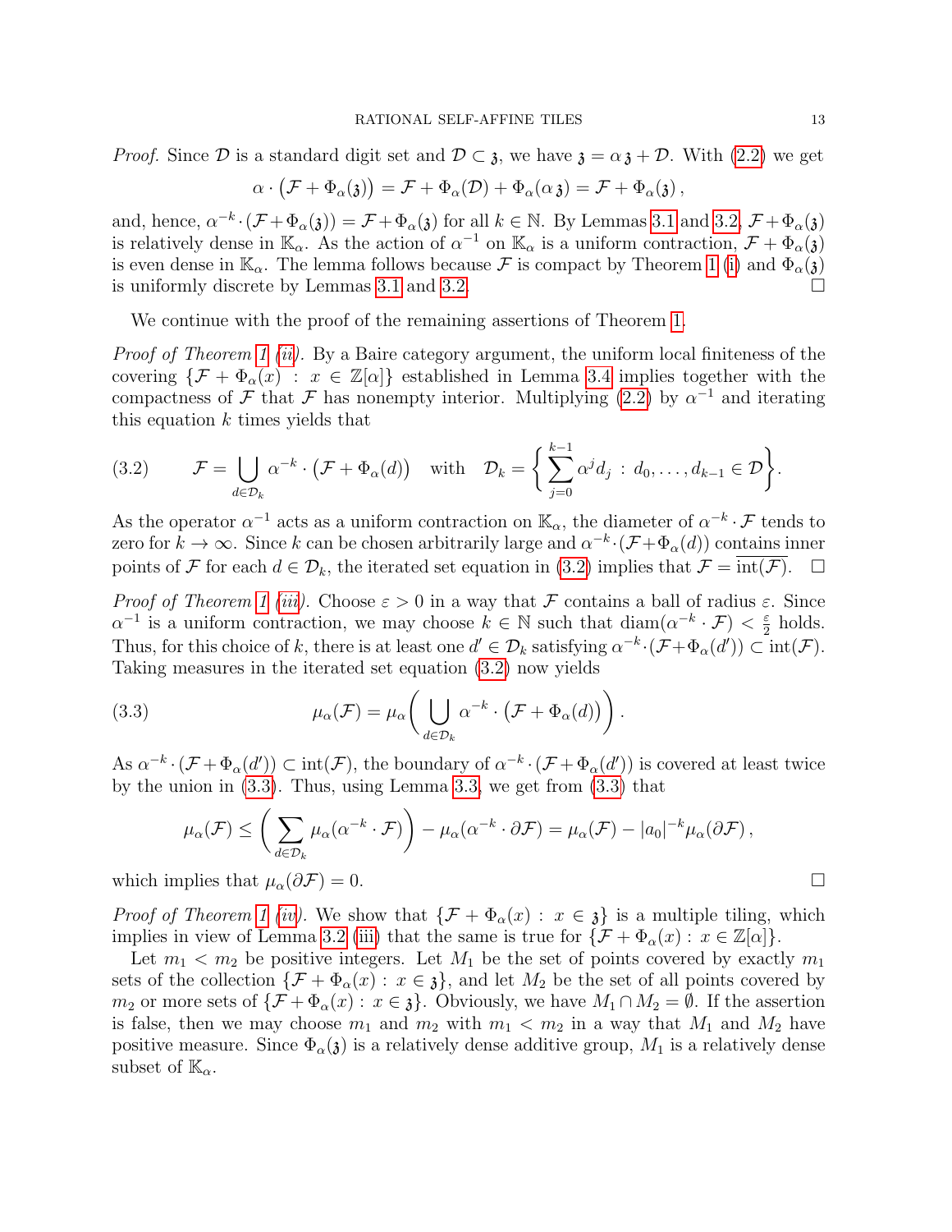*Proof.* Since $\mathcal{D}$ is a standard digit set and $\mathcal{D} \subset \mathfrak{z}$, we have $\mathfrak{z} = \alpha\,\mathfrak{z} + \mathcal{D}$. With (2.2) we get

$$\alpha \cdot \big(\mathcal{F} + \Phi_\alpha(\mathfrak{z})\big) = \mathcal{F} + \Phi_\alpha(\mathcal{D}) + \Phi_\alpha(\alpha\,\mathfrak{z}) = \mathcal{F} + \Phi_\alpha(\mathfrak{z})\,,$$

and, hence, $\alpha^{-k} \cdot (\mathcal{F} + \Phi_\alpha(\mathfrak{z})) = \mathcal{F} + \Phi_\alpha(\mathfrak{z})$ for all $k \in \mathbb{N}$. By Lemmas 3.1 and 3.2, $\mathcal{F} + \Phi_\alpha(\mathfrak{z})$ is relatively dense in $\mathbb{K}_\alpha$. As the action of $\alpha^{-1}$ on $\mathbb{K}_\alpha$ is a uniform contraction, $\mathcal{F} + \Phi_\alpha(\mathfrak{z})$ is even dense in $\mathbb{K}_\alpha$. The lemma follows because $\mathcal{F}$ is compact by Theorem 1 (i) and $\Phi_\alpha(\mathfrak{z})$ is uniformly discrete by Lemmas 3.1 and 3.2. $\square$

We continue with the proof of the remaining assertions of Theorem 1.

*Proof of Theorem 1 (ii).* By a Baire category argument, the uniform local finiteness of the covering $\{\mathcal{F} + \Phi_\alpha(x) \,:\, x \in \mathbb{Z}[\alpha]\}$ established in Lemma 3.4 implies together with the compactness of $\mathcal{F}$ that $\mathcal{F}$ has nonempty interior. Multiplying (2.2) by $\alpha^{-1}$ and iterating this equation $k$ times yields that

$$\mathcal{F} = \bigcup_{d \in \mathcal{D}_k} \alpha^{-k} \cdot \big(\mathcal{F} + \Phi_\alpha(d)\big) \quad \text{with} \quad \mathcal{D}_k = \bigg\{ \sum_{j=0}^{k-1} \alpha^j d_j \,:\, d_0, \ldots, d_{k-1} \in \mathcal{D} \bigg\}. \tag{3.2}$$

As the operator $\alpha^{-1}$ acts as a uniform contraction on $\mathbb{K}_\alpha$, the diameter of $\alpha^{-k} \cdot \mathcal{F}$ tends to zero for $k \to \infty$. Since $k$ can be chosen arbitrarily large and $\alpha^{-k} \cdot (\mathcal{F} + \Phi_\alpha(d))$ contains inner points of $\mathcal{F}$ for each $d \in \mathcal{D}_k$, the iterated set equation in (3.2) implies that $\mathcal{F} = \overline{\mathrm{int}(\mathcal{F})}$. $\square$

*Proof of Theorem 1 (iii).* Choose $\varepsilon > 0$ in a way that $\mathcal{F}$ contains a ball of radius $\varepsilon$. Since $\alpha^{-1}$ is a uniform contraction, we may choose $k \in \mathbb{N}$ such that $\mathrm{diam}(\alpha^{-k} \cdot \mathcal{F}) < \frac{\varepsilon}{2}$ holds. Thus, for this choice of $k$, there is at least one $d' \in \mathcal{D}_k$ satisfying $\alpha^{-k} \cdot (\mathcal{F} + \Phi_\alpha(d')) \subset \mathrm{int}(\mathcal{F})$. Taking measures in the iterated set equation (3.2) now yields

$$\mu_\alpha(\mathcal{F}) = \mu_\alpha\bigg( \bigcup_{d \in \mathcal{D}_k} \alpha^{-k} \cdot \big(\mathcal{F} + \Phi_\alpha(d)\big) \bigg). \tag{3.3}$$

As $\alpha^{-k} \cdot (\mathcal{F} + \Phi_\alpha(d')) \subset \mathrm{int}(\mathcal{F})$, the boundary of $\alpha^{-k} \cdot (\mathcal{F} + \Phi_\alpha(d'))$ is covered at least twice by the union in (3.3). Thus, using Lemma 3.3, we get from (3.3) that

$$\mu_\alpha(\mathcal{F}) \le \bigg( \sum_{d \in \mathcal{D}_k} \mu_\alpha(\alpha^{-k} \cdot \mathcal{F}) \bigg) - \mu_\alpha(\alpha^{-k} \cdot \partial\mathcal{F}) = \mu_\alpha(\mathcal{F}) - |a_0|^{-k} \mu_\alpha(\partial\mathcal{F})\,,$$

which implies that $\mu_\alpha(\partial\mathcal{F}) = 0$. $\square$

*Proof of Theorem 1 (iv).* We show that $\{\mathcal{F} + \Phi_\alpha(x) \,:\, x \in \mathfrak{z}\}$ is a multiple tiling, which implies in view of Lemma 3.2 (iii) that the same is true for $\{\mathcal{F} + \Phi_\alpha(x) \,:\, x \in \mathbb{Z}[\alpha]\}$.

Let $m_1 < m_2$ be positive integers. Let $M_1$ be the set of points covered by exactly $m_1$ sets of the collection $\{\mathcal{F} + \Phi_\alpha(x) \,:\, x \in \mathfrak{z}\}$, and let $M_2$ be the set of all points covered by $m_2$ or more sets of $\{\mathcal{F} + \Phi_\alpha(x) \,:\, x \in \mathfrak{z}\}$. Obviously, we have $M_1 \cap M_2 = \emptyset$. If the assertion is false, then we may choose $m_1$ and $m_2$ with $m_1 < m_2$ in a way that $M_1$ and $M_2$ have positive measure. Since $\Phi_\alpha(\mathfrak{z})$ is a relatively dense additive group, $M_1$ is a relatively dense subset of $\mathbb{K}_\alpha$.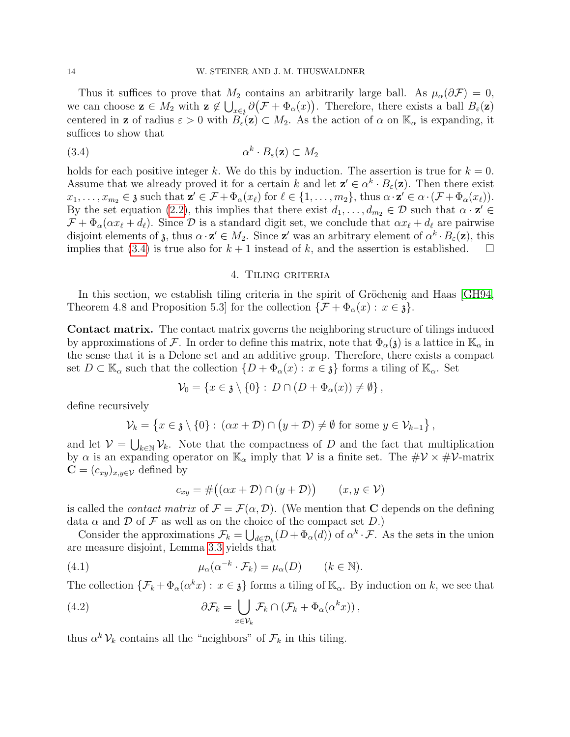Thus it suffices to prove that $M_2$ contains an arbitrarily large ball. As $\mu_\alpha(\partial\mathcal{F}) = 0$, we can choose $\mathbf{z} \in M_2$ with $\mathbf{z} \notin \bigcup_{x\in\mathfrak{z}} \partial\big(\mathcal{F} + \Phi_\alpha(x)\big)$. Therefore, there exists a ball $B_\varepsilon(\mathbf{z})$ centered in $\mathbf{z}$ of radius $\varepsilon > 0$ with $B_\varepsilon(\mathbf{z}) \subset M_2$. As the action of $\alpha$ on $\mathbb{K}_\alpha$ is expanding, it suffices to show that

$$\alpha^k \cdot B_\varepsilon(\mathbf{z}) \subset M_2 \tag{3.4}$$

holds for each positive integer $k$. We do this by induction. The assertion is true for $k = 0$. Assume that we already proved it for a certain $k$ and let $\mathbf{z}' \in \alpha^k \cdot B_\varepsilon(\mathbf{z})$. Then there exist $x_1, \ldots, x_{m_2} \in \mathfrak{z}$ such that $\mathbf{z}' \in \mathcal{F} + \Phi_\alpha(x_\ell)$ for $\ell \in \{1, \ldots, m_2\}$, thus $\alpha \cdot \mathbf{z}' \in \alpha \cdot (\mathcal{F} + \Phi_\alpha(x_\ell))$. By the set equation (2.2), this implies that there exist $d_1, \ldots, d_{m_2} \in \mathcal{D}$ such that $\alpha \cdot \mathbf{z}' \in \mathcal{F} + \Phi_\alpha(\alpha x_\ell + d_\ell)$. Since $\mathcal{D}$ is a standard digit set, we conclude that $\alpha x_\ell + d_\ell$ are pairwise disjoint elements of $\mathfrak{z}$, thus $\alpha \cdot \mathbf{z}' \in M_2$. Since $\mathbf{z}'$ was an arbitrary element of $\alpha^k \cdot B_\varepsilon(\mathbf{z})$, this implies that (3.4) is true also for $k+1$ instead of $k$, and the assertion is established. $\square$

## 4. Tiling criteria

In this section, we establish tiling criteria in the spirit of Gröchenig and Haas [GH94, Theorem 4.8 and Proposition 5.3] for the collection $\{\mathcal{F} + \Phi_\alpha(x) : x \in \mathfrak{z}\}$.

**Contact matrix.** The contact matrix governs the neighboring structure of tilings induced by approximations of $\mathcal{F}$. In order to define this matrix, note that $\Phi_\alpha(\mathfrak{z})$ is a lattice in $\mathbb{K}_\alpha$ in the sense that it is a Delone set and an additive group. Therefore, there exists a compact set $D \subset \mathbb{K}_\alpha$ such that the collection $\{D + \Phi_\alpha(x) : x \in \mathfrak{z}\}$ forms a tiling of $\mathbb{K}_\alpha$. Set

$$\mathcal{V}_0 = \{x \in \mathfrak{z} \setminus \{0\} : D \cap (D + \Phi_\alpha(x)) \neq \emptyset\},$$

define recursively

$$\mathcal{V}_k = \big\{x \in \mathfrak{z} \setminus \{0\} : (\alpha x + \mathcal{D}) \cap \big(y + \mathcal{D}\big) \neq \emptyset \text{ for some } y \in \mathcal{V}_{k-1}\big\},$$

and let $\mathcal{V} = \bigcup_{k\in\mathbb{N}} \mathcal{V}_k$. Note that the compactness of $D$ and the fact that multiplication by $\alpha$ is an expanding operator on $\mathbb{K}_\alpha$ imply that $\mathcal{V}$ is a finite set. The $\#\mathcal{V} \times \#\mathcal{V}$-matrix $\mathbf{C} = (c_{xy})_{x,y\in\mathcal{V}}$ defined by

$$c_{xy} = \#\big((\alpha x + \mathcal{D}) \cap (y + \mathcal{D})\big) \qquad (x, y \in \mathcal{V})$$

is called the *contact matrix* of $\mathcal{F} = \mathcal{F}(\alpha, \mathcal{D})$. (We mention that $\mathbf{C}$ depends on the defining data $\alpha$ and $\mathcal{D}$ of $\mathcal{F}$ as well as on the choice of the compact set $D$.)

Consider the approximations $\mathcal{F}_k = \bigcup_{d\in\mathcal{D}_k}(D + \Phi_\alpha(d))$ of $\alpha^k \cdot \mathcal{F}$. As the sets in the union are measure disjoint, Lemma 3.3 yields that

$$\mu_\alpha(\alpha^{-k} \cdot \mathcal{F}_k) = \mu_\alpha(D) \qquad (k \in \mathbb{N}). \tag{4.1}$$

The collection $\{\mathcal{F}_k + \Phi_\alpha(\alpha^k x) : x \in \mathfrak{z}\}$ forms a tiling of $\mathbb{K}_\alpha$. By induction on $k$, we see that

$$\partial\mathcal{F}_k = \bigcup_{x\in\mathcal{V}_k} \mathcal{F}_k \cap (\mathcal{F}_k + \Phi_\alpha(\alpha^k x)), \tag{4.2}$$

thus $\alpha^k\,\mathcal{V}_k$ contains all the "neighbors" of $\mathcal{F}_k$ in this tiling.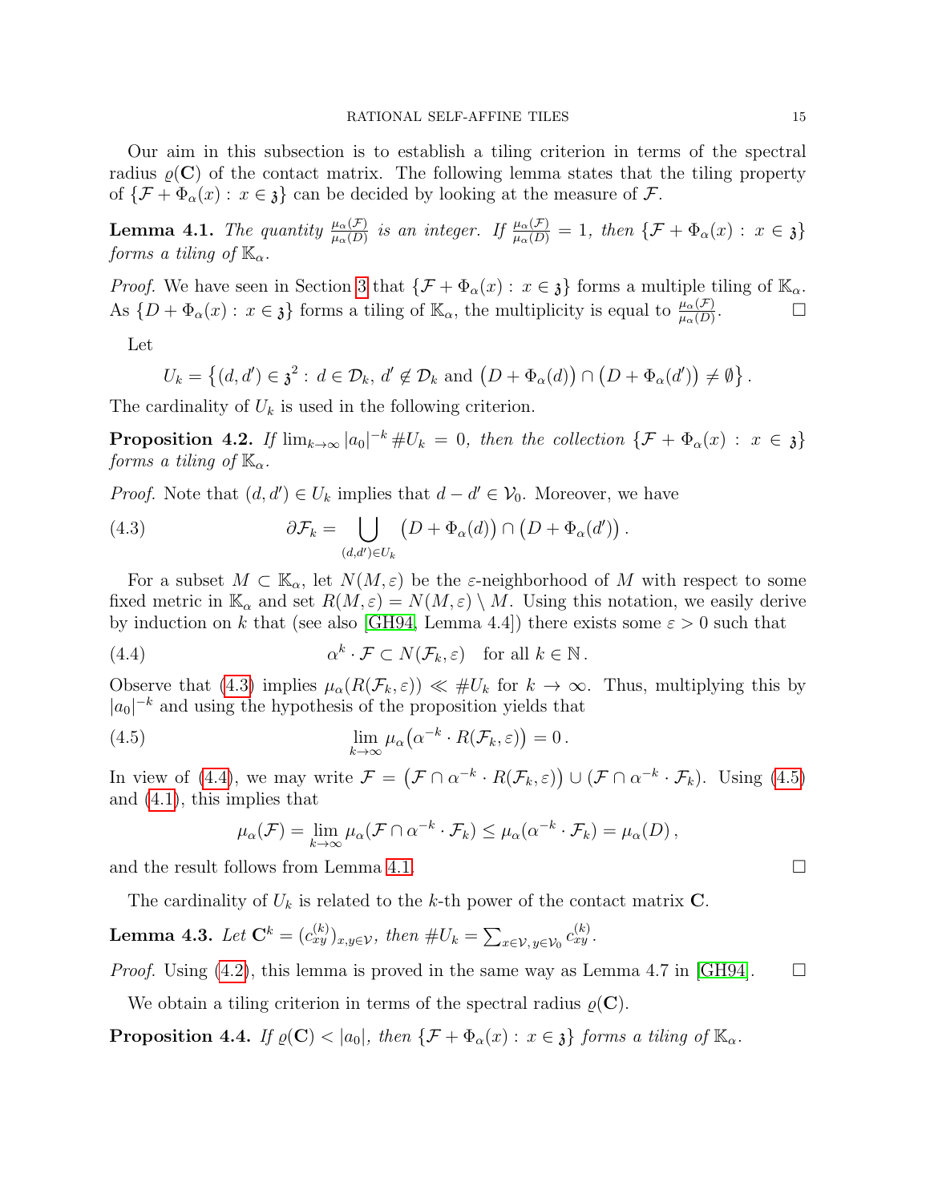Our aim in this subsection is to establish a tiling criterion in terms of the spectral radius $\varrho(\mathbf{C})$ of the contact matrix. The following lemma states that the tiling property of $\{\mathcal{F} + \Phi_\alpha(x) : x \in \mathfrak{z}\}$ can be decided by looking at the measure of $\mathcal{F}$.

**Lemma 4.1.** *The quantity $\frac{\mu_\alpha(\mathcal{F})}{\mu_\alpha(D)}$ is an integer. If $\frac{\mu_\alpha(\mathcal{F})}{\mu_\alpha(D)} = 1$, then $\{\mathcal{F} + \Phi_\alpha(x) : x \in \mathfrak{z}\}$ forms a tiling of $\mathbb{K}_\alpha$.*

*Proof.* We have seen in Section 3 that $\{\mathcal{F} + \Phi_\alpha(x) : x \in \mathfrak{z}\}$ forms a multiple tiling of $\mathbb{K}_\alpha$. As $\{D + \Phi_\alpha(x) : x \in \mathfrak{z}\}$ forms a tiling of $\mathbb{K}_\alpha$, the multiplicity is equal to $\frac{\mu_\alpha(\mathcal{F})}{\mu_\alpha(D)}$. □

Let

$$U_k = \left\{(d, d') \in \mathfrak{z}^2 : d \in \mathcal{D}_k,\, d' \notin \mathcal{D}_k \text{ and } \big(D + \Phi_\alpha(d)\big) \cap \big(D + \Phi_\alpha(d')\big) \neq \emptyset\right\}.$$

The cardinality of $U_k$ is used in the following criterion.

**Proposition 4.2.** *If $\lim_{k\to\infty} |a_0|^{-k}\, \#U_k = 0$, then the collection $\{\mathcal{F} + \Phi_\alpha(x) : x \in \mathfrak{z}\}$ forms a tiling of $\mathbb{K}_\alpha$.*

*Proof.* Note that $(d, d') \in U_k$ implies that $d - d' \in \mathcal{V}_0$. Moreover, we have

$$\partial\mathcal{F}_k = \bigcup_{(d,d') \in U_k} \big(D + \Phi_\alpha(d)\big) \cap \big(D + \Phi_\alpha(d')\big). \tag{4.3}$$

For a subset $M \subset \mathbb{K}_\alpha$, let $N(M, \varepsilon)$ be the $\varepsilon$-neighborhood of $M$ with respect to some fixed metric in $\mathbb{K}_\alpha$ and set $R(M, \varepsilon) = N(M, \varepsilon) \setminus M$. Using this notation, we easily derive by induction on $k$ that (see also [GH94, Lemma 4.4]) there exists some $\varepsilon > 0$ such that

$$\alpha^k \cdot \mathcal{F} \subset N(\mathcal{F}_k, \varepsilon) \quad \text{for all } k \in \mathbb{N}. \tag{4.4}$$

Observe that (4.3) implies $\mu_\alpha(R(\mathcal{F}_k, \varepsilon)) \ll \#U_k$ for $k \to \infty$. Thus, multiplying this by $|a_0|^{-k}$ and using the hypothesis of the proposition yields that

$$\lim_{k\to\infty} \mu_\alpha\big(\alpha^{-k} \cdot R(\mathcal{F}_k, \varepsilon)\big) = 0. \tag{4.5}$$

In view of (4.4), we may write $\mathcal{F} = \big(\mathcal{F} \cap \alpha^{-k} \cdot R(\mathcal{F}_k, \varepsilon)\big) \cup (\mathcal{F} \cap \alpha^{-k} \cdot \mathcal{F}_k)$. Using (4.5) and (4.1), this implies that

$$\mu_\alpha(\mathcal{F}) = \lim_{k\to\infty} \mu_\alpha(\mathcal{F} \cap \alpha^{-k} \cdot \mathcal{F}_k) \le \mu_\alpha(\alpha^{-k} \cdot \mathcal{F}_k) = \mu_\alpha(D),$$

and the result follows from Lemma 4.1. □

The cardinality of $U_k$ is related to the $k$-th power of the contact matrix $\mathbf{C}$.

**Lemma 4.3.** *Let $\mathbf{C}^k = (c_{xy}^{(k)})_{x,y \in \mathcal{V}}$, then $\#U_k = \sum_{x \in \mathcal{V},\, y \in \mathcal{V}_0} c_{xy}^{(k)}$.*

*Proof.* Using (4.2), this lemma is proved in the same way as Lemma 4.7 in [GH94]. □

We obtain a tiling criterion in terms of the spectral radius $\varrho(\mathbf{C})$.

**Proposition 4.4.** *If $\varrho(\mathbf{C}) < |a_0|$, then $\{\mathcal{F} + \Phi_\alpha(x) : x \in \mathfrak{z}\}$ forms a tiling of $\mathbb{K}_\alpha$.*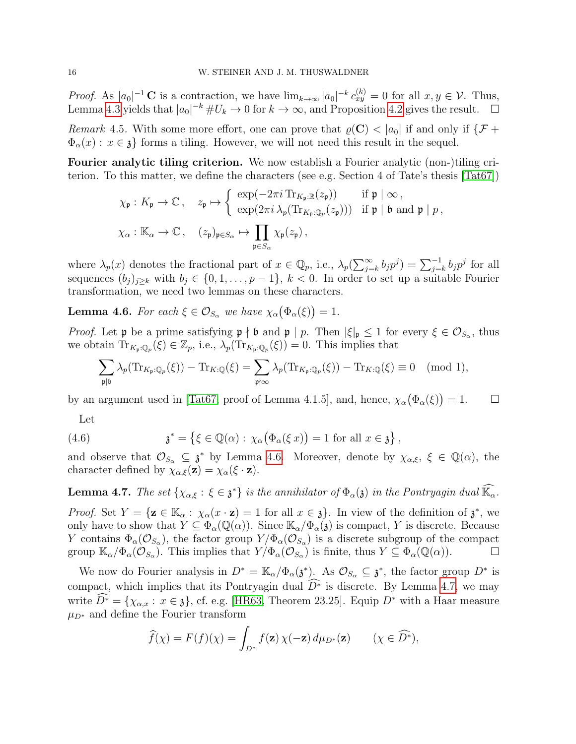*Proof.* As $|a_0|^{-1}\,\mathbf{C}$ is a contraction, we have $\lim_{k\to\infty} |a_0|^{-k}\, c_{xy}^{(k)} = 0$ for all $x, y \in \mathcal{V}$. Thus, Lemma 4.3 yields that $|a_0|^{-k}\, \#U_k \to 0$ for $k \to \infty$, and Proposition 4.2 gives the result. $\square$

*Remark* 4.5. With some more effort, one can prove that $\varrho(\mathbf{C}) < |a_0|$ if and only if $\{\mathcal{F} + \Phi_\alpha(x) : x \in \mathfrak{z}\}$ forms a tiling. However, we will not need this result in the sequel.

**Fourier analytic tiling criterion.** We now establish a Fourier analytic (non-)tiling criterion. To this matter, we define the characters (see e.g. Section 4 of Tate's thesis [Tat67])

$$\chi_{\mathfrak{p}} : K_{\mathfrak{p}} \to \mathbb{C}\,, \quad z_{\mathfrak{p}} \mapsto \begin{cases} \exp(-2\pi i \operatorname{Tr}_{K_{\mathfrak{p}}:\mathbb{R}}(z_{\mathfrak{p}})) & \text{if } \mathfrak{p} \mid \infty\,, \\ \exp(2\pi i\, \lambda_p(\operatorname{Tr}_{K_{\mathfrak{p}}:\mathbb{Q}_p}(z_{\mathfrak{p}}))) & \text{if } \mathfrak{p} \mid \mathfrak{b} \text{ and } \mathfrak{p} \mid p\,, \end{cases}$$

$$\chi_\alpha : \mathbb{K}_\alpha \to \mathbb{C}\,, \quad (z_{\mathfrak{p}})_{\mathfrak{p}\in S_\alpha} \mapsto \prod_{\mathfrak{p}\in S_\alpha} \chi_{\mathfrak{p}}(z_{\mathfrak{p}})\,,$$

where $\lambda_p(x)$ denotes the fractional part of $x \in \mathbb{Q}_p$, i.e., $\lambda_p(\sum_{j=k}^{\infty} b_j p^j) = \sum_{j=k}^{-1} b_j p^j$ for all sequences $(b_j)_{j\ge k}$ with $b_j \in \{0, 1, \ldots, p-1\}$, $k < 0$. In order to set up a suitable Fourier transformation, we need two lemmas on these characters.

**Lemma 4.6.** *For each $\xi \in \mathcal{O}_{S_\alpha}$ we have $\chi_\alpha\big(\Phi_\alpha(\xi)\big) = 1$.*

*Proof.* Let $\mathfrak{p}$ be a prime satisfying $\mathfrak{p} \nmid \mathfrak{b}$ and $\mathfrak{p} \mid p$. Then $|\xi|_{\mathfrak{p}} \le 1$ for every $\xi \in \mathcal{O}_{S_\alpha}$, thus we obtain $\operatorname{Tr}_{K_{\mathfrak{p}}:\mathbb{Q}_p}(\xi) \in \mathbb{Z}_p$, i.e., $\lambda_p(\operatorname{Tr}_{K_{\mathfrak{p}}:\mathbb{Q}_p}(\xi)) = 0$. This implies that

$$\sum_{\mathfrak{p}\mid\mathfrak{b}} \lambda_p(\operatorname{Tr}_{K_{\mathfrak{p}}:\mathbb{Q}_p}(\xi)) - \operatorname{Tr}_{K:\mathbb{Q}}(\xi) = \sum_{\mathfrak{p}\nmid\infty} \lambda_p(\operatorname{Tr}_{K_{\mathfrak{p}}:\mathbb{Q}_p}(\xi)) - \operatorname{Tr}_{K:\mathbb{Q}}(\xi) \equiv 0 \pmod 1,$$

by an argument used in [Tat67, proof of Lemma 4.1.5], and, hence, $\chi_\alpha\big(\Phi_\alpha(\xi)\big) = 1$. $\square$

Let

$$\mathfrak{z}^* = \big\{\xi \in \mathbb{Q}(\alpha) : \chi_\alpha\big(\Phi_\alpha(\xi\, x)\big) = 1 \text{ for all } x \in \mathfrak{z}\big\}\,, \tag{4.6}$$

and observe that $\mathcal{O}_{S_\alpha} \subseteq \mathfrak{z}^*$ by Lemma 4.6. Moreover, denote by $\chi_{\alpha,\xi}$, $\xi \in \mathbb{Q}(\alpha)$, the character defined by $\chi_{\alpha,\xi}(\mathbf{z}) = \chi_\alpha(\xi \cdot \mathbf{z})$.

**Lemma 4.7.** *The set $\{\chi_{\alpha,\xi} : \xi \in \mathfrak{z}^*\}$ is the annihilator of $\Phi_\alpha(\mathfrak{z})$ in the Pontryagin dual $\widehat{\mathbb{K}_\alpha}$.*

*Proof.* Set $Y = \{\mathbf{z} \in \mathbb{K}_\alpha : \chi_\alpha(x \cdot \mathbf{z}) = 1 \text{ for all } x \in \mathfrak{z}\}$. In view of the definition of $\mathfrak{z}^*$, we only have to show that $Y \subseteq \Phi_\alpha(\mathbb{Q}(\alpha))$. Since $\mathbb{K}_\alpha/\Phi_\alpha(\mathfrak{z})$ is compact, $Y$ is discrete. Because $Y$ contains $\Phi_\alpha(\mathcal{O}_{S_\alpha})$, the factor group $Y/\Phi_\alpha(\mathcal{O}_{S_\alpha})$ is a discrete subgroup of the compact group $\mathbb{K}_\alpha/\Phi_\alpha(\mathcal{O}_{S_\alpha})$. This implies that $Y/\Phi_\alpha(\mathcal{O}_{S_\alpha})$ is finite, thus $Y \subseteq \Phi_\alpha(\mathbb{Q}(\alpha))$. $\square$

We now do Fourier analysis in $D^* = \mathbb{K}_\alpha/\Phi_\alpha(\mathfrak{z}^*)$. As $\mathcal{O}_{S_\alpha} \subseteq \mathfrak{z}^*$, the factor group $D^*$ is compact, which implies that its Pontryagin dual $\widehat{D^*}$ is discrete. By Lemma 4.7, we may write $\widehat{D^*} = \{\chi_{\alpha,x} : x \in \mathfrak{z}\}$, cf. e.g. [HR63, Theorem 23.25]. Equip $D^*$ with a Haar measure $\mu_{D^*}$ and define the Fourier transform

$$\widehat{f}(\chi) = F(f)(\chi) = \int_{D^*} f(\mathbf{z})\, \chi(-\mathbf{z})\, d\mu_{D^*}(\mathbf{z}) \qquad (\chi \in \widehat{D^*}),$$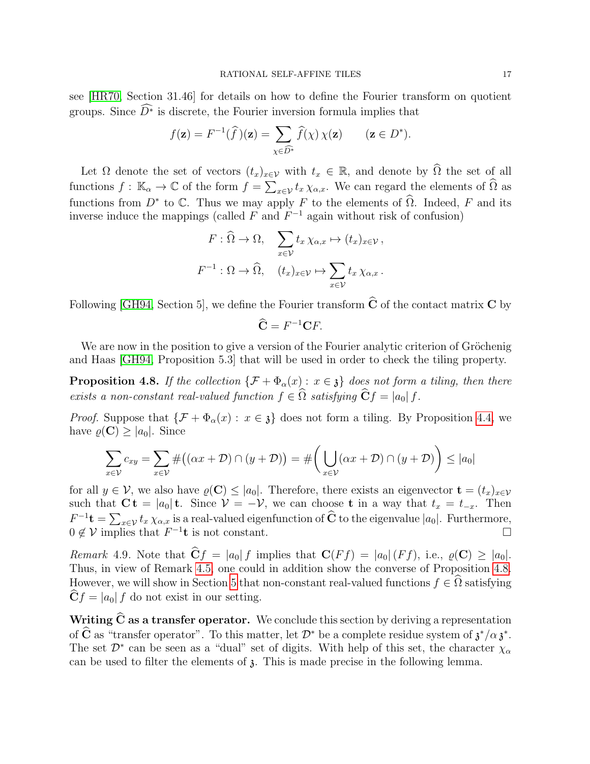see [HR70, Section 31.46] for details on how to define the Fourier transform on quotient groups. Since $\widehat{D^*}$ is discrete, the Fourier inversion formula implies that

$$f(\mathbf{z}) = F^{-1}(\widehat{f})(\mathbf{z}) = \sum_{\chi \in \widehat{D^*}} \widehat{f}(\chi)\, \chi(\mathbf{z}) \qquad (\mathbf{z} \in D^*).$$

Let $\Omega$ denote the set of vectors $(t_x)_{x\in\mathcal{V}}$ with $t_x \in \mathbb{R}$, and denote by $\widehat{\Omega}$ the set of all functions $f : \mathbb{K}_\alpha \to \mathbb{C}$ of the form $f = \sum_{x\in\mathcal{V}} t_x\, \chi_{\alpha,x}$. We can regard the elements of $\widehat{\Omega}$ as functions from $D^*$ to $\mathbb{C}$. Thus we may apply $F$ to the elements of $\widehat{\Omega}$. Indeed, $F$ and its inverse induce the mappings (called $F$ and $F^{-1}$ again without risk of confusion)

$$F : \widehat{\Omega} \to \Omega, \quad \sum_{x\in\mathcal{V}} t_x\, \chi_{\alpha,x} \mapsto (t_x)_{x\in\mathcal{V}}\,,$$

$$F^{-1} : \Omega \to \widehat{\Omega}, \quad (t_x)_{x\in\mathcal{V}} \mapsto \sum_{x\in\mathcal{V}} t_x\, \chi_{\alpha,x}\,.$$

Following [GH94, Section 5], we define the Fourier transform $\widehat{\mathbf{C}}$ of the contact matrix $\mathbf{C}$ by

$$\widehat{\mathbf{C}} = F^{-1}\mathbf{C}F.$$

We are now in the position to give a version of the Fourier analytic criterion of Gröchenig and Haas [GH94, Proposition 5.3] that will be used in order to check the tiling property.

**Proposition 4.8.** *If the collection $\{\mathcal{F} + \Phi_\alpha(x) : x \in \mathfrak{z}\}$ does not form a tiling, then there exists a non-constant real-valued function $f \in \widehat{\Omega}$ satisfying $\widehat{\mathbf{C}}f = |a_0|\, f$.*

*Proof.* Suppose that $\{\mathcal{F} + \Phi_\alpha(x) : x \in \mathfrak{z}\}$ does not form a tiling. By Proposition 4.4, we have $\varrho(\mathbf{C}) \geq |a_0|$. Since

$$\sum_{x\in\mathcal{V}} c_{xy} = \sum_{x\in\mathcal{V}} \#\big((\alpha x + \mathcal{D}) \cap (y + \mathcal{D})\big) = \#\bigg(\bigcup_{x\in\mathcal{V}} (\alpha x + \mathcal{D}) \cap (y + \mathcal{D})\bigg) \leq |a_0|$$

for all $y \in \mathcal{V}$, we also have $\varrho(\mathbf{C}) \leq |a_0|$. Therefore, there exists an eigenvector $\mathbf{t} = (t_x)_{x\in\mathcal{V}}$ such that $\mathbf{C}\,\mathbf{t} = |a_0|\,\mathbf{t}$. Since $\mathcal{V} = -\mathcal{V}$, we can choose $\mathbf{t}$ in a way that $t_x = t_{-x}$. Then $F^{-1}\mathbf{t} = \sum_{x\in\mathcal{V}} t_x\, \chi_{\alpha,x}$ is a real-valued eigenfunction of $\widehat{\mathbf{C}}$ to the eigenvalue $|a_0|$. Furthermore, $0 \notin \mathcal{V}$ implies that $F^{-1}\mathbf{t}$ is not constant. $\square$

*Remark* 4.9. Note that $\widehat{\mathbf{C}}f = |a_0|\, f$ implies that $\mathbf{C}(Ff) = |a_0|\,(Ff)$, i.e., $\varrho(\mathbf{C}) \geq |a_0|$. Thus, in view of Remark 4.5, one could in addition show the converse of Proposition 4.8. However, we will show in Section 5 that non-constant real-valued functions $f \in \widehat{\Omega}$ satisfying $\widehat{\mathbf{C}}f = |a_0|\, f$ do not exist in our setting.

**Writing $\widehat{\mathbf{C}}$ as a transfer operator.** We conclude this section by deriving a representation of $\widehat{\mathbf{C}}$ as "transfer operator". To this matter, let $\mathcal{D}^*$ be a complete residue system of $\mathfrak{z}^*/\alpha\,\mathfrak{z}^*$. The set $\mathcal{D}^*$ can be seen as a "dual" set of digits. With help of this set, the character $\chi_\alpha$ can be used to filter the elements of $\mathfrak{z}$. This is made precise in the following lemma.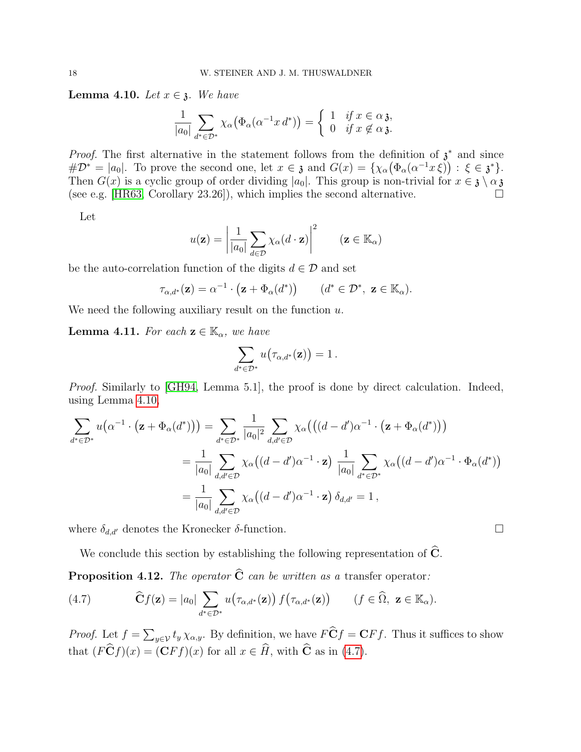**Lemma 4.10.** *Let $x \in \mathfrak{z}$. We have*

$$\frac{1}{|a_0|} \sum_{d^* \in \mathcal{D}^*} \chi_\alpha\big(\Phi_\alpha(\alpha^{-1} x\, d^*)\big) = \begin{cases} 1 & \text{if } x \in \alpha\,\mathfrak{z}, \\ 0 & \text{if } x \notin \alpha\,\mathfrak{z}. \end{cases}$$

*Proof.* The first alternative in the statement follows from the definition of $\mathfrak{z}^*$ and since $\#\mathcal{D}^* = |a_0|$. To prove the second one, let $x \in \mathfrak{z}$ and $G(x) = \{\chi_\alpha\big(\Phi_\alpha(\alpha^{-1} x\, \xi)\big) : \xi \in \mathfrak{z}^*\}$. Then $G(x)$ is a cyclic group of order dividing $|a_0|$. This group is non-trivial for $x \in \mathfrak{z} \setminus \alpha\,\mathfrak{z}$ (see e.g. [HR63, Corollary 23.26]), which implies the second alternative. $\square$

Let

$$u(\mathbf{z}) = \left| \frac{1}{|a_0|} \sum_{d \in \mathcal{D}} \chi_\alpha(d \cdot \mathbf{z}) \right|^2 \qquad (\mathbf{z} \in \mathbb{K}_\alpha)$$

be the auto-correlation function of the digits $d \in \mathcal{D}$ and set

$$\tau_{\alpha,d^*}(\mathbf{z}) = \alpha^{-1} \cdot \big(\mathbf{z} + \Phi_\alpha(d^*)\big) \qquad (d^* \in \mathcal{D}^*,\ \mathbf{z} \in \mathbb{K}_\alpha).$$

We need the following auxiliary result on the function $u$.

**Lemma 4.11.** *For each $\mathbf{z} \in \mathbb{K}_\alpha$, we have*

$$\sum_{d^* \in \mathcal{D}^*} u\big(\tau_{\alpha,d^*}(\mathbf{z})\big) = 1\,.$$

*Proof.* Similarly to [GH94, Lemma 5.1], the proof is done by direct calculation. Indeed, using Lemma 4.10,

$$\begin{aligned}
\sum_{d^* \in \mathcal{D}^*} u\big(\alpha^{-1} \cdot \big(\mathbf{z} + \Phi_\alpha(d^*)\big)\big) &= \sum_{d^* \in \mathcal{D}^*} \frac{1}{|a_0|^2} \sum_{d,d' \in \mathcal{D}} \chi_\alpha\big(((d-d')\alpha^{-1} \cdot \big(\mathbf{z} + \Phi_\alpha(d^*)\big)\big) \\
&= \frac{1}{|a_0|} \sum_{d,d' \in \mathcal{D}} \chi_\alpha\big((d-d')\alpha^{-1} \cdot \mathbf{z}\big)\ \frac{1}{|a_0|} \sum_{d^* \in \mathcal{D}^*} \chi_\alpha\big((d-d')\alpha^{-1} \cdot \Phi_\alpha(d^*)\big) \\
&= \frac{1}{|a_0|} \sum_{d,d' \in \mathcal{D}} \chi_\alpha\big((d-d')\alpha^{-1} \cdot \mathbf{z}\big)\, \delta_{d,d'} = 1\,,
\end{aligned}$$

where $\delta_{d,d'}$ denotes the Kronecker $\delta$-function. $\square$

We conclude this section by establishing the following representation of $\widehat{\mathbf{C}}$.

**Proposition 4.12.** *The operator $\widehat{\mathbf{C}}$ can be written as a* transfer operator*:*

$$\widehat{\mathbf{C}} f(\mathbf{z}) = |a_0| \sum_{d^* \in \mathcal{D}^*} u\big(\tau_{\alpha,d^*}(\mathbf{z})\big)\, f\big(\tau_{\alpha,d^*}(\mathbf{z})\big) \qquad (f \in \widehat{\Omega},\ \mathbf{z} \in \mathbb{K}_\alpha). \tag{4.7}$$

*Proof.* Let $f = \sum_{y \in \mathcal{V}} t_y\, \chi_{\alpha,y}$. By definition, we have $F\widehat{\mathbf{C}} f = \mathbf{C} F f$. Thus it suffices to show that $(F\widehat{\mathbf{C}} f)(x) = (\mathbf{C} F f)(x)$ for all $x \in \widehat{H}$, with $\widehat{\mathbf{C}}$ as in (4.7).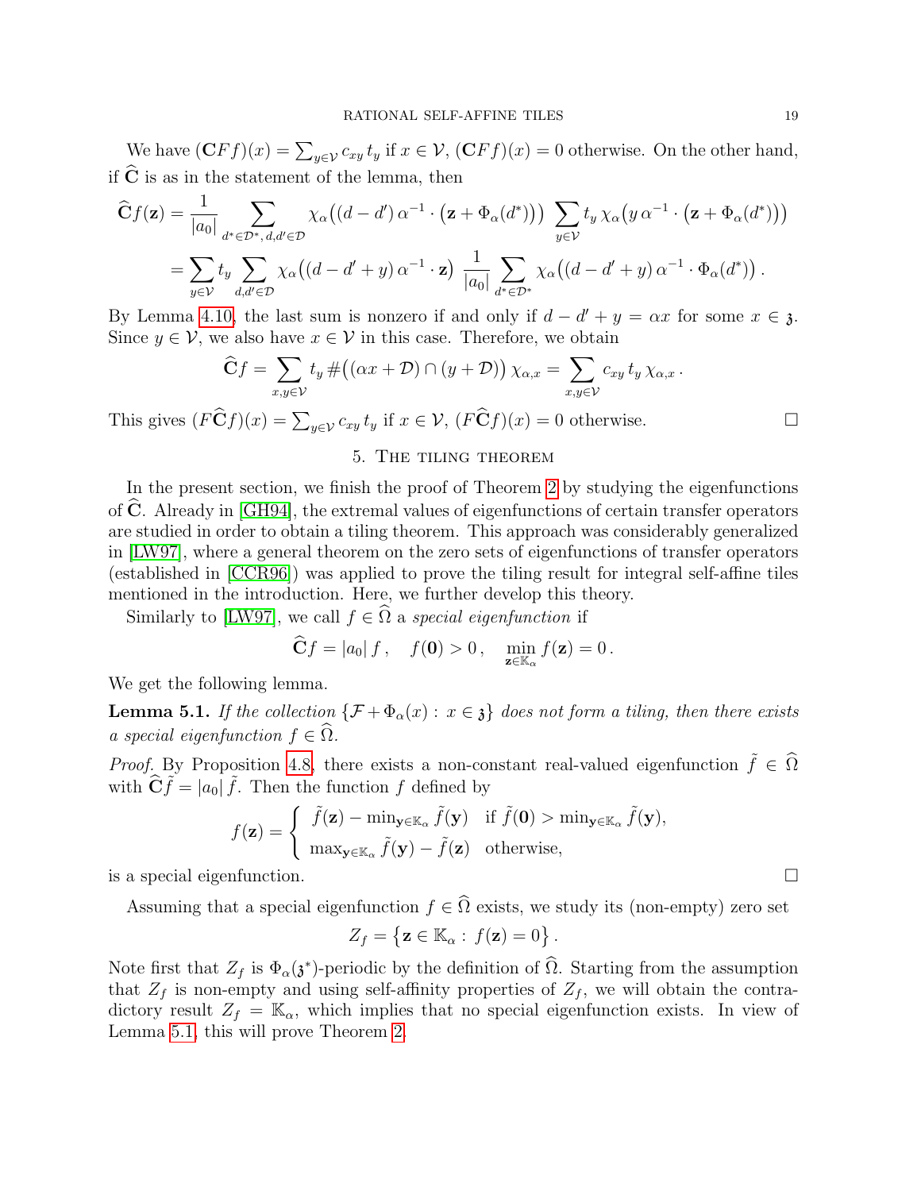We have $(\mathbf{C}Ff)(x) = \sum_{y\in\mathcal{V}} c_{xy}\, t_y$ if $x \in \mathcal{V}$, $(\mathbf{C}Ff)(x) = 0$ otherwise. On the other hand, if $\widehat{\mathbf{C}}$ is as in the statement of the lemma, then

$$\begin{aligned}
\widehat{\mathbf{C}}f(\mathbf{z}) &= \frac{1}{|a_0|} \sum_{d^*\in\mathcal{D}^*,\, d,d'\in\mathcal{D}} \chi_\alpha\big((d-d')\,\alpha^{-1}\cdot\big(\mathbf{z}+\Phi_\alpha(d^*)\big)\big) \sum_{y\in\mathcal{V}} t_y\, \chi_\alpha\big(y\,\alpha^{-1}\cdot\big(\mathbf{z}+\Phi_\alpha(d^*)\big)\big) \\
&= \sum_{y\in\mathcal{V}} t_y \sum_{d,d'\in\mathcal{D}} \chi_\alpha\big((d-d'+y)\,\alpha^{-1}\cdot\mathbf{z}\big)\; \frac{1}{|a_0|} \sum_{d^*\in\mathcal{D}^*} \chi_\alpha\big((d-d'+y)\,\alpha^{-1}\cdot\Phi_\alpha(d^*)\big)\,.
\end{aligned}$$

By Lemma 4.10, the last sum is nonzero if and only if $d - d' + y = \alpha x$ for some $x \in \mathfrak{z}$. Since $y \in \mathcal{V}$, we also have $x \in \mathcal{V}$ in this case. Therefore, we obtain

$$\widehat{\mathbf{C}}f = \sum_{x,y\in\mathcal{V}} t_y\, \#\big((\alpha x+\mathcal{D})\cap(y+\mathcal{D})\big)\,\chi_{\alpha,x} = \sum_{x,y\in\mathcal{V}} c_{xy}\, t_y\, \chi_{\alpha,x}\,.$$

This gives $(F\widehat{\mathbf{C}}f)(x) = \sum_{y\in\mathcal{V}} c_{xy}\, t_y$ if $x \in \mathcal{V}$, $(F\widehat{\mathbf{C}}f)(x) = 0$ otherwise. $\square$

## 5. The tiling theorem

In the present section, we finish the proof of Theorem 2 by studying the eigenfunctions of $\widehat{\mathbf{C}}$. Already in [GH94], the extremal values of eigenfunctions of certain transfer operators are studied in order to obtain a tiling theorem. This approach was considerably generalized in [LW97], where a general theorem on the zero sets of eigenfunctions of transfer operators (established in [CCR96]) was applied to prove the tiling result for integral self-affine tiles mentioned in the introduction. Here, we further develop this theory.

Similarly to [LW97], we call $f \in \widehat{\Omega}$ a *special eigenfunction* if

$$\widehat{\mathbf{C}}f = |a_0|\, f\,, \quad f(\mathbf{0}) > 0\,, \quad \min_{\mathbf{z}\in\mathbb{K}_\alpha} f(\mathbf{z}) = 0\,.$$

We get the following lemma.

**Lemma 5.1.** *If the collection $\{\mathcal{F} + \Phi_\alpha(x) : x \in \mathfrak{z}\}$ does not form a tiling, then there exists a special eigenfunction $f \in \widehat{\Omega}$.*

*Proof.* By Proposition 4.8, there exists a non-constant real-valued eigenfunction $\tilde{f} \in \widehat{\Omega}$ with $\widehat{\mathbf{C}}\tilde{f} = |a_0|\,\tilde{f}$. Then the function $f$ defined by

$$f(\mathbf{z}) = \begin{cases} \tilde{f}(\mathbf{z}) - \min_{\mathbf{y}\in\mathbb{K}_\alpha} \tilde{f}(\mathbf{y}) & \text{if } \tilde{f}(\mathbf{0}) > \min_{\mathbf{y}\in\mathbb{K}_\alpha} \tilde{f}(\mathbf{y}), \\ \max_{\mathbf{y}\in\mathbb{K}_\alpha} \tilde{f}(\mathbf{y}) - \tilde{f}(\mathbf{z}) & \text{otherwise,} \end{cases}$$

is a special eigenfunction. $\square$

Assuming that a special eigenfunction $f \in \widehat{\Omega}$ exists, we study its (non-empty) zero set

$$Z_f = \big\{\mathbf{z} \in \mathbb{K}_\alpha : f(\mathbf{z}) = 0\big\}\,.$$

Note first that $Z_f$ is $\Phi_\alpha(\mathfrak{z}^*)$-periodic by the definition of $\widehat{\Omega}$. Starting from the assumption that $Z_f$ is non-empty and using self-affinity properties of $Z_f$, we will obtain the contradictory result $Z_f = \mathbb{K}_\alpha$, which implies that no special eigenfunction exists. In view of Lemma 5.1, this will prove Theorem 2.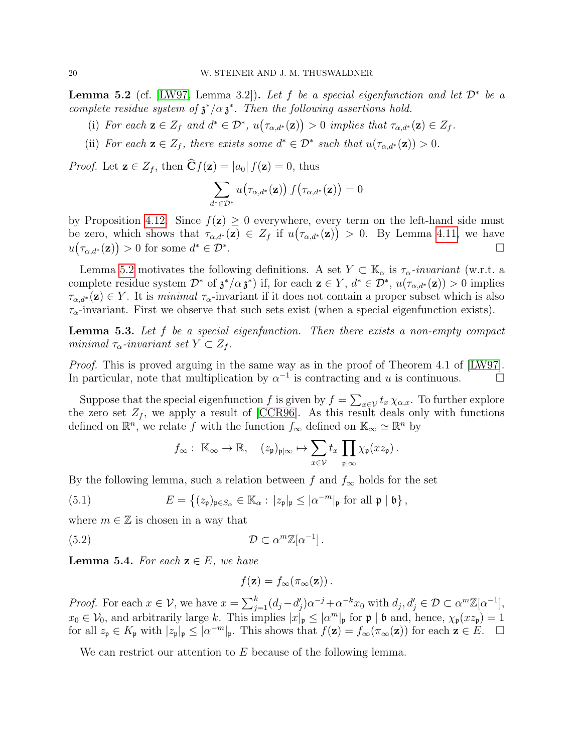**Lemma 5.2** (cf. [LW97, Lemma 3.2])**.** *Let $f$ be a special eigenfunction and let $\mathcal{D}^*$ be a complete residue system of $\mathfrak{z}^*/\alpha\,\mathfrak{z}^*$. Then the following assertions hold.*

(i) *For each $\mathbf{z} \in Z_f$ and $d^* \in \mathcal{D}^*$, $u\big(\tau_{\alpha,d^*}(\mathbf{z})\big) > 0$ implies that $\tau_{\alpha,d^*}(\mathbf{z}) \in Z_f$.*

(ii) *For each $\mathbf{z} \in Z_f$, there exists some $d^* \in \mathcal{D}^*$ such that $u(\tau_{\alpha,d^*}(\mathbf{z})) > 0$.*

*Proof.* Let $\mathbf{z} \in Z_f$, then $\widehat{\mathbf{C}} f(\mathbf{z}) = |a_0|\, f(\mathbf{z}) = 0$, thus

$$\sum_{d^* \in \mathcal{D}^*} u\big(\tau_{\alpha,d^*}(\mathbf{z})\big)\, f\big(\tau_{\alpha,d^*}(\mathbf{z})\big) = 0$$

by Proposition 4.12. Since $f(\mathbf{z}) \geq 0$ everywhere, every term on the left-hand side must be zero, which shows that $\tau_{\alpha,d^*}(\mathbf{z}) \in Z_f$ if $u\big(\tau_{\alpha,d^*}(\mathbf{z})\big) > 0$. By Lemma 4.11, we have $u\big(\tau_{\alpha,d^*}(\mathbf{z})\big) > 0$ for some $d^* \in \mathcal{D}^*$. □

Lemma 5.2 motivates the following definitions. A set $Y \subset \mathbb{K}_\alpha$ is *$\tau_\alpha$-invariant* (w.r.t. a complete residue system $\mathcal{D}^*$ of $\mathfrak{z}^*/\alpha\,\mathfrak{z}^*$) if, for each $\mathbf{z} \in Y$, $d^* \in \mathcal{D}^*$, $u(\tau_{\alpha,d^*}(\mathbf{z})) > 0$ implies $\tau_{\alpha,d^*}(\mathbf{z}) \in Y$. It is *minimal* $\tau_\alpha$-invariant if it does not contain a proper subset which is also $\tau_\alpha$-invariant. First we observe that such sets exist (when a special eigenfunction exists).

**Lemma 5.3.** *Let $f$ be a special eigenfunction. Then there exists a non-empty compact minimal $\tau_\alpha$-invariant set $Y \subset Z_f$.*

*Proof.* This is proved arguing in the same way as in the proof of Theorem 4.1 of [LW97]. In particular, note that multiplication by $\alpha^{-1}$ is contracting and $u$ is continuous. □

Suppose that the special eigenfunction $f$ is given by $f = \sum_{x\in\mathcal{V}} t_x\, \chi_{\alpha,x}$. To further explore the zero set $Z_f$, we apply a result of [CCR96]. As this result deals only with functions defined on $\mathbb{R}^n$, we relate $f$ with the function $f_\infty$ defined on $\mathbb{K}_\infty \simeq \mathbb{R}^n$ by

$$f_\infty:\ \mathbb{K}_\infty \to \mathbb{R}, \quad (z_\mathfrak{p})_{\mathfrak{p}\mid\infty} \mapsto \sum_{x\in\mathcal{V}} t_x \prod_{\mathfrak{p}\mid\infty} \chi_\mathfrak{p}(x z_\mathfrak{p})\,.$$

By the following lemma, such a relation between $f$ and $f_\infty$ holds for the set

$$E = \big\{(z_\mathfrak{p})_{\mathfrak{p}\in S_\alpha} \in \mathbb{K}_\alpha:\ |z_\mathfrak{p}|_\mathfrak{p} \leq |\alpha^{-m}|_\mathfrak{p} \text{ for all } \mathfrak{p} \mid \mathfrak{b}\big\}\,, \tag{5.1}$$

where $m \in \mathbb{Z}$ is chosen in a way that

$$\mathcal{D} \subset \alpha^m \mathbb{Z}[\alpha^{-1}]\,. \tag{5.2}$$

**Lemma 5.4.** *For each $\mathbf{z} \in E$, we have*

$$f(\mathbf{z}) = f_\infty(\pi_\infty(\mathbf{z}))\,.$$

*Proof.* For each $x \in \mathcal{V}$, we have $x = \sum_{j=1}^k (d_j - d_j')\alpha^{-j} + \alpha^{-k} x_0$ with $d_j, d_j' \in \mathcal{D} \subset \alpha^m \mathbb{Z}[\alpha^{-1}]$, $x_0 \in \mathcal{V}_0$, and arbitrarily large $k$. This implies $|x|_\mathfrak{p} \leq |\alpha^m|_\mathfrak{p}$ for $\mathfrak{p} \mid \mathfrak{b}$ and, hence, $\chi_\mathfrak{p}(x z_\mathfrak{p}) = 1$ for all $z_\mathfrak{p} \in K_\mathfrak{p}$ with $|z_\mathfrak{p}|_\mathfrak{p} \leq |\alpha^{-m}|_\mathfrak{p}$. This shows that $f(\mathbf{z}) = f_\infty(\pi_\infty(\mathbf{z}))$ for each $\mathbf{z} \in E$. □

We can restrict our attention to $E$ because of the following lemma.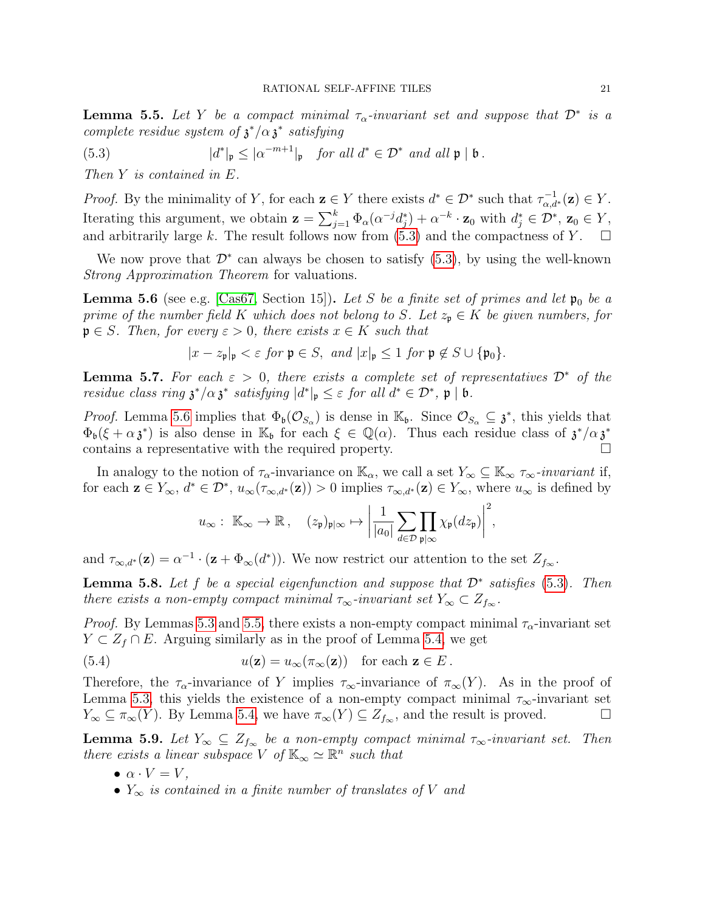**Lemma 5.5.** *Let $Y$ be a compact minimal $\tau_\alpha$-invariant set and suppose that $\mathcal{D}^*$ is a complete residue system of $\mathfrak{z}^*/\alpha\,\mathfrak{z}^*$ satisfying*

$$|d^*|_{\mathfrak{p}} \le |\alpha^{-m+1}|_{\mathfrak{p}} \quad \text{for all } d^* \in \mathcal{D}^* \text{ and all } \mathfrak{p} \mid \mathfrak{b}\,. \tag{5.3}$$

*Then $Y$ is contained in $E$.*

*Proof.* By the minimality of $Y$, for each $\mathbf{z} \in Y$ there exists $d^* \in \mathcal{D}^*$ such that $\tau_{\alpha,d^*}^{-1}(\mathbf{z}) \in Y$. Iterating this argument, we obtain $\mathbf{z} = \sum_{j=1}^{k} \Phi_\alpha(\alpha^{-j} d_j^*) + \alpha^{-k} \cdot \mathbf{z}_0$ with $d_j^* \in \mathcal{D}^*$, $\mathbf{z}_0 \in Y$, and arbitrarily large $k$. The result follows now from (5.3) and the compactness of $Y$. $\square$

We now prove that $\mathcal{D}^*$ can always be chosen to satisfy (5.3), by using the well-known *Strong Approximation Theorem* for valuations.

**Lemma 5.6** (see e.g. [Cas67, Section 15])**.** *Let $S$ be a finite set of primes and let $\mathfrak{p}_0$ be a prime of the number field $K$ which does not belong to $S$. Let $z_{\mathfrak{p}} \in K$ be given numbers, for $\mathfrak{p} \in S$. Then, for every $\varepsilon > 0$, there exists $x \in K$ such that*

$$|x - z_{\mathfrak{p}}|_{\mathfrak{p}} < \varepsilon \text{ for } \mathfrak{p} \in S, \text{ and } |x|_{\mathfrak{p}} \le 1 \text{ for } \mathfrak{p} \notin S \cup \{\mathfrak{p}_0\}.$$

**Lemma 5.7.** *For each $\varepsilon > 0$, there exists a complete set of representatives $\mathcal{D}^*$ of the residue class ring $\mathfrak{z}^*/\alpha\,\mathfrak{z}^*$ satisfying $|d^*|_{\mathfrak{p}} \le \varepsilon$ for all $d^* \in \mathcal{D}^*$, $\mathfrak{p} \mid \mathfrak{b}$.*

*Proof.* Lemma 5.6 implies that $\Phi_{\mathfrak{b}}(\mathcal{O}_{S_\alpha})$ is dense in $\mathbb{K}_{\mathfrak{b}}$. Since $\mathcal{O}_{S_\alpha} \subseteq \mathfrak{z}^*$, this yields that $\Phi_{\mathfrak{b}}(\xi + \alpha\,\mathfrak{z}^*)$ is also dense in $\mathbb{K}_{\mathfrak{b}}$ for each $\xi \in \mathbb{Q}(\alpha)$. Thus each residue class of $\mathfrak{z}^*/\alpha\,\mathfrak{z}^*$ contains a representative with the required property. $\square$

In analogy to the notion of $\tau_\alpha$-invariance on $\mathbb{K}_\alpha$, we call a set $Y_\infty \subseteq \mathbb{K}_\infty$ *$\tau_\infty$-invariant* if, for each $\mathbf{z} \in Y_\infty$, $d^* \in \mathcal{D}^*$, $u_\infty(\tau_{\infty,d^*}(\mathbf{z})) > 0$ implies $\tau_{\infty,d^*}(\mathbf{z}) \in Y_\infty$, where $u_\infty$ is defined by

$$u_\infty:\ \mathbb{K}_\infty \to \mathbb{R}\,, \quad (z_{\mathfrak{p}})_{\mathfrak{p}\mid\infty} \mapsto \left| \frac{1}{|a_0|} \sum_{d\in\mathcal{D}} \prod_{\mathfrak{p}\mid\infty} \chi_{\mathfrak{p}}(d z_{\mathfrak{p}}) \right|^2,$$

and $\tau_{\infty,d^*}(\mathbf{z}) = \alpha^{-1} \cdot (\mathbf{z} + \Phi_\infty(d^*))$. We now restrict our attention to the set $Z_{f_\infty}$.

**Lemma 5.8.** *Let $f$ be a special eigenfunction and suppose that $\mathcal{D}^*$ satisfies (5.3). Then there exists a non-empty compact minimal $\tau_\infty$-invariant set $Y_\infty \subset Z_{f_\infty}$.*

*Proof.* By Lemmas 5.3 and 5.5, there exists a non-empty compact minimal $\tau_\alpha$-invariant set $Y \subset Z_f \cap E$. Arguing similarly as in the proof of Lemma 5.4, we get

$$u(\mathbf{z}) = u_\infty(\pi_\infty(\mathbf{z})) \quad \text{for each } \mathbf{z} \in E\,. \tag{5.4}$$

Therefore, the $\tau_\alpha$-invariance of $Y$ implies $\tau_\infty$-invariance of $\pi_\infty(Y)$. As in the proof of Lemma 5.3, this yields the existence of a non-empty compact minimal $\tau_\infty$-invariant set $Y_\infty \subseteq \pi_\infty(Y)$. By Lemma 5.4, we have $\pi_\infty(Y) \subseteq Z_{f_\infty}$, and the result is proved. $\square$

**Lemma 5.9.** *Let $Y_\infty \subseteq Z_{f_\infty}$ be a non-empty compact minimal $\tau_\infty$-invariant set. Then there exists a linear subspace $V$ of $\mathbb{K}_\infty \simeq \mathbb{R}^n$ such that*

- *$\alpha \cdot V = V$,*
- *$Y_\infty$ is contained in a finite number of translates of $V$ and*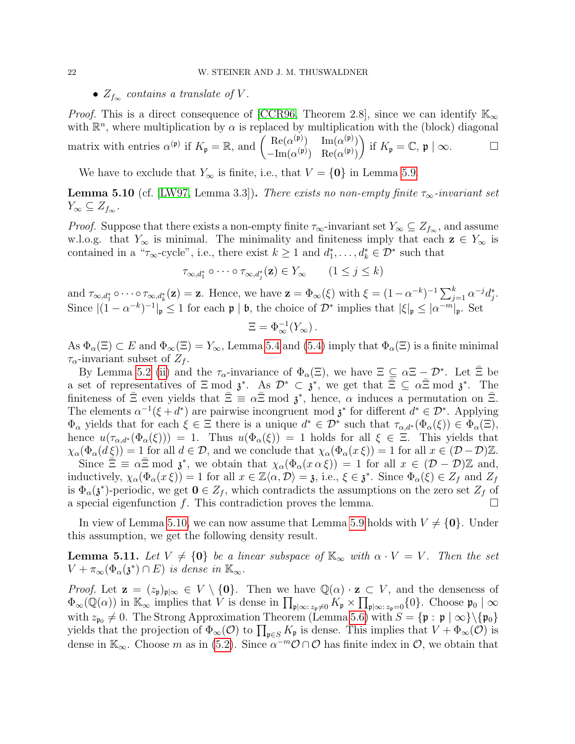- $Z_{f_\infty}$ *contains a translate of* $V$.

*Proof.* This is a direct consequence of [CCR96, Theorem 2.8], since we can identify $\mathbb{K}_\infty$ with $\mathbb{R}^n$, where multiplication by $\alpha$ is replaced by multiplication with the (block) diagonal matrix with entries $\alpha^{(\mathfrak{p})}$ if $K_\mathfrak{p} = \mathbb{R}$, and $\begin{pmatrix} \mathrm{Re}(\alpha^{(\mathfrak{p})}) & \mathrm{Im}(\alpha^{(\mathfrak{p})}) \\ -\mathrm{Im}(\alpha^{(\mathfrak{p})}) & \mathrm{Re}(\alpha^{(\mathfrak{p})}) \end{pmatrix}$ if $K_\mathfrak{p} = \mathbb{C}$, $\mathfrak{p} \mid \infty$. $\square$

We have to exclude that $Y_\infty$ is finite, i.e., that $V = \{\mathbf{0}\}$ in Lemma 5.9.

**Lemma 5.10** (cf. [LW97, Lemma 3.3])**.** *There exists no non-empty finite $\tau_\infty$-invariant set $Y_\infty \subseteq Z_{f_\infty}$.*

*Proof.* Suppose that there exists a non-empty finite $\tau_\infty$-invariant set $Y_\infty \subseteq Z_{f_\infty}$, and assume w.l.o.g. that $Y_\infty$ is minimal. The minimality and finiteness imply that each $\mathbf{z} \in Y_\infty$ is contained in a "$\tau_\infty$-cycle", i.e., there exist $k \ge 1$ and $d_1^*, \ldots, d_k^* \in \mathcal{D}^*$ such that

$$\tau_{\infty, d_1^*} \circ \cdots \circ \tau_{\infty, d_j^*}(\mathbf{z}) \in Y_\infty \qquad (1 \le j \le k)$$

and $\tau_{\infty, d_1^*} \circ \cdots \circ \tau_{\infty, d_k^*}(\mathbf{z}) = \mathbf{z}$. Hence, we have $\mathbf{z} = \Phi_\infty(\xi)$ with $\xi = (1-\alpha^{-k})^{-1} \sum_{j=1}^k \alpha^{-j} d_j^*$. Since $|(1-\alpha^{-k})^{-1}|_\mathfrak{p} \le 1$ for each $\mathfrak{p} \mid \mathfrak{b}$, the choice of $\mathcal{D}^*$ implies that $|\xi|_\mathfrak{p} \le |\alpha^{-m}|_\mathfrak{p}$. Set

$$\Xi = \Phi_\infty^{-1}(Y_\infty)\,.$$

As $\Phi_\alpha(\Xi) \subset E$ and $\Phi_\infty(\Xi) = Y_\infty$, Lemma 5.4 and (5.4) imply that $\Phi_\alpha(\Xi)$ is a finite minimal $\tau_\alpha$-invariant subset of $Z_f$.

By Lemma 5.2 (ii) and the $\tau_\alpha$-invariance of $\Phi_\alpha(\Xi)$, we have $\Xi \subseteq \alpha\Xi - \mathcal{D}^*$. Let $\bar{\Xi}$ be a set of representatives of $\Xi \bmod \mathfrak{z}^*$. As $\mathcal{D}^* \subset \mathfrak{z}^*$, we get that $\bar{\Xi} \subseteq \alpha\bar{\Xi} \bmod \mathfrak{z}^*$. The finiteness of $\bar{\Xi}$ even yields that $\bar{\Xi} \equiv \alpha\bar{\Xi} \bmod \mathfrak{z}^*$, hence, $\alpha$ induces a permutation on $\bar{\Xi}$. The elements $\alpha^{-1}(\xi + d^*)$ are pairwise incongruent $\bmod\ \mathfrak{z}^*$ for different $d^* \in \mathcal{D}^*$. Applying $\Phi_\alpha$ yields that for each $\xi \in \Xi$ there is a unique $d^* \in \mathcal{D}^*$ such that $\tau_{\alpha,d^*}(\Phi_\alpha(\xi)) \in \Phi_\alpha(\Xi)$, hence $u(\tau_{\alpha,d^*}(\Phi_\alpha(\xi))) = 1$. Thus $u(\Phi_\alpha(\xi)) = 1$ holds for all $\xi \in \Xi$. This yields that $\chi_\alpha(\Phi_\alpha(d\,\xi)) = 1$ for all $d \in \mathcal{D}$, and we conclude that $\chi_\alpha(\Phi_\alpha(x\,\xi)) = 1$ for all $x \in (\mathcal{D}-\mathcal{D})\mathbb{Z}$.

Since $\bar{\Xi} \equiv \alpha\bar{\Xi} \bmod \mathfrak{z}^*$, we obtain that $\chi_\alpha(\Phi_\alpha(x\,\alpha\,\xi)) = 1$ for all $x \in (\mathcal{D}-\mathcal{D})\mathbb{Z}$ and, inductively, $\chi_\alpha(\Phi_\alpha(x\,\xi)) = 1$ for all $x \in \mathbb{Z}\langle \alpha, \mathcal{D}\rangle = \mathfrak{z}$, i.e., $\xi \in \mathfrak{z}^*$. Since $\Phi_\alpha(\xi) \in Z_f$ and $Z_f$ is $\Phi_\alpha(\mathfrak{z}^*)$-periodic, we get $\mathbf{0} \in Z_f$, which contradicts the assumptions on the zero set $Z_f$ of a special eigenfunction $f$. This contradiction proves the lemma. $\square$

In view of Lemma 5.10, we can now assume that Lemma 5.9 holds with $V \neq \{\mathbf{0}\}$. Under this assumption, we get the following density result.

**Lemma 5.11.** *Let $V \neq \{\mathbf{0}\}$ be a linear subspace of $\mathbb{K}_\infty$ with $\alpha \cdot V = V$. Then the set $V + \pi_\infty(\Phi_\alpha(\mathfrak{z}^*) \cap E)$ is dense in $\mathbb{K}_\infty$.*

*Proof.* Let $\mathbf{z} = (z_\mathfrak{p})_{\mathfrak{p} \mid \infty} \in V \setminus \{\mathbf{0}\}$. Then we have $\mathbb{Q}(\alpha) \cdot \mathbf{z} \subset V$, and the denseness of $\Phi_\infty(\mathbb{Q}(\alpha))$ in $\mathbb{K}_\infty$ implies that $V$ is dense in $\prod_{\mathfrak{p} \mid \infty:\, z_\mathfrak{p} \neq 0} K_\mathfrak{p} \times \prod_{\mathfrak{p} \mid \infty:\, z_\mathfrak{p} = 0} \{0\}$. Choose $\mathfrak{p}_0 \mid \infty$ with $z_{\mathfrak{p}_0} \neq 0$. The Strong Approximation Theorem (Lemma 5.6) with $S = \{\mathfrak{p} : \mathfrak{p} \mid \infty\} \setminus \{\mathfrak{p}_0\}$ yields that the projection of $\Phi_\infty(\mathcal{O})$ to $\prod_{\mathfrak{p} \in S} K_\mathfrak{p}$ is dense. This implies that $V + \Phi_\infty(\mathcal{O})$ is dense in $\mathbb{K}_\infty$. Choose $m$ as in (5.2). Since $\alpha^{-m}\mathcal{O} \cap \mathcal{O}$ has finite index in $\mathcal{O}$, we obtain that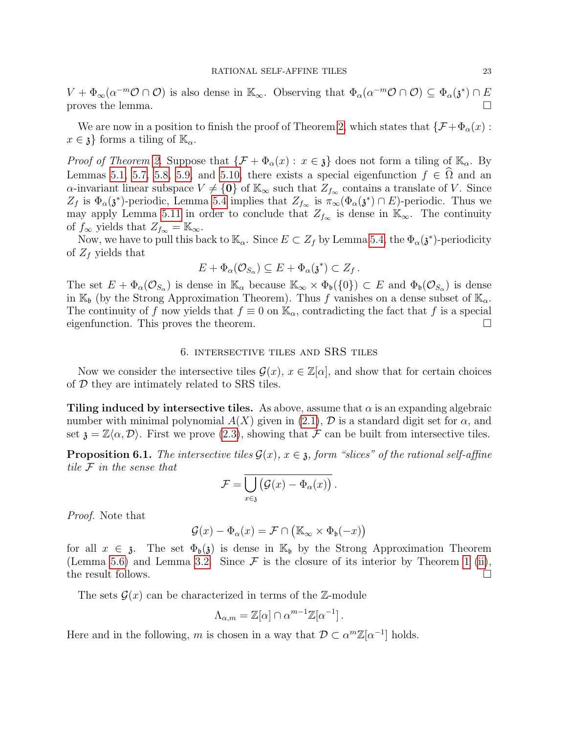$V + \Phi_\infty(\alpha^{-m}\mathcal{O} \cap \mathcal{O})$ is also dense in $\mathbb{K}_\infty$. Observing that $\Phi_\alpha(\alpha^{-m}\mathcal{O} \cap \mathcal{O}) \subseteq \Phi_\alpha(\mathfrak{z}^*) \cap E$ proves the lemma. $\square$

We are now in a position to finish the proof of Theorem 2, which states that $\{\mathcal{F} + \Phi_\alpha(x) : x \in \mathfrak{z}\}$ forms a tiling of $\mathbb{K}_\alpha$.

*Proof of Theorem 2.* Suppose that $\{\mathcal{F} + \Phi_\alpha(x) : x \in \mathfrak{z}\}$ does not form a tiling of $\mathbb{K}_\alpha$. By Lemmas 5.1, 5.7, 5.8, 5.9, and 5.10, there exists a special eigenfunction $f \in \widehat{\Omega}$ and an $\alpha$-invariant linear subspace $V \neq \{\mathbf{0}\}$ of $\mathbb{K}_\infty$ such that $Z_{f_\infty}$ contains a translate of $V$. Since $Z_f$ is $\Phi_\alpha(\mathfrak{z}^*)$-periodic, Lemma 5.4 implies that $Z_{f_\infty}$ is $\pi_\infty(\Phi_\alpha(\mathfrak{z}^*) \cap E)$-periodic. Thus we may apply Lemma 5.11 in order to conclude that $Z_{f_\infty}$ is dense in $\mathbb{K}_\infty$. The continuity of $f_\infty$ yields that $Z_{f_\infty} = \mathbb{K}_\infty$.

Now, we have to pull this back to $\mathbb{K}_\alpha$. Since $E \subset Z_f$ by Lemma 5.4, the $\Phi_\alpha(\mathfrak{z}^*)$-periodicity of $Z_f$ yields that

$$E + \Phi_\alpha(\mathcal{O}_{S_\alpha}) \subseteq E + \Phi_\alpha(\mathfrak{z}^*) \subset Z_f\,.$$

The set $E + \Phi_\alpha(\mathcal{O}_{S_\alpha})$ is dense in $\mathbb{K}_\alpha$ because $\mathbb{K}_\infty \times \Phi_\mathfrak{b}(\{0\}) \subset E$ and $\Phi_\mathfrak{b}(\mathcal{O}_{S_\alpha})$ is dense in $\mathbb{K}_\mathfrak{b}$ (by the Strong Approximation Theorem). Thus $f$ vanishes on a dense subset of $\mathbb{K}_\alpha$. The continuity of $f$ now yields that $f \equiv 0$ on $\mathbb{K}_\alpha$, contradicting the fact that $f$ is a special eigenfunction. This proves the theorem. $\square$

## 6. Intersective tiles and SRS tiles

Now we consider the intersective tiles $\mathcal{G}(x)$, $x \in \mathbb{Z}[\alpha]$, and show that for certain choices of $\mathcal{D}$ they are intimately related to SRS tiles.

**Tiling induced by intersective tiles.** As above, assume that $\alpha$ is an expanding algebraic number with minimal polynomial $A(X)$ given in (2.1), $\mathcal{D}$ is a standard digit set for $\alpha$, and set $\mathfrak{z} = \mathbb{Z}\langle\alpha, \mathcal{D}\rangle$. First we prove (2.3), showing that $\mathcal{F}$ can be built from intersective tiles.

**Proposition 6.1.** *The intersective tiles $\mathcal{G}(x)$, $x \in \mathfrak{z}$, form "slices" of the rational self-affine tile $\mathcal{F}$ in the sense that*

$$\mathcal{F} = \overline{\bigcup_{x \in \mathfrak{z}} \big(\mathcal{G}(x) - \Phi_\alpha(x)\big)}\,.$$

*Proof.* Note that

$$\mathcal{G}(x) - \Phi_\alpha(x) = \mathcal{F} \cap \big(\mathbb{K}_\infty \times \Phi_\mathfrak{b}(-x)\big)$$

for all $x \in \mathfrak{z}$. The set $\Phi_\mathfrak{b}(\mathfrak{z})$ is dense in $\mathbb{K}_\mathfrak{b}$ by the Strong Approximation Theorem (Lemma 5.6) and Lemma 3.2. Since $\mathcal{F}$ is the closure of its interior by Theorem 1 (ii), the result follows. $\square$

The sets $\mathcal{G}(x)$ can be characterized in terms of the $\mathbb{Z}$-module

$$\Lambda_{\alpha,m} = \mathbb{Z}[\alpha] \cap \alpha^{m-1}\mathbb{Z}[\alpha^{-1}]\,.$$

Here and in the following, $m$ is chosen in a way that $\mathcal{D} \subset \alpha^m\mathbb{Z}[\alpha^{-1}]$ holds.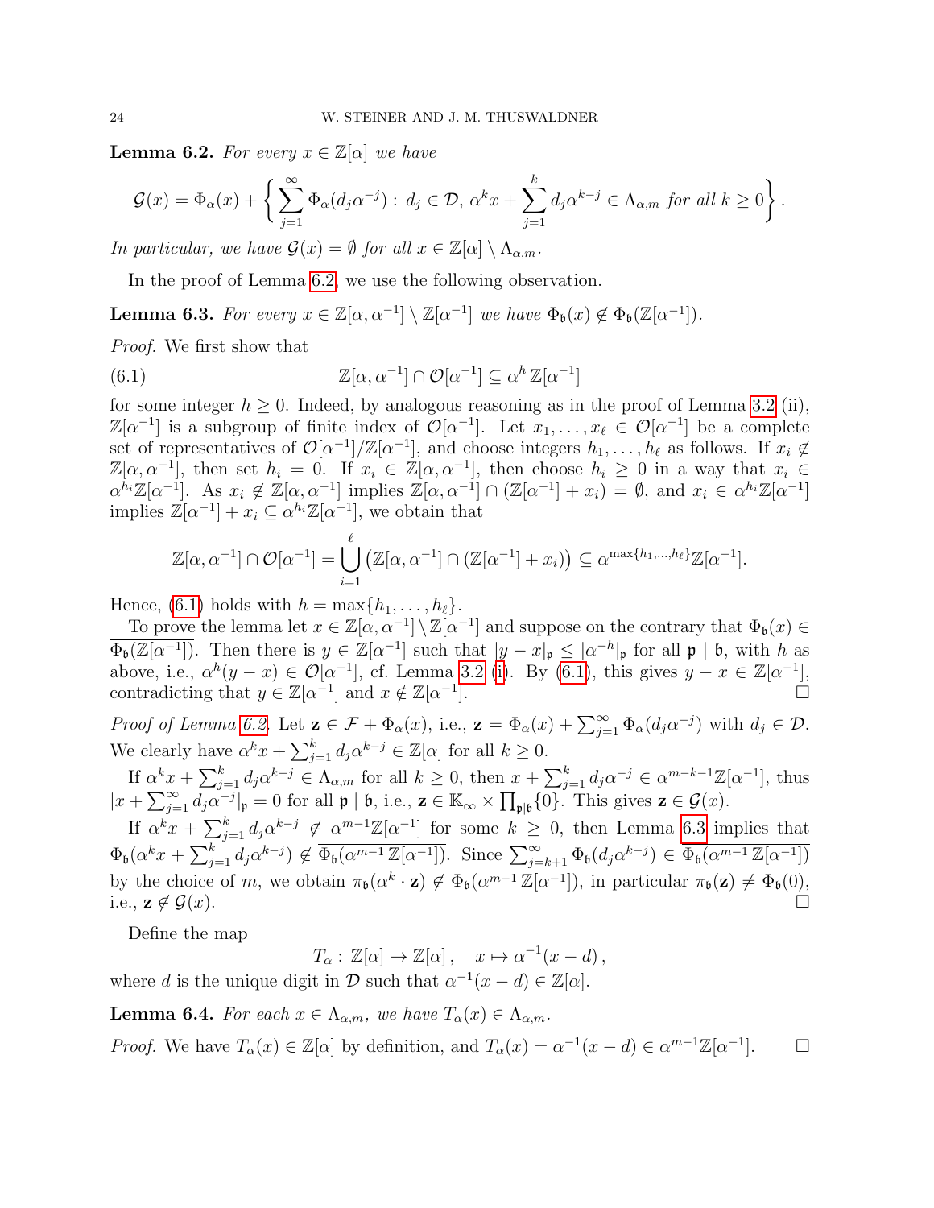**Lemma 6.2.** *For every $x \in \mathbb{Z}[\alpha]$ we have*

$$\mathcal{G}(x) = \Phi_\alpha(x) + \left\{ \sum_{j=1}^{\infty} \Phi_\alpha(d_j \alpha^{-j}) : \, d_j \in \mathcal{D},\, \alpha^k x + \sum_{j=1}^{k} d_j \alpha^{k-j} \in \Lambda_{\alpha,m} \text{ for all } k \geq 0 \right\}.$$

*In particular, we have $\mathcal{G}(x) = \emptyset$ for all $x \in \mathbb{Z}[\alpha] \setminus \Lambda_{\alpha,m}$.*

In the proof of Lemma 6.2, we use the following observation.

**Lemma 6.3.** *For every $x \in \mathbb{Z}[\alpha, \alpha^{-1}] \setminus \mathbb{Z}[\alpha^{-1}]$ we have $\Phi_{\mathfrak{b}}(x) \notin \overline{\Phi_{\mathfrak{b}}(\mathbb{Z}[\alpha^{-1}])}$.*

*Proof.* We first show that

$$\mathbb{Z}[\alpha, \alpha^{-1}] \cap \mathcal{O}[\alpha^{-1}] \subseteq \alpha^h \, \mathbb{Z}[\alpha^{-1}] \tag{6.1}$$

for some integer $h \geq 0$. Indeed, by analogous reasoning as in the proof of Lemma 3.2 (ii), $\mathbb{Z}[\alpha^{-1}]$ is a subgroup of finite index of $\mathcal{O}[\alpha^{-1}]$. Let $x_1, \ldots, x_\ell \in \mathcal{O}[\alpha^{-1}]$ be a complete set of representatives of $\mathcal{O}[\alpha^{-1}]/\mathbb{Z}[\alpha^{-1}]$, and choose integers $h_1, \ldots, h_\ell$ as follows. If $x_i \notin \mathbb{Z}[\alpha, \alpha^{-1}]$, then set $h_i = 0$. If $x_i \in \mathbb{Z}[\alpha, \alpha^{-1}]$, then choose $h_i \geq 0$ in a way that $x_i \in \alpha^{h_i}\mathbb{Z}[\alpha^{-1}]$. As $x_i \notin \mathbb{Z}[\alpha, \alpha^{-1}]$ implies $\mathbb{Z}[\alpha, \alpha^{-1}] \cap (\mathbb{Z}[\alpha^{-1}] + x_i) = \emptyset$, and $x_i \in \alpha^{h_i}\mathbb{Z}[\alpha^{-1}]$ implies $\mathbb{Z}[\alpha^{-1}] + x_i \subseteq \alpha^{h_i}\mathbb{Z}[\alpha^{-1}]$, we obtain that

$$\mathbb{Z}[\alpha, \alpha^{-1}] \cap \mathcal{O}[\alpha^{-1}] = \bigcup_{i=1}^{\ell} \left( \mathbb{Z}[\alpha, \alpha^{-1}] \cap (\mathbb{Z}[\alpha^{-1}] + x_i) \right) \subseteq \alpha^{\max\{h_1, \ldots, h_\ell\}} \mathbb{Z}[\alpha^{-1}].$$

Hence, (6.1) holds with $h = \max\{h_1, \ldots, h_\ell\}$.

To prove the lemma let $x \in \mathbb{Z}[\alpha, \alpha^{-1}] \setminus \mathbb{Z}[\alpha^{-1}]$ and suppose on the contrary that $\Phi_{\mathfrak{b}}(x) \in \overline{\Phi_{\mathfrak{b}}(\mathbb{Z}[\alpha^{-1}])}$. Then there is $y \in \mathbb{Z}[\alpha^{-1}]$ such that $|y - x|_{\mathfrak{p}} \leq |\alpha^{-h}|_{\mathfrak{p}}$ for all $\mathfrak{p} \mid \mathfrak{b}$, with $h$ as above, i.e., $\alpha^h(y - x) \in \mathcal{O}[\alpha^{-1}]$, cf. Lemma 3.2 (i). By (6.1), this gives $y - x \in \mathbb{Z}[\alpha^{-1}]$, contradicting that $y \in \mathbb{Z}[\alpha^{-1}]$ and $x \notin \mathbb{Z}[\alpha^{-1}]$. $\square$

*Proof of Lemma 6.2.* Let $\mathbf{z} \in \mathcal{F} + \Phi_\alpha(x)$, i.e., $\mathbf{z} = \Phi_\alpha(x) + \sum_{j=1}^{\infty} \Phi_\alpha(d_j \alpha^{-j})$ with $d_j \in \mathcal{D}$. We clearly have $\alpha^k x + \sum_{j=1}^{k} d_j \alpha^{k-j} \in \mathbb{Z}[\alpha]$ for all $k \geq 0$.

If $\alpha^k x + \sum_{j=1}^{k} d_j \alpha^{k-j} \in \Lambda_{\alpha,m}$ for all $k \geq 0$, then $x + \sum_{j=1}^{k} d_j \alpha^{-j} \in \alpha^{m-k-1}\mathbb{Z}[\alpha^{-1}]$, thus $|x + \sum_{j=1}^{\infty} d_j \alpha^{-j}|_{\mathfrak{p}} = 0$ for all $\mathfrak{p} \mid \mathfrak{b}$, i.e., $\mathbf{z} \in \mathbb{K}_\infty \times \prod_{\mathfrak{p}|\mathfrak{b}}\{0\}$. This gives $\mathbf{z} \in \mathcal{G}(x)$.

If $\alpha^k x + \sum_{j=1}^{k} d_j \alpha^{k-j} \notin \alpha^{m-1}\mathbb{Z}[\alpha^{-1}]$ for some $k \geq 0$, then Lemma 6.3 implies that $\Phi_{\mathfrak{b}}(\alpha^k x + \sum_{j=1}^{k} d_j \alpha^{k-j}) \notin \overline{\Phi_{\mathfrak{b}}(\alpha^{m-1}\,\mathbb{Z}[\alpha^{-1}])}$. Since $\sum_{j=k+1}^{\infty} \Phi_{\mathfrak{b}}(d_j \alpha^{k-j}) \in \overline{\Phi_{\mathfrak{b}}(\alpha^{m-1}\,\mathbb{Z}[\alpha^{-1}])}$ by the choice of $m$, we obtain $\pi_{\mathfrak{b}}(\alpha^k \cdot \mathbf{z}) \notin \overline{\Phi_{\mathfrak{b}}(\alpha^{m-1}\,\mathbb{Z}[\alpha^{-1}])}$, in particular $\pi_{\mathfrak{b}}(\mathbf{z}) \neq \Phi_{\mathfrak{b}}(0)$, i.e., $\mathbf{z} \notin \mathcal{G}(x)$. $\square$

Define the map

$$T_\alpha : \mathbb{Z}[\alpha] \to \mathbb{Z}[\alpha], \quad x \mapsto \alpha^{-1}(x - d),$$

where $d$ is the unique digit in $\mathcal{D}$ such that $\alpha^{-1}(x - d) \in \mathbb{Z}[\alpha]$.

**Lemma 6.4.** *For each $x \in \Lambda_{\alpha,m}$, we have $T_\alpha(x) \in \Lambda_{\alpha,m}$.*

*Proof.* We have $T_\alpha(x) \in \mathbb{Z}[\alpha]$ by definition, and $T_\alpha(x) = \alpha^{-1}(x - d) \in \alpha^{m-1}\mathbb{Z}[\alpha^{-1}]$. $\square$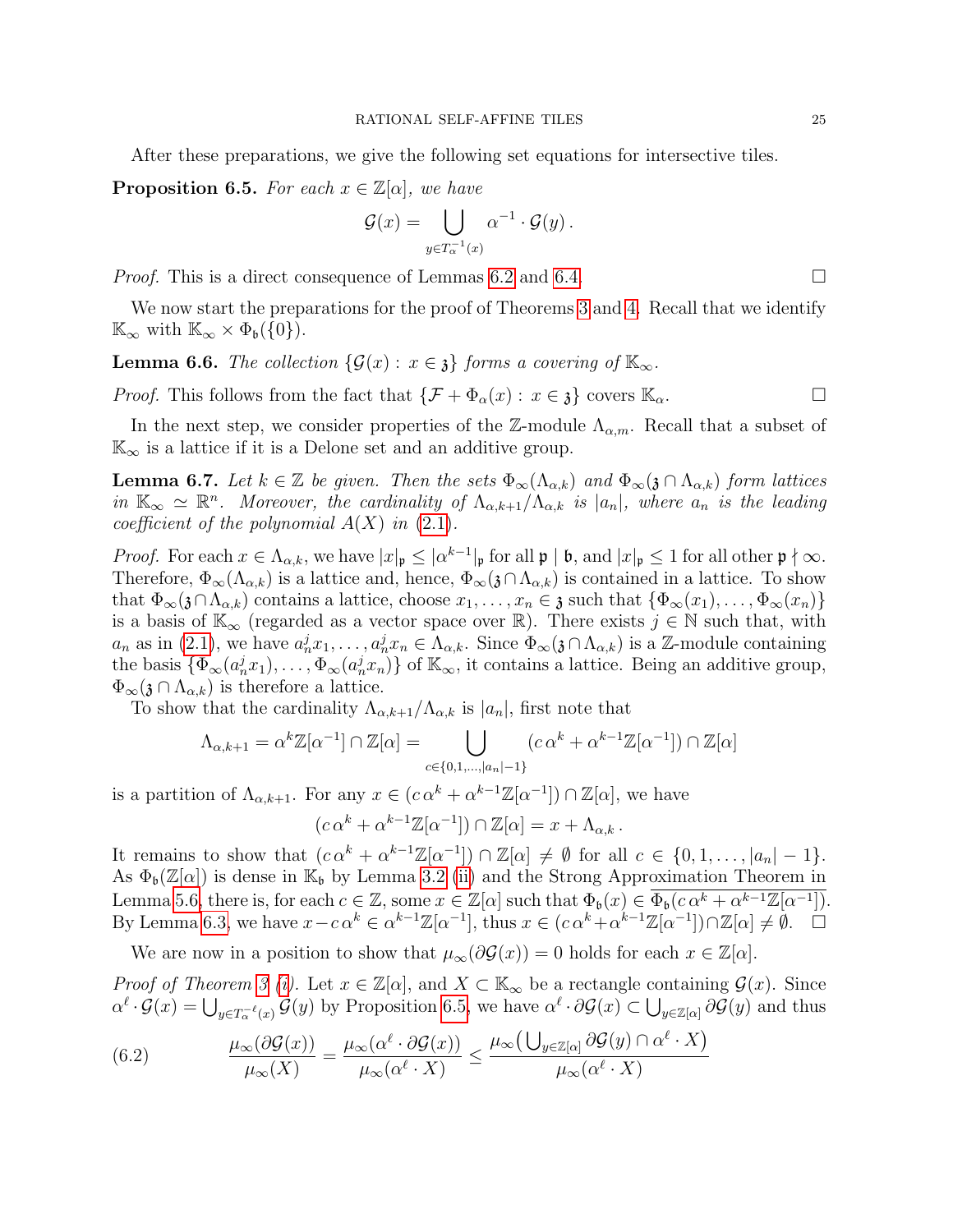After these preparations, we give the following set equations for intersective tiles.

**Proposition 6.5.** *For each $x \in \mathbb{Z}[\alpha]$, we have*

$$\mathcal{G}(x) = \bigcup_{y \in T_\alpha^{-1}(x)} \alpha^{-1} \cdot \mathcal{G}(y)\,.$$

*Proof.* This is a direct consequence of Lemmas 6.2 and 6.4. □

We now start the preparations for the proof of Theorems 3 and 4. Recall that we identify $\mathbb{K}_\infty$ with $\mathbb{K}_\infty \times \Phi_{\mathfrak{b}}(\{0\})$.

**Lemma 6.6.** *The collection $\{\mathcal{G}(x) : x \in \mathfrak{z}\}$ forms a covering of $\mathbb{K}_\infty$.*

*Proof.* This follows from the fact that $\{\mathcal{F} + \Phi_\alpha(x) : x \in \mathfrak{z}\}$ covers $\mathbb{K}_\alpha$. □

In the next step, we consider properties of the $\mathbb{Z}$-module $\Lambda_{\alpha,m}$. Recall that a subset of $\mathbb{K}_\infty$ is a lattice if it is a Delone set and an additive group.

**Lemma 6.7.** *Let $k \in \mathbb{Z}$ be given. Then the sets $\Phi_\infty(\Lambda_{\alpha,k})$ and $\Phi_\infty(\mathfrak{z} \cap \Lambda_{\alpha,k})$ form lattices in $\mathbb{K}_\infty \simeq \mathbb{R}^n$. Moreover, the cardinality of $\Lambda_{\alpha,k+1}/\Lambda_{\alpha,k}$ is $|a_n|$, where $a_n$ is the leading coefficient of the polynomial $A(X)$ in (2.1).*

*Proof.* For each $x \in \Lambda_{\alpha,k}$, we have $|x|_{\mathfrak{p}} \le |\alpha^{k-1}|_{\mathfrak{p}}$ for all $\mathfrak{p} \mid \mathfrak{b}$, and $|x|_{\mathfrak{p}} \le 1$ for all other $\mathfrak{p} \nmid \infty$. Therefore, $\Phi_\infty(\Lambda_{\alpha,k})$ is a lattice and, hence, $\Phi_\infty(\mathfrak{z} \cap \Lambda_{\alpha,k})$ is contained in a lattice. To show that $\Phi_\infty(\mathfrak{z} \cap \Lambda_{\alpha,k})$ contains a lattice, choose $x_1, \ldots, x_n \in \mathfrak{z}$ such that $\{\Phi_\infty(x_1), \ldots, \Phi_\infty(x_n)\}$ is a basis of $\mathbb{K}_\infty$ (regarded as a vector space over $\mathbb{R}$). There exists $j \in \mathbb{N}$ such that, with $a_n$ as in (2.1), we have $a_n^j x_1, \ldots, a_n^j x_n \in \Lambda_{\alpha,k}$. Since $\Phi_\infty(\mathfrak{z} \cap \Lambda_{\alpha,k})$ is a $\mathbb{Z}$-module containing the basis $\{\Phi_\infty(a_n^j x_1), \ldots, \Phi_\infty(a_n^j x_n)\}$ of $\mathbb{K}_\infty$, it contains a lattice. Being an additive group, $\Phi_\infty(\mathfrak{z} \cap \Lambda_{\alpha,k})$ is therefore a lattice.

To show that the cardinality $\Lambda_{\alpha,k+1}/\Lambda_{\alpha,k}$ is $|a_n|$, first note that

$$\Lambda_{\alpha,k+1} = \alpha^k \mathbb{Z}[\alpha^{-1}] \cap \mathbb{Z}[\alpha] = \bigcup_{c \in \{0,1,\ldots,|a_n|-1\}} (c\,\alpha^k + \alpha^{k-1}\mathbb{Z}[\alpha^{-1}]) \cap \mathbb{Z}[\alpha]$$

is a partition of $\Lambda_{\alpha,k+1}$. For any $x \in (c\,\alpha^k + \alpha^{k-1}\mathbb{Z}[\alpha^{-1}]) \cap \mathbb{Z}[\alpha]$, we have

$$(c\,\alpha^k + \alpha^{k-1}\mathbb{Z}[\alpha^{-1}]) \cap \mathbb{Z}[\alpha] = x + \Lambda_{\alpha,k}\,.$$

It remains to show that $(c\,\alpha^k + \alpha^{k-1}\mathbb{Z}[\alpha^{-1}]) \cap \mathbb{Z}[\alpha] \ne \emptyset$ for all $c \in \{0, 1, \ldots, |a_n| - 1\}$. As $\Phi_{\mathfrak{b}}(\mathbb{Z}[\alpha])$ is dense in $\mathbb{K}_{\mathfrak{b}}$ by Lemma 3.2 (ii) and the Strong Approximation Theorem in Lemma 5.6, there is, for each $c \in \mathbb{Z}$, some $x \in \mathbb{Z}[\alpha]$ such that $\Phi_{\mathfrak{b}}(x) \in \overline{\Phi_{\mathfrak{b}}(c\,\alpha^k + \alpha^{k-1}\mathbb{Z}[\alpha^{-1}])}$. By Lemma 6.3, we have $x - c\,\alpha^k \in \alpha^{k-1}\mathbb{Z}[\alpha^{-1}]$, thus $x \in (c\,\alpha^k + \alpha^{k-1}\mathbb{Z}[\alpha^{-1}]) \cap \mathbb{Z}[\alpha] \ne \emptyset$. □

We are now in a position to show that $\mu_\infty(\partial\mathcal{G}(x)) = 0$ holds for each $x \in \mathbb{Z}[\alpha]$.

*Proof of Theorem 3 (i).* Let $x \in \mathbb{Z}[\alpha]$, and $X \subset \mathbb{K}_\infty$ be a rectangle containing $\mathcal{G}(x)$. Since $\alpha^\ell \cdot \mathcal{G}(x) = \bigcup_{y \in T_\alpha^{-\ell}(x)} \mathcal{G}(y)$ by Proposition 6.5, we have $\alpha^\ell \cdot \partial\mathcal{G}(x) \subset \bigcup_{y \in \mathbb{Z}[\alpha]} \partial\mathcal{G}(y)$ and thus

$$\frac{\mu_\infty(\partial\mathcal{G}(x))}{\mu_\infty(X)} = \frac{\mu_\infty(\alpha^\ell \cdot \partial\mathcal{G}(x))}{\mu_\infty(\alpha^\ell \cdot X)} \le \frac{\mu_\infty\big(\bigcup_{y \in \mathbb{Z}[\alpha]} \partial\mathcal{G}(y) \cap \alpha^\ell \cdot X\big)}{\mu_\infty(\alpha^\ell \cdot X)} \tag{6.2}$$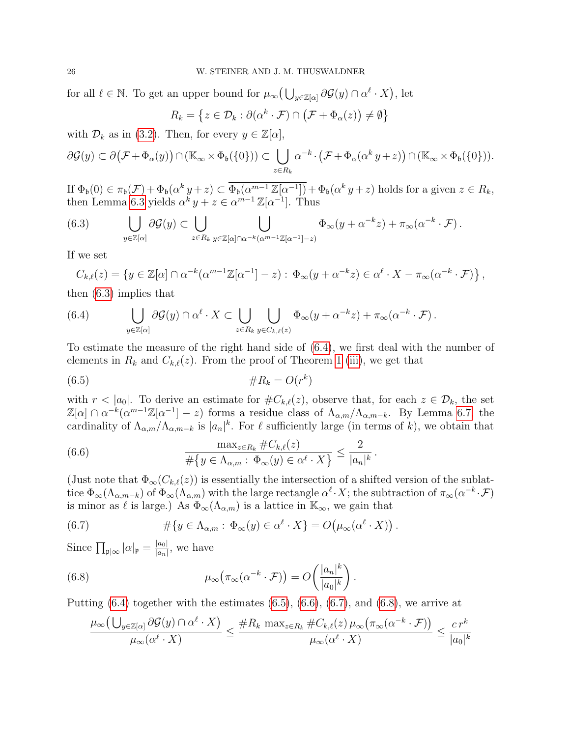for all $\ell \in \mathbb{N}$. To get an upper bound for $\mu_\infty\big(\bigcup_{y\in\mathbb{Z}[\alpha]} \partial\mathcal{G}(y) \cap \alpha^\ell \cdot X\big)$, let

$$R_k = \big\{z \in \mathcal{D}_k : \partial(\alpha^k \cdot \mathcal{F}) \cap \big(\mathcal{F} + \Phi_\alpha(z)\big) \neq \emptyset\big\}$$

with $\mathcal{D}_k$ as in (3.2). Then, for every $y \in \mathbb{Z}[\alpha]$,

$$\partial\mathcal{G}(y) \subset \partial\big(\mathcal{F} + \Phi_\alpha(y)\big) \cap (\mathbb{K}_\infty \times \Phi_{\mathfrak{b}}(\{0\})) \subset \bigcup_{z\in R_k} \alpha^{-k} \cdot \big(\mathcal{F} + \Phi_\alpha(\alpha^k\, y + z)\big) \cap (\mathbb{K}_\infty \times \Phi_{\mathfrak{b}}(\{0\})).$$

If $\Phi_{\mathfrak{b}}(0) \in \pi_{\mathfrak{b}}(\mathcal{F}) + \Phi_{\mathfrak{b}}(\alpha^k\, y + z) \subset \overline{\Phi_{\mathfrak{b}}(\alpha^{m-1}\,\mathbb{Z}[\alpha^{-1}])} + \Phi_{\mathfrak{b}}(\alpha^k\, y + z)$ holds for a given $z \in R_k$, then Lemma 6.3 yields $\alpha^k\, y + z \in \alpha^{m-1}\,\mathbb{Z}[\alpha^{-1}]$. Thus

$$\bigcup_{y\in\mathbb{Z}[\alpha]} \partial\mathcal{G}(y) \subset \bigcup_{z\in R_k}\ \bigcup_{y\in\mathbb{Z}[\alpha]\cap\alpha^{-k}(\alpha^{m-1}\mathbb{Z}[\alpha^{-1}]-z)} \Phi_\infty(y + \alpha^{-k} z) + \pi_\infty(\alpha^{-k} \cdot \mathcal{F})\,. \tag{6.3}$$

If we set

$$C_{k,\ell}(z) = \big\{y \in \mathbb{Z}[\alpha] \cap \alpha^{-k}(\alpha^{m-1}\mathbb{Z}[\alpha^{-1}] - z) :\ \Phi_\infty(y + \alpha^{-k} z) \in \alpha^\ell \cdot X - \pi_\infty(\alpha^{-k} \cdot \mathcal{F})\big\}\,,$$

then (6.3) implies that

$$\bigcup_{y\in\mathbb{Z}[\alpha]} \partial\mathcal{G}(y) \cap \alpha^\ell \cdot X \subset \bigcup_{z\in R_k}\ \bigcup_{y\in C_{k,\ell}(z)} \Phi_\infty(y + \alpha^{-k} z) + \pi_\infty(\alpha^{-k} \cdot \mathcal{F})\,. \tag{6.4}$$

To estimate the measure of the right hand side of (6.4), we first deal with the number of elements in $R_k$ and $C_{k,\ell}(z)$. From the proof of Theorem 1 (iii), we get that

$$\#R_k = O(r^k) \tag{6.5}$$

with $r < |a_0|$. To derive an estimate for $\#C_{k,\ell}(z)$, observe that, for each $z \in \mathcal{D}_k$, the set $\mathbb{Z}[\alpha] \cap \alpha^{-k}(\alpha^{m-1}\mathbb{Z}[\alpha^{-1}] - z)$ forms a residue class of $\Lambda_{\alpha,m}/\Lambda_{\alpha,m-k}$. By Lemma 6.7, the cardinality of $\Lambda_{\alpha,m}/\Lambda_{\alpha,m-k}$ is $|a_n|^k$. For $\ell$ sufficiently large (in terms of $k$), we obtain that

$$\frac{\max_{z\in R_k} \#C_{k,\ell}(z)}{\#\big\{y \in \Lambda_{\alpha,m} :\ \Phi_\infty(y) \in \alpha^\ell \cdot X\big\}} \le \frac{2}{|a_n|^k}\,. \tag{6.6}$$

(Just note that $\Phi_\infty(C_{k,\ell}(z))$ is essentially the intersection of a shifted version of the sublattice $\Phi_\infty(\Lambda_{\alpha,m-k})$ of $\Phi_\infty(\Lambda_{\alpha,m})$ with the large rectangle $\alpha^\ell \cdot X$; the subtraction of $\pi_\infty(\alpha^{-k} \cdot \mathcal{F})$ is minor as $\ell$ is large.) As $\Phi_\infty(\Lambda_{\alpha,m})$ is a lattice in $\mathbb{K}_\infty$, we gain that

$$\#\{y \in \Lambda_{\alpha,m} :\ \Phi_\infty(y) \in \alpha^\ell \cdot X\} = O\big(\mu_\infty(\alpha^\ell \cdot X)\big)\,. \tag{6.7}$$

Since $\prod_{\mathfrak{p}|\infty} |\alpha|_{\mathfrak{p}} = \frac{|a_0|}{|a_n|}$, we have

$$\mu_\infty\big(\pi_\infty(\alpha^{-k} \cdot \mathcal{F})\big) = O\bigg(\frac{|a_n|^k}{|a_0|^k}\bigg)\,. \tag{6.8}$$

Putting (6.4) together with the estimates (6.5), (6.6), (6.7), and (6.8), we arrive at

$$\frac{\mu_\infty\big(\bigcup_{y\in\mathbb{Z}[\alpha]} \partial\mathcal{G}(y) \cap \alpha^\ell \cdot X\big)}{\mu_\infty(\alpha^\ell \cdot X)} \le \frac{\#R_k\, \max_{z\in R_k} \#C_{k,\ell}(z)\, \mu_\infty\big(\pi_\infty(\alpha^{-k} \cdot \mathcal{F})\big)}{\mu_\infty(\alpha^\ell \cdot X)} \le \frac{c\, r^k}{|a_0|^k}$$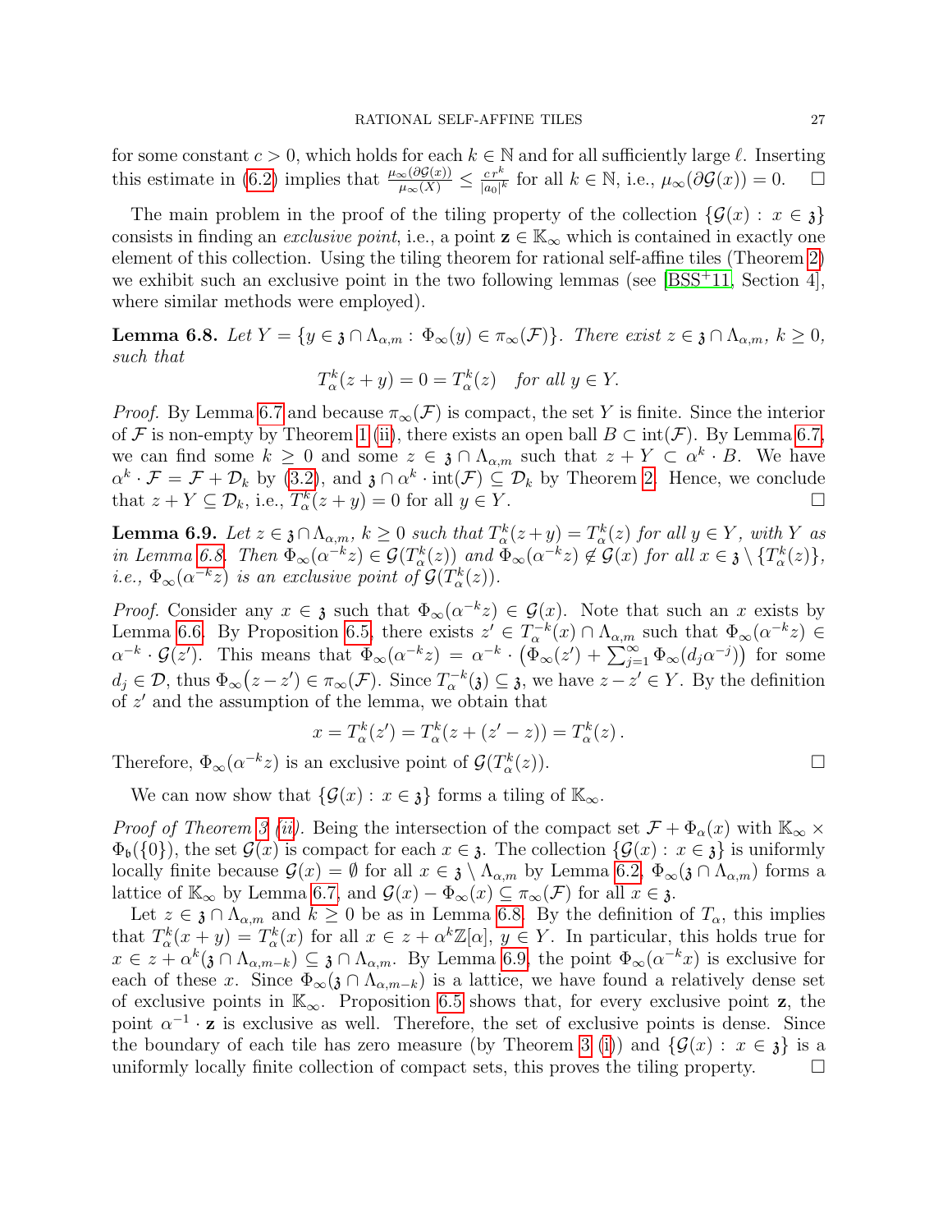for some constant $c > 0$, which holds for each $k \in \mathbb{N}$ and for all sufficiently large $\ell$. Inserting this estimate in (6.2) implies that $\frac{\mu_\infty(\partial\mathcal{G}(x))}{\mu_\infty(X)} \le \frac{c\, r^k}{|a_0|^k}$ for all $k \in \mathbb{N}$, i.e., $\mu_\infty(\partial\mathcal{G}(x)) = 0$. $\square$

The main problem in the proof of the tiling property of the collection $\{\mathcal{G}(x) : x \in \mathfrak{z}\}$ consists in finding an *exclusive point*, i.e., a point $\mathbf{z} \in \mathbb{K}_\infty$ which is contained in exactly one element of this collection. Using the tiling theorem for rational self-affine tiles (Theorem 2) we exhibit such an exclusive point in the two following lemmas (see [BSS+11, Section 4], where similar methods were employed).

**Lemma 6.8.** *Let $Y = \{y \in \mathfrak{z} \cap \Lambda_{\alpha,m} : \Phi_\infty(y) \in \pi_\infty(\mathcal{F})\}$. There exist $z \in \mathfrak{z} \cap \Lambda_{\alpha,m}$, $k \ge 0$, such that*

$$T_\alpha^k(z + y) = 0 = T_\alpha^k(z) \quad \text{for all } y \in Y.$$

*Proof.* By Lemma 6.7 and because $\pi_\infty(\mathcal{F})$ is compact, the set $Y$ is finite. Since the interior of $\mathcal{F}$ is non-empty by Theorem 1 (ii), there exists an open ball $B \subset \mathrm{int}(\mathcal{F})$. By Lemma 6.7, we can find some $k \ge 0$ and some $z \in \mathfrak{z} \cap \Lambda_{\alpha,m}$ such that $z + Y \subset \alpha^k \cdot B$. We have $\alpha^k \cdot \mathcal{F} = \mathcal{F} + \mathcal{D}_k$ by (3.2), and $\mathfrak{z} \cap \alpha^k \cdot \mathrm{int}(\mathcal{F}) \subseteq \mathcal{D}_k$ by Theorem 2. Hence, we conclude that $z + Y \subseteq \mathcal{D}_k$, i.e., $T_\alpha^k(z + y) = 0$ for all $y \in Y$. $\square$

**Lemma 6.9.** *Let $z \in \mathfrak{z} \cap \Lambda_{\alpha,m}$, $k \ge 0$ such that $T_\alpha^k(z+y) = T_\alpha^k(z)$ for all $y \in Y$, with $Y$ as in Lemma 6.8. Then $\Phi_\infty(\alpha^{-k}z) \in \mathcal{G}(T_\alpha^k(z))$ and $\Phi_\infty(\alpha^{-k}z) \notin \mathcal{G}(x)$ for all $x \in \mathfrak{z} \setminus \{T_\alpha^k(z)\}$, i.e., $\Phi_\infty(\alpha^{-k}z)$ is an exclusive point of $\mathcal{G}(T_\alpha^k(z))$.*

*Proof.* Consider any $x \in \mathfrak{z}$ such that $\Phi_\infty(\alpha^{-k}z) \in \mathcal{G}(x)$. Note that such an $x$ exists by Lemma 6.6. By Proposition 6.5, there exists $z' \in T_\alpha^{-k}(x) \cap \Lambda_{\alpha,m}$ such that $\Phi_\infty(\alpha^{-k}z) \in \alpha^{-k} \cdot \mathcal{G}(z')$. This means that $\Phi_\infty(\alpha^{-k}z) = \alpha^{-k} \cdot \big(\Phi_\infty(z') + \sum_{j=1}^\infty \Phi_\infty(d_j\alpha^{-j})\big)$ for some $d_j \in \mathcal{D}$, thus $\Phi_\infty\big(z - z'\big) \in \pi_\infty(\mathcal{F})$. Since $T_\alpha^{-k}(\mathfrak{z}) \subseteq \mathfrak{z}$, we have $z - z' \in Y$. By the definition of $z'$ and the assumption of the lemma, we obtain that

$$x = T_\alpha^k(z') = T_\alpha^k(z + (z' - z)) = T_\alpha^k(z)\,.$$

Therefore, $\Phi_\infty(\alpha^{-k}z)$ is an exclusive point of $\mathcal{G}(T_\alpha^k(z))$. $\square$

We can now show that $\{\mathcal{G}(x) : x \in \mathfrak{z}\}$ forms a tiling of $\mathbb{K}_\infty$.

*Proof of Theorem 3 (ii).* Being the intersection of the compact set $\mathcal{F} + \Phi_\alpha(x)$ with $\mathbb{K}_\infty \times \Phi_{\mathfrak{b}}(\{0\})$, the set $\mathcal{G}(x)$ is compact for each $x \in \mathfrak{z}$. The collection $\{\mathcal{G}(x) : x \in \mathfrak{z}\}$ is uniformly locally finite because $\mathcal{G}(x) = \emptyset$ for all $x \in \mathfrak{z} \setminus \Lambda_{\alpha,m}$ by Lemma 6.2, $\Phi_\infty(\mathfrak{z} \cap \Lambda_{\alpha,m})$ forms a lattice of $\mathbb{K}_\infty$ by Lemma 6.7, and $\mathcal{G}(x) - \Phi_\infty(x) \subseteq \pi_\infty(\mathcal{F})$ for all $x \in \mathfrak{z}$.

Let $z \in \mathfrak{z} \cap \Lambda_{\alpha,m}$ and $k \ge 0$ be as in Lemma 6.8. By the definition of $T_\alpha$, this implies that $T_\alpha^k(x + y) = T_\alpha^k(x)$ for all $x \in z + \alpha^k\mathbb{Z}[\alpha]$, $y \in Y$. In particular, this holds true for $x \in z + \alpha^k(\mathfrak{z} \cap \Lambda_{\alpha,m-k}) \subseteq \mathfrak{z} \cap \Lambda_{\alpha,m}$. By Lemma 6.9, the point $\Phi_\infty(\alpha^{-k}x)$ is exclusive for each of these $x$. Since $\Phi_\infty(\mathfrak{z} \cap \Lambda_{\alpha,m-k})$ is a lattice, we have found a relatively dense set of exclusive points in $\mathbb{K}_\infty$. Proposition 6.5 shows that, for every exclusive point $\mathbf{z}$, the point $\alpha^{-1} \cdot \mathbf{z}$ is exclusive as well. Therefore, the set of exclusive points is dense. Since the boundary of each tile has zero measure (by Theorem 3 (i)) and $\{\mathcal{G}(x) : x \in \mathfrak{z}\}$ is a uniformly locally finite collection of compact sets, this proves the tiling property. $\square$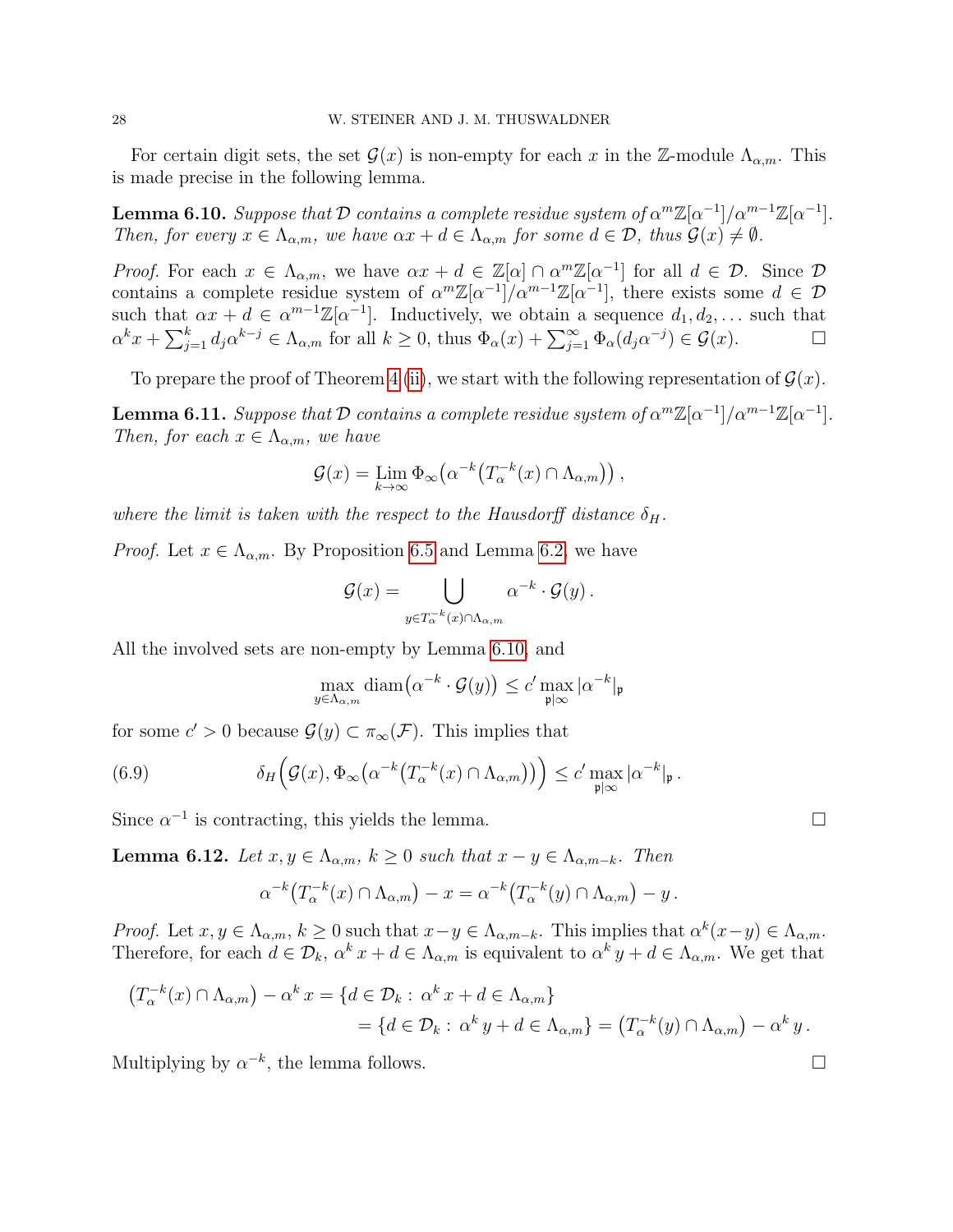For certain digit sets, the set $\mathcal{G}(x)$ is non-empty for each $x$ in the $\mathbb{Z}$-module $\Lambda_{\alpha,m}$. This is made precise in the following lemma.

**Lemma 6.10.** *Suppose that $\mathcal{D}$ contains a complete residue system of $\alpha^m\mathbb{Z}[\alpha^{-1}]/\alpha^{m-1}\mathbb{Z}[\alpha^{-1}]$. Then, for every $x \in \Lambda_{\alpha,m}$, we have $\alpha x + d \in \Lambda_{\alpha,m}$ for some $d \in \mathcal{D}$, thus $\mathcal{G}(x) \neq \emptyset$.*

*Proof.* For each $x \in \Lambda_{\alpha,m}$, we have $\alpha x + d \in \mathbb{Z}[\alpha] \cap \alpha^m\mathbb{Z}[\alpha^{-1}]$ for all $d \in \mathcal{D}$. Since $\mathcal{D}$ contains a complete residue system of $\alpha^m\mathbb{Z}[\alpha^{-1}]/\alpha^{m-1}\mathbb{Z}[\alpha^{-1}]$, there exists some $d \in \mathcal{D}$ such that $\alpha x + d \in \alpha^{m-1}\mathbb{Z}[\alpha^{-1}]$. Inductively, we obtain a sequence $d_1, d_2, \ldots$ such that $\alpha^k x + \sum_{j=1}^k d_j \alpha^{k-j} \in \Lambda_{\alpha,m}$ for all $k \geq 0$, thus $\Phi_\alpha(x) + \sum_{j=1}^\infty \Phi_\alpha(d_j\alpha^{-j}) \in \mathcal{G}(x)$. $\square$

To prepare the proof of Theorem 4 (ii), we start with the following representation of $\mathcal{G}(x)$.

**Lemma 6.11.** *Suppose that $\mathcal{D}$ contains a complete residue system of $\alpha^m\mathbb{Z}[\alpha^{-1}]/\alpha^{m-1}\mathbb{Z}[\alpha^{-1}]$. Then, for each $x \in \Lambda_{\alpha,m}$, we have*

$$\mathcal{G}(x) = \operatorname*{Lim}_{k\to\infty} \Phi_\infty\big(\alpha^{-k}\big(T_\alpha^{-k}(x) \cap \Lambda_{\alpha,m}\big)\big)\,,$$

*where the limit is taken with the respect to the Hausdorff distance $\delta_H$.*

*Proof.* Let $x \in \Lambda_{\alpha,m}$. By Proposition 6.5 and Lemma 6.2, we have

$$\mathcal{G}(x) = \bigcup_{y \in T_\alpha^{-k}(x) \cap \Lambda_{\alpha,m}} \alpha^{-k} \cdot \mathcal{G}(y)\,.$$

All the involved sets are non-empty by Lemma 6.10, and

$$\max_{y \in \Lambda_{\alpha,m}} \operatorname{diam}\big(\alpha^{-k} \cdot \mathcal{G}(y)\big) \leq c' \max_{\mathfrak{p}|\infty} |\alpha^{-k}|_{\mathfrak{p}}$$

for some $c' > 0$ because $\mathcal{G}(y) \subset \pi_\infty(\mathcal{F})$. This implies that

$$\delta_H\Big(\mathcal{G}(x), \Phi_\infty\big(\alpha^{-k}\big(T_\alpha^{-k}(x) \cap \Lambda_{\alpha,m}\big)\big)\Big) \leq c' \max_{\mathfrak{p}|\infty} |\alpha^{-k}|_{\mathfrak{p}}\,. \tag{6.9}$$

Since $\alpha^{-1}$ is contracting, this yields the lemma. $\square$

**Lemma 6.12.** *Let $x, y \in \Lambda_{\alpha,m}$, $k \geq 0$ such that $x - y \in \Lambda_{\alpha,m-k}$. Then*

$$\alpha^{-k}\big(T_\alpha^{-k}(x) \cap \Lambda_{\alpha,m}\big) - x = \alpha^{-k}\big(T_\alpha^{-k}(y) \cap \Lambda_{\alpha,m}\big) - y\,.$$

*Proof.* Let $x, y \in \Lambda_{\alpha,m}$, $k \geq 0$ such that $x - y \in \Lambda_{\alpha,m-k}$. This implies that $\alpha^k(x-y) \in \Lambda_{\alpha,m}$. Therefore, for each $d \in \mathcal{D}_k$, $\alpha^k x + d \in \Lambda_{\alpha,m}$ is equivalent to $\alpha^k y + d \in \Lambda_{\alpha,m}$. We get that

$$\begin{aligned}\big(T_\alpha^{-k}(x) \cap \Lambda_{\alpha,m}\big) - \alpha^k x &= \{d \in \mathcal{D}_k :\, \alpha^k x + d \in \Lambda_{\alpha,m}\}\\ &= \{d \in \mathcal{D}_k :\, \alpha^k y + d \in \Lambda_{\alpha,m}\} = \big(T_\alpha^{-k}(y) \cap \Lambda_{\alpha,m}\big) - \alpha^k y\,.\end{aligned}$$

Multiplying by $\alpha^{-k}$, the lemma follows. $\square$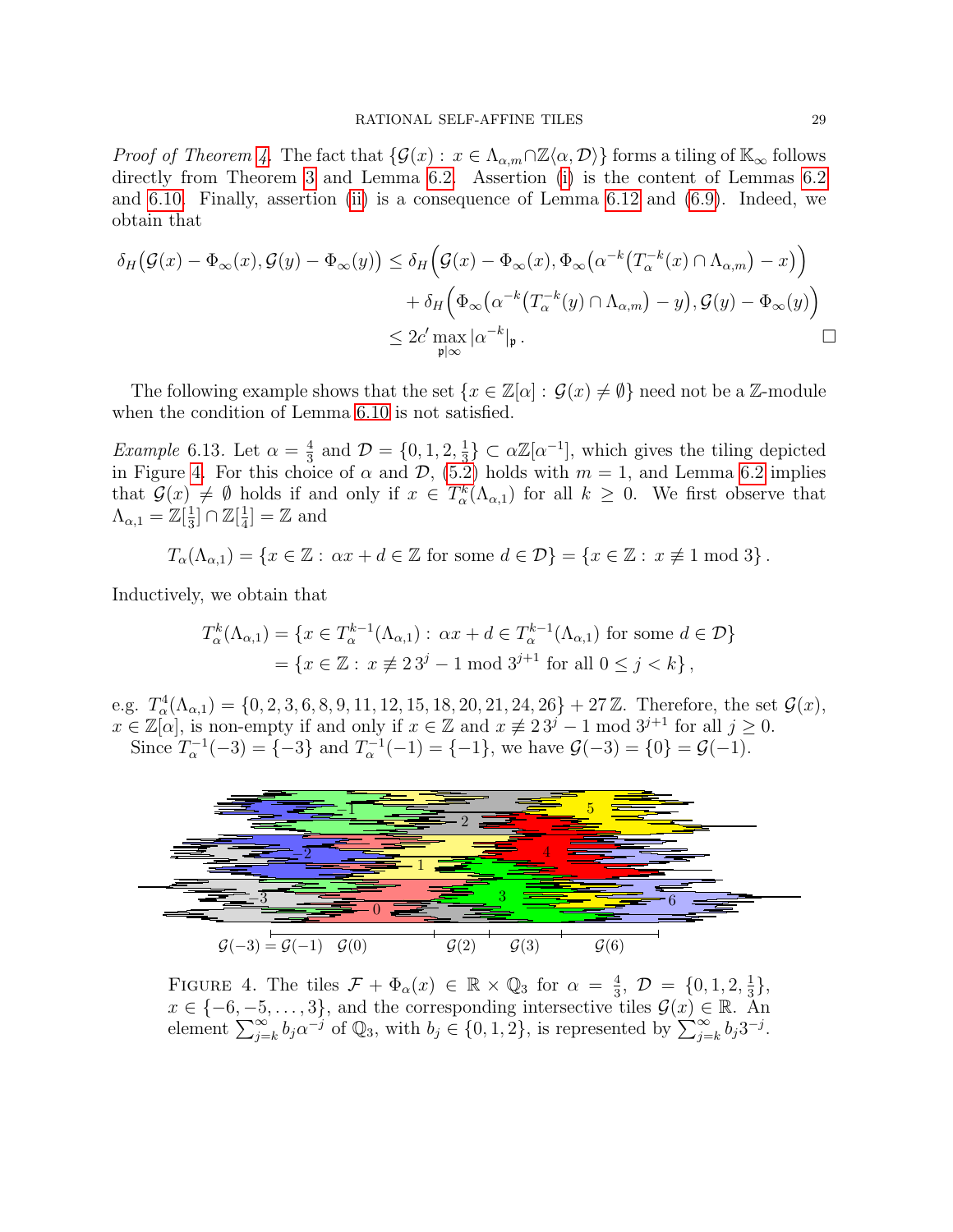*Proof of Theorem 4.* The fact that $\{\mathcal{G}(x) : x \in \Lambda_{\alpha,m} \cap \mathbb{Z}\langle \alpha, \mathcal{D}\rangle\}$ forms a tiling of $\mathbb{K}_\infty$ follows directly from Theorem 3 and Lemma 6.2. Assertion (i) is the content of Lemmas 6.2 and 6.10. Finally, assertion (ii) is a consequence of Lemma 6.12 and (6.9). Indeed, we obtain that

$$\begin{aligned}
\delta_H\big(\mathcal{G}(x) - \Phi_\infty(x), \mathcal{G}(y) - \Phi_\infty(y)\big) &\le \delta_H\Big(\mathcal{G}(x) - \Phi_\infty(x), \Phi_\infty\big(\alpha^{-k}\big(T_\alpha^{-k}(x) \cap \Lambda_{\alpha,m}\big) - x\big)\Big) \\
&\quad + \delta_H\Big(\Phi_\infty\big(\alpha^{-k}\big(T_\alpha^{-k}(y) \cap \Lambda_{\alpha,m}\big) - y\big), \mathcal{G}(y) - \Phi_\infty(y)\Big) \\
&\le 2c' \max_{\mathfrak{p}|\infty} |\alpha^{-k}|_{\mathfrak{p}} \,. \qquad \square
\end{aligned}$$

The following example shows that the set $\{x \in \mathbb{Z}[\alpha] : \mathcal{G}(x) \neq \emptyset\}$ need not be a $\mathbb{Z}$-module when the condition of Lemma 6.10 is not satisfied.

*Example* 6.13. Let $\alpha = \frac{4}{3}$ and $\mathcal{D} = \{0, 1, 2, \frac{1}{3}\} \subset \alpha\mathbb{Z}[\alpha^{-1}]$, which gives the tiling depicted in Figure 4. For this choice of $\alpha$ and $\mathcal{D}$, (5.2) holds with $m = 1$, and Lemma 6.2 implies that $\mathcal{G}(x) \neq \emptyset$ holds if and only if $x \in T_\alpha^k(\Lambda_{\alpha,1})$ for all $k \ge 0$. We first observe that $\Lambda_{\alpha,1} = \mathbb{Z}[\frac{1}{3}] \cap \mathbb{Z}[\frac{1}{4}] = \mathbb{Z}$ and

$$T_\alpha(\Lambda_{\alpha,1}) = \{x \in \mathbb{Z} : \alpha x + d \in \mathbb{Z} \text{ for some } d \in \mathcal{D}\} = \{x \in \mathbb{Z} : x \not\equiv 1 \bmod 3\}\,.$$

Inductively, we obtain that

$$\begin{aligned}
T_\alpha^k(\Lambda_{\alpha,1}) &= \{x \in T_\alpha^{k-1}(\Lambda_{\alpha,1}) : \alpha x + d \in T_\alpha^{k-1}(\Lambda_{\alpha,1}) \text{ for some } d \in \mathcal{D}\} \\
&= \{x \in \mathbb{Z} : x \not\equiv 2\, 3^j - 1 \bmod 3^{j+1} \text{ for all } 0 \le j < k\}\,,
\end{aligned}$$

e.g. $T_\alpha^4(\Lambda_{\alpha,1}) = \{0, 2, 3, 6, 8, 9, 11, 12, 15, 18, 20, 21, 24, 26\} + 27\,\mathbb{Z}$. Therefore, the set $\mathcal{G}(x)$, $x \in \mathbb{Z}[\alpha]$, is non-empty if and only if $x \in \mathbb{Z}$ and $x \not\equiv 2\, 3^j - 1 \bmod 3^{j+1}$ for all $j \ge 0$.

Since $T_\alpha^{-1}(-3) = \{-3\}$ and $T_\alpha^{-1}(-1) = \{-1\}$, we have $\mathcal{G}(-3) = \{0\} = \mathcal{G}(-1)$.

FIGURE 4. The tiles $\mathcal{F} + \Phi_\alpha(x) \in \mathbb{R} \times \mathbb{Q}_3$ for $\alpha = \frac{4}{3}$, $\mathcal{D} = \{0, 1, 2, \frac{1}{3}\}$, $x \in \{-6, -5, \ldots, 3\}$, and the corresponding intersective tiles $\mathcal{G}(x) \in \mathbb{R}$. An element $\sum_{j=k}^\infty b_j \alpha^{-j}$ of $\mathbb{Q}_3$, with $b_j \in \{0, 1, 2\}$, is represented by $\sum_{j=k}^\infty b_j 3^{-j}$.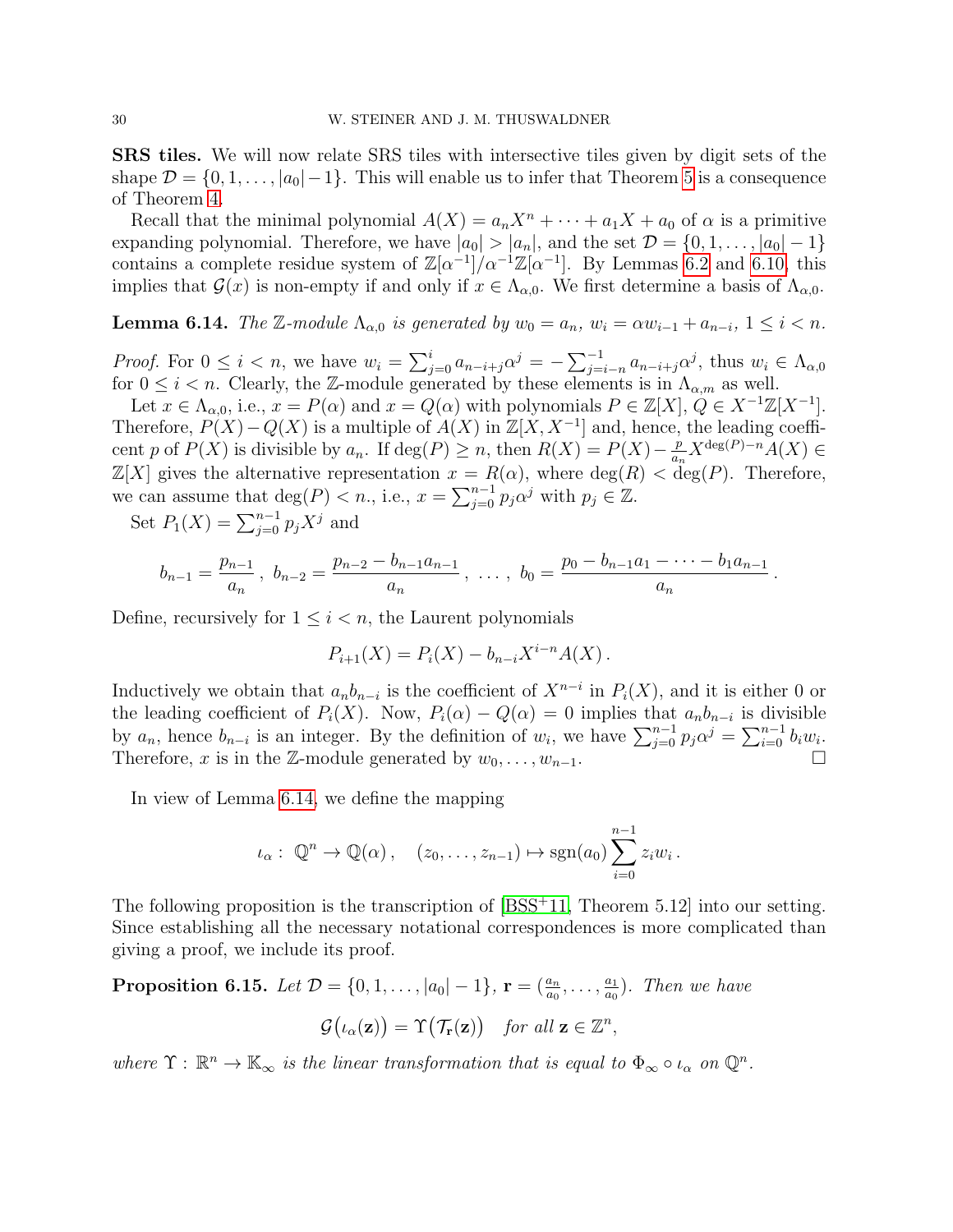**SRS tiles.** We will now relate SRS tiles with intersective tiles given by digit sets of the shape $\mathcal{D} = \{0, 1, \ldots, |a_0| - 1\}$. This will enable us to infer that Theorem 5 is a consequence of Theorem 4.

Recall that the minimal polynomial $A(X) = a_n X^n + \cdots + a_1 X + a_0$ of $\alpha$ is a primitive expanding polynomial. Therefore, we have $|a_0| > |a_n|$, and the set $\mathcal{D} = \{0, 1, \ldots, |a_0| - 1\}$ contains a complete residue system of $\mathbb{Z}[\alpha^{-1}]/\alpha^{-1}\mathbb{Z}[\alpha^{-1}]$. By Lemmas 6.2 and 6.10, this implies that $\mathcal{G}(x)$ is non-empty if and only if $x \in \Lambda_{\alpha,0}$. We first determine a basis of $\Lambda_{\alpha,0}$.

**Lemma 6.14.** *The $\mathbb{Z}$-module $\Lambda_{\alpha,0}$ is generated by $w_0 = a_n$, $w_i = \alpha w_{i-1} + a_{n-i}$, $1 \le i < n$.*

*Proof.* For $0 \le i < n$, we have $w_i = \sum_{j=0}^{i} a_{n-i+j} \alpha^j = -\sum_{j=i-n}^{-1} a_{n-i+j} \alpha^j$, thus $w_i \in \Lambda_{\alpha,0}$ for $0 \le i < n$. Clearly, the $\mathbb{Z}$-module generated by these elements is in $\Lambda_{\alpha,m}$ as well.

Let $x \in \Lambda_{\alpha,0}$, i.e., $x = P(\alpha)$ and $x = Q(\alpha)$ with polynomials $P \in \mathbb{Z}[X]$, $Q \in X^{-1}\mathbb{Z}[X^{-1}]$. Therefore, $P(X) - Q(X)$ is a multiple of $A(X)$ in $\mathbb{Z}[X, X^{-1}]$ and, hence, the leading coefficient $p$ of $P(X)$ is divisible by $a_n$. If $\deg(P) \ge n$, then $R(X) = P(X) - \frac{p}{a_n} X^{\deg(P)-n} A(X) \in \mathbb{Z}[X]$ gives the alternative representation $x = R(\alpha)$, where $\deg(R) < \deg(P)$. Therefore, we can assume that $\deg(P) < n$., i.e., $x = \sum_{j=0}^{n-1} p_j \alpha^j$ with $p_j \in \mathbb{Z}$.

Set $P_1(X) = \sum_{j=0}^{n-1} p_j X^j$ and

$$b_{n-1} = \frac{p_{n-1}}{a_n}\,,\ b_{n-2} = \frac{p_{n-2} - b_{n-1} a_{n-1}}{a_n}\,,\ \ldots\,,\ b_0 = \frac{p_0 - b_{n-1} a_1 - \cdots - b_1 a_{n-1}}{a_n}\,.$$

Define, recursively for $1 \le i < n$, the Laurent polynomials

$$P_{i+1}(X) = P_i(X) - b_{n-i} X^{i-n} A(X)\,.$$

Inductively we obtain that $a_n b_{n-i}$ is the coefficient of $X^{n-i}$ in $P_i(X)$, and it is either 0 or the leading coefficient of $P_i(X)$. Now, $P_i(\alpha) - Q(\alpha) = 0$ implies that $a_n b_{n-i}$ is divisible by $a_n$, hence $b_{n-i}$ is an integer. By the definition of $w_i$, we have $\sum_{j=0}^{n-1} p_j \alpha^j = \sum_{i=0}^{n-1} b_i w_i$. Therefore, $x$ is in the $\mathbb{Z}$-module generated by $w_0, \ldots, w_{n-1}$. $\square$

In view of Lemma 6.14, we define the mapping

$$\iota_\alpha :\ \mathbb{Q}^n \to \mathbb{Q}(\alpha)\,, \quad (z_0, \ldots, z_{n-1}) \mapsto \operatorname{sgn}(a_0) \sum_{i=0}^{n-1} z_i w_i\,.$$

The following proposition is the transcription of [BSS+11, Theorem 5.12] into our setting. Since establishing all the necessary notational correspondences is more complicated than giving a proof, we include its proof.

**Proposition 6.15.** *Let $\mathcal{D} = \{0, 1, \ldots, |a_0| - 1\}$, $\mathbf{r} = (\frac{a_n}{a_0}, \ldots, \frac{a_1}{a_0})$. Then we have*

$$\mathcal{G}\big(\iota_\alpha(\mathbf{z})\big) = \Upsilon\big(\mathcal{T}_{\mathbf{r}}(\mathbf{z})\big) \quad \text{for all } \mathbf{z} \in \mathbb{Z}^n,$$

*where $\Upsilon : \mathbb{R}^n \to \mathbb{K}_\infty$ is the linear transformation that is equal to $\Phi_\infty \circ \iota_\alpha$ on $\mathbb{Q}^n$.*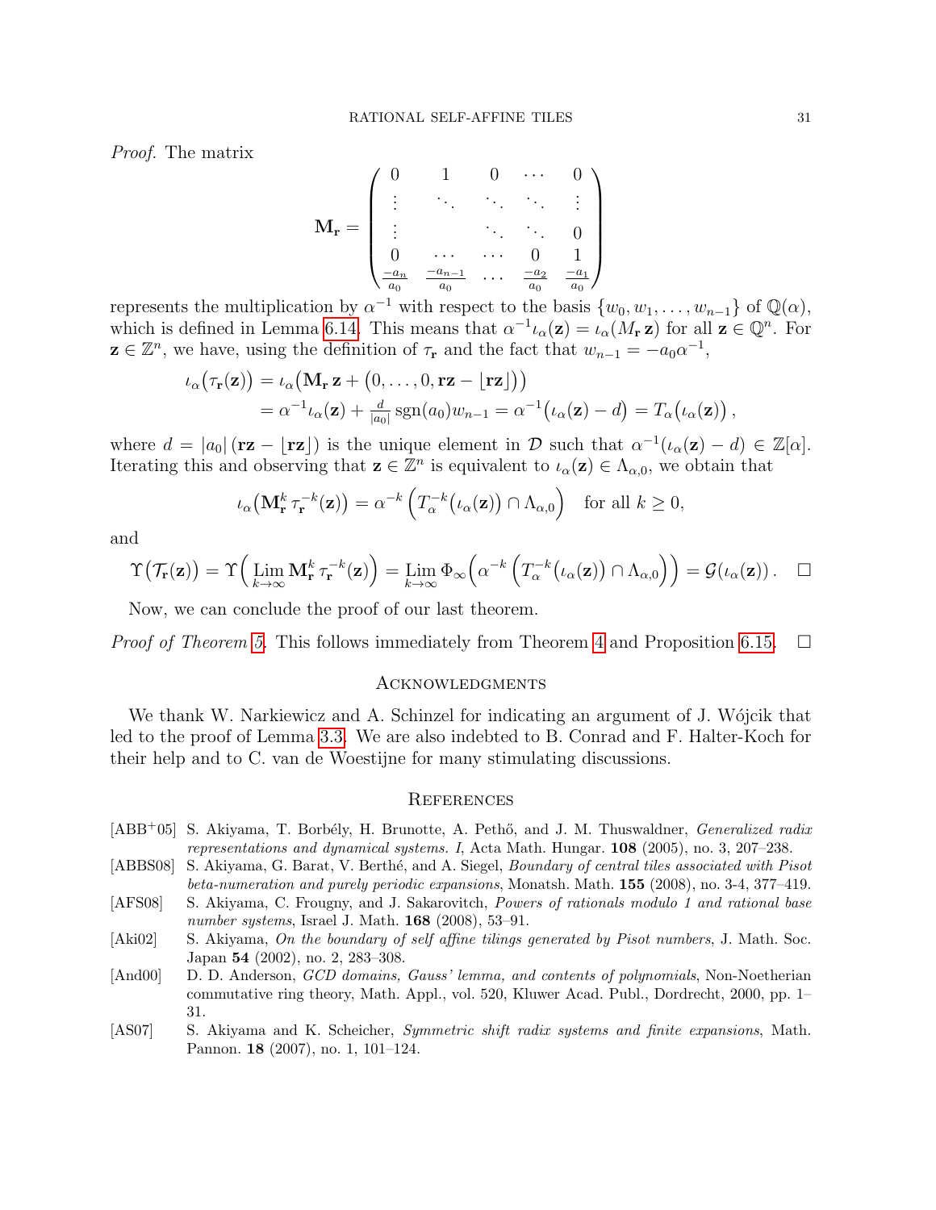*Proof.* The matrix

$$\mathbf{M_r} = \begin{pmatrix} 0 & 1 & 0 & \cdots & 0 \\ \vdots & \ddots & \ddots & \ddots & \vdots \\ \vdots & & \ddots & \ddots & 0 \\ 0 & \cdots & \cdots & 0 & 1 \\ \frac{-a_n}{a_0} & \frac{-a_{n-1}}{a_0} & \cdots & \frac{-a_2}{a_0} & \frac{-a_1}{a_0} \end{pmatrix}$$

represents the multiplication by $\alpha^{-1}$ with respect to the basis $\{w_0, w_1, \ldots, w_{n-1}\}$ of $\mathbb{Q}(\alpha)$, which is defined in Lemma 6.14. This means that $\alpha^{-1}\iota_\alpha(\mathbf{z}) = \iota_\alpha(M_\mathbf{r}\,\mathbf{z})$ for all $\mathbf{z} \in \mathbb{Q}^n$. For $\mathbf{z} \in \mathbb{Z}^n$, we have, using the definition of $\tau_\mathbf{r}$ and the fact that $w_{n-1} = -a_0\alpha^{-1}$,

$$\begin{aligned} \iota_\alpha\big(\tau_\mathbf{r}(\mathbf{z})\big) &= \iota_\alpha\big(\mathbf{M_r}\,\mathbf{z} + \big(0, \ldots, 0, \mathbf{rz} - \lfloor \mathbf{rz} \rfloor\big)\big) \\ &= \alpha^{-1}\iota_\alpha(\mathbf{z}) + \tfrac{d}{|a_0|}\operatorname{sgn}(a_0) w_{n-1} = \alpha^{-1}\big(\iota_\alpha(\mathbf{z}) - d\big) = T_\alpha\big(\iota_\alpha(\mathbf{z})\big)\,, \end{aligned}$$

where $d = |a_0|\,(\mathbf{rz} - \lfloor \mathbf{rz} \rfloor)$ is the unique element in $\mathcal{D}$ such that $\alpha^{-1}(\iota_\alpha(\mathbf{z}) - d) \in \mathbb{Z}[\alpha]$. Iterating this and observing that $\mathbf{z} \in \mathbb{Z}^n$ is equivalent to $\iota_\alpha(\mathbf{z}) \in \Lambda_{\alpha,0}$, we obtain that

$$\iota_\alpha\big(\mathbf{M}_\mathbf{r}^k\,\tau_\mathbf{r}^{-k}(\mathbf{z})\big) = \alpha^{-k}\left(T_\alpha^{-k}\big(\iota_\alpha(\mathbf{z})\big) \cap \Lambda_{\alpha,0}\right) \quad \text{for all } k \geq 0,$$

and

$$\Upsilon\big(\mathcal{T}_\mathbf{r}(\mathbf{z})\big) = \Upsilon\Big(\operatorname*{Lim}_{k\to\infty} \mathbf{M}_\mathbf{r}^k\,\tau_\mathbf{r}^{-k}(\mathbf{z})\Big) = \operatorname*{Lim}_{k\to\infty} \Phi_\infty\Big(\alpha^{-k}\left(T_\alpha^{-k}\big(\iota_\alpha(\mathbf{z})\big) \cap \Lambda_{\alpha,0}\right)\Big) = \mathcal{G}\big(\iota_\alpha(\mathbf{z})\big)\,. \quad \square$$

Now, we can conclude the proof of our last theorem.

*Proof of Theorem 5.* This follows immediately from Theorem 4 and Proposition 6.15. $\square$

## Acknowledgments

We thank W. Narkiewicz and A. Schinzel for indicating an argument of J. Wójcik that led to the proof of Lemma 3.3. We are also indebted to B. Conrad and F. Halter-Koch for their help and to C. van de Woestijne for many stimulating discussions.

## References

[ABB+05] S. Akiyama, T. Borbély, H. Brunotte, A. Pethő, and J. M. Thuswaldner, *Generalized radix representations and dynamical systems. I*, Acta Math. Hungar. **108** (2005), no. 3, 207–238.

[ABBS08] S. Akiyama, G. Barat, V. Berthé, and A. Siegel, *Boundary of central tiles associated with Pisot beta-numeration and purely periodic expansions*, Monatsh. Math. **155** (2008), no. 3-4, 377–419.

[AFS08] S. Akiyama, C. Frougny, and J. Sakarovitch, *Powers of rationals modulo 1 and rational base number systems*, Israel J. Math. **168** (2008), 53–91.

[Aki02] S. Akiyama, *On the boundary of self affine tilings generated by Pisot numbers*, J. Math. Soc. Japan **54** (2002), no. 2, 283–308.

[And00] D. D. Anderson, *GCD domains, Gauss' lemma, and contents of polynomials*, Non-Noetherian commutative ring theory, Math. Appl., vol. 520, Kluwer Acad. Publ., Dordrecht, 2000, pp. 1–31.

[AS07] S. Akiyama and K. Scheicher, *Symmetric shift radix systems and finite expansions*, Math. Pannon. **18** (2007), no. 1, 101–124.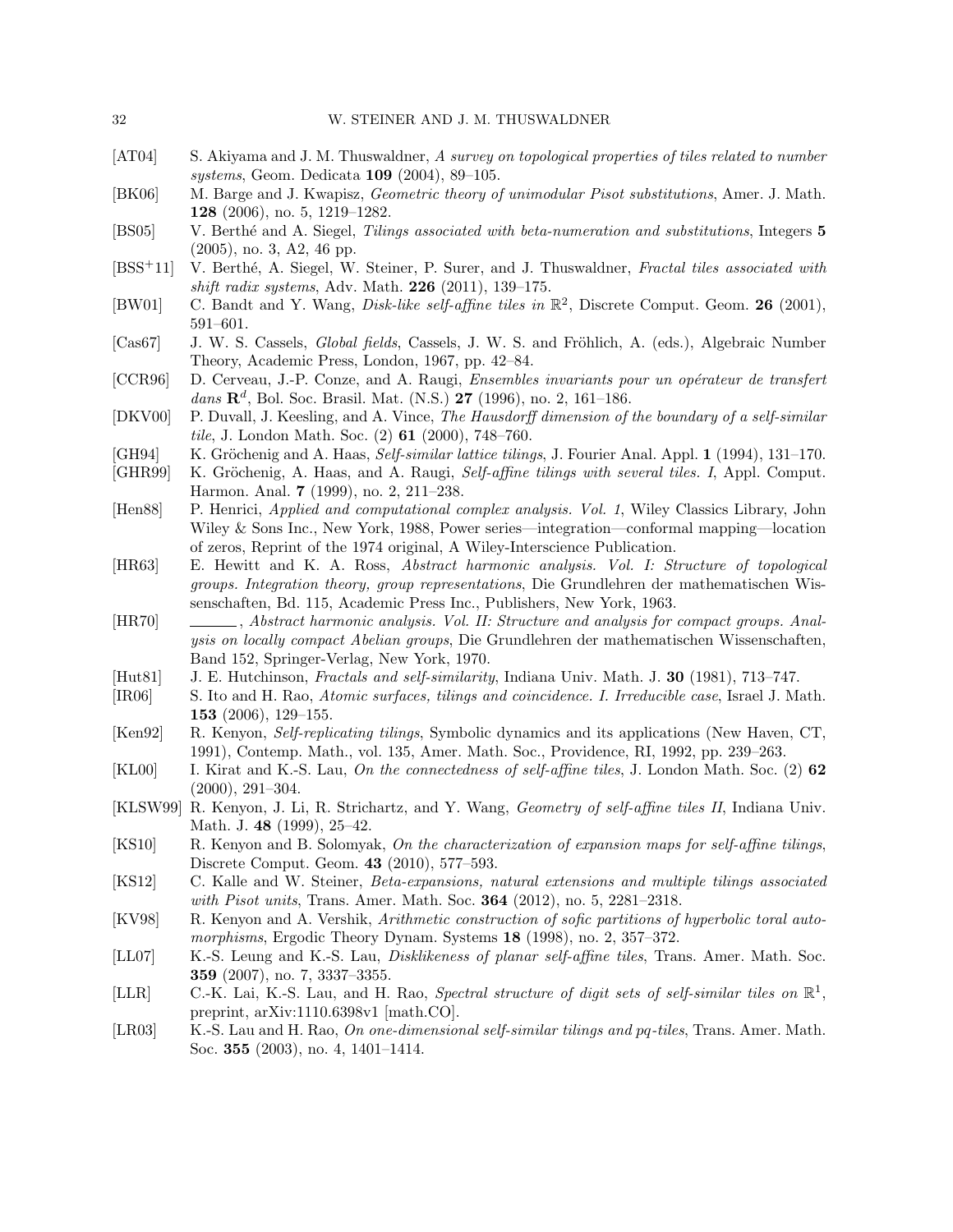[AT04] S. Akiyama and J. M. Thuswaldner, *A survey on topological properties of tiles related to number systems*, Geom. Dedicata **109** (2004), 89–105.

[BK06] M. Barge and J. Kwapisz, *Geometric theory of unimodular Pisot substitutions*, Amer. J. Math. **128** (2006), no. 5, 1219–1282.

[BS05] V. Berthé and A. Siegel, *Tilings associated with beta-numeration and substitutions*, Integers **5** (2005), no. 3, A2, 46 pp.

[BSS+11] V. Berthé, A. Siegel, W. Steiner, P. Surer, and J. Thuswaldner, *Fractal tiles associated with shift radix systems*, Adv. Math. **226** (2011), 139–175.

[BW01] C. Bandt and Y. Wang, *Disk-like self-affine tiles in* $\mathbb{R}^2$, Discrete Comput. Geom. **26** (2001), 591–601.

[Cas67] J. W. S. Cassels, *Global fields*, Cassels, J. W. S. and Fröhlich, A. (eds.), Algebraic Number Theory, Academic Press, London, 1967, pp. 42–84.

[CCR96] D. Cerveau, J.-P. Conze, and A. Raugi, *Ensembles invariants pour un opérateur de transfert dans* $\mathbf{R}^d$, Bol. Soc. Brasil. Mat. (N.S.) **27** (1996), no. 2, 161–186.

[DKV00] P. Duvall, J. Keesling, and A. Vince, *The Hausdorff dimension of the boundary of a self-similar tile*, J. London Math. Soc. (2) **61** (2000), 748–760.

[GH94] K. Gröchenig and A. Haas, *Self-similar lattice tilings*, J. Fourier Anal. Appl. **1** (1994), 131–170.

[GHR99] K. Gröchenig, A. Haas, and A. Raugi, *Self-affine tilings with several tiles. I*, Appl. Comput. Harmon. Anal. **7** (1999), no. 2, 211–238.

[Hen88] P. Henrici, *Applied and computational complex analysis. Vol. 1*, Wiley Classics Library, John Wiley & Sons Inc., New York, 1988, Power series—integration—conformal mapping—location of zeros, Reprint of the 1974 original, A Wiley-Interscience Publication.

[HR63] E. Hewitt and K. A. Ross, *Abstract harmonic analysis. Vol. I: Structure of topological groups. Integration theory, group representations*, Die Grundlehren der mathematischen Wissenschaften, Bd. 115, Academic Press Inc., Publishers, New York, 1963.

[HR70] ______, *Abstract harmonic analysis. Vol. II: Structure and analysis for compact groups. Analysis on locally compact Abelian groups*, Die Grundlehren der mathematischen Wissenschaften, Band 152, Springer-Verlag, New York, 1970.

[Hut81] J. E. Hutchinson, *Fractals and self-similarity*, Indiana Univ. Math. J. **30** (1981), 713–747.

[IR06] S. Ito and H. Rao, *Atomic surfaces, tilings and coincidence. I. Irreducible case*, Israel J. Math. **153** (2006), 129–155.

[Ken92] R. Kenyon, *Self-replicating tilings*, Symbolic dynamics and its applications (New Haven, CT, 1991), Contemp. Math., vol. 135, Amer. Math. Soc., Providence, RI, 1992, pp. 239–263.

[KL00] I. Kirat and K.-S. Lau, *On the connectedness of self-affine tiles*, J. London Math. Soc. (2) **62** (2000), 291–304.

[KLSW99] R. Kenyon, J. Li, R. Strichartz, and Y. Wang, *Geometry of self-affine tiles II*, Indiana Univ. Math. J. **48** (1999), 25–42.

[KS10] R. Kenyon and B. Solomyak, *On the characterization of expansion maps for self-affine tilings*, Discrete Comput. Geom. **43** (2010), 577–593.

[KS12] C. Kalle and W. Steiner, *Beta-expansions, natural extensions and multiple tilings associated with Pisot units*, Trans. Amer. Math. Soc. **364** (2012), no. 5, 2281–2318.

[KV98] R. Kenyon and A. Vershik, *Arithmetic construction of sofic partitions of hyperbolic toral automorphisms*, Ergodic Theory Dynam. Systems **18** (1998), no. 2, 357–372.

[LL07] K.-S. Leung and K.-S. Lau, *Disklikeness of planar self-affine tiles*, Trans. Amer. Math. Soc. **359** (2007), no. 7, 3337–3355.

[LLR] C.-K. Lai, K.-S. Lau, and H. Rao, *Spectral structure of digit sets of self-similar tiles on* $\mathbb{R}^1$, preprint, arXiv:1110.6398v1 [math.CO].

[LR03] K.-S. Lau and H. Rao, *On one-dimensional self-similar tilings and pq-tiles*, Trans. Amer. Math. Soc. **355** (2003), no. 4, 1401–1414.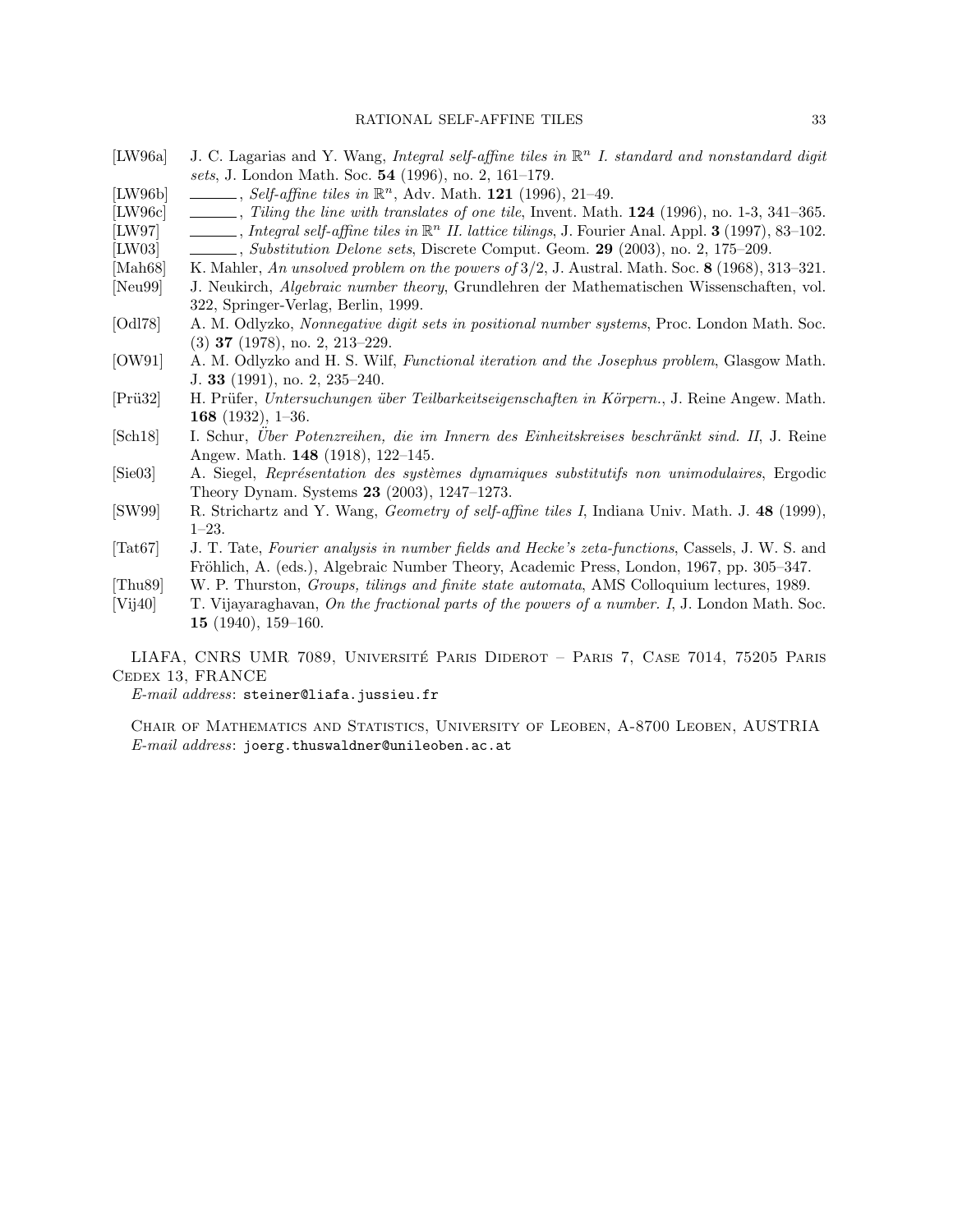[LW96a] J. C. Lagarias and Y. Wang, *Integral self-affine tiles in $\mathbb{R}^n$ I. standard and nonstandard digit sets*, J. London Math. Soc. **54** (1996), no. 2, 161–179.

[LW96b] ______, *Self-affine tiles in $\mathbb{R}^n$*, Adv. Math. **121** (1996), 21–49.

[LW96c] ______, *Tiling the line with translates of one tile*, Invent. Math. **124** (1996), no. 1-3, 341–365.

[LW97] ______, *Integral self-affine tiles in $\mathbb{R}^n$ II. lattice tilings*, J. Fourier Anal. Appl. **3** (1997), 83–102.

[LW03] ______, *Substitution Delone sets*, Discrete Comput. Geom. **29** (2003), no. 2, 175–209.

[Mah68] K. Mahler, *An unsolved problem on the powers of 3/2*, J. Austral. Math. Soc. **8** (1968), 313–321.

[Neu99] J. Neukirch, *Algebraic number theory*, Grundlehren der Mathematischen Wissenschaften, vol. 322, Springer-Verlag, Berlin, 1999.

[Odl78] A. M. Odlyzko, *Nonnegative digit sets in positional number systems*, Proc. London Math. Soc. (3) **37** (1978), no. 2, 213–229.

[OW91] A. M. Odlyzko and H. S. Wilf, *Functional iteration and the Josephus problem*, Glasgow Math. J. **33** (1991), no. 2, 235–240.

[Prü32] H. Prüfer, *Untersuchungen über Teilbarkeitseigenschaften in Körpern.*, J. Reine Angew. Math. **168** (1932), 1–36.

[Sch18] I. Schur, *Über Potenzreihen, die im Innern des Einheitskreises beschränkt sind. II*, J. Reine Angew. Math. **148** (1918), 122–145.

[Sie03] A. Siegel, *Représentation des systèmes dynamiques substitutifs non unimodulaires*, Ergodic Theory Dynam. Systems **23** (2003), 1247–1273.

[SW99] R. Strichartz and Y. Wang, *Geometry of self-affine tiles I*, Indiana Univ. Math. J. **48** (1999), 1–23.

[Tat67] J. T. Tate, *Fourier analysis in number fields and Hecke's zeta-functions*, Cassels, J. W. S. and Fröhlich, A. (eds.), Algebraic Number Theory, Academic Press, London, 1967, pp. 305–347.

[Thu89] W. P. Thurston, *Groups, tilings and finite state automata*, AMS Colloquium lectures, 1989.

[Vij40] T. Vijayaraghavan, *On the fractional parts of the powers of a number. I*, J. London Math. Soc. **15** (1940), 159–160.

LIAFA, CNRS UMR 7089, Université Paris Diderot – Paris 7, Case 7014, 75205 Paris Cedex 13, FRANCE

*E-mail address*: steiner@liafa.jussieu.fr

Chair of Mathematics and Statistics, University of Leoben, A-8700 Leoben, AUSTRIA

*E-mail address*: joerg.thuswaldner@unileoben.ac.at